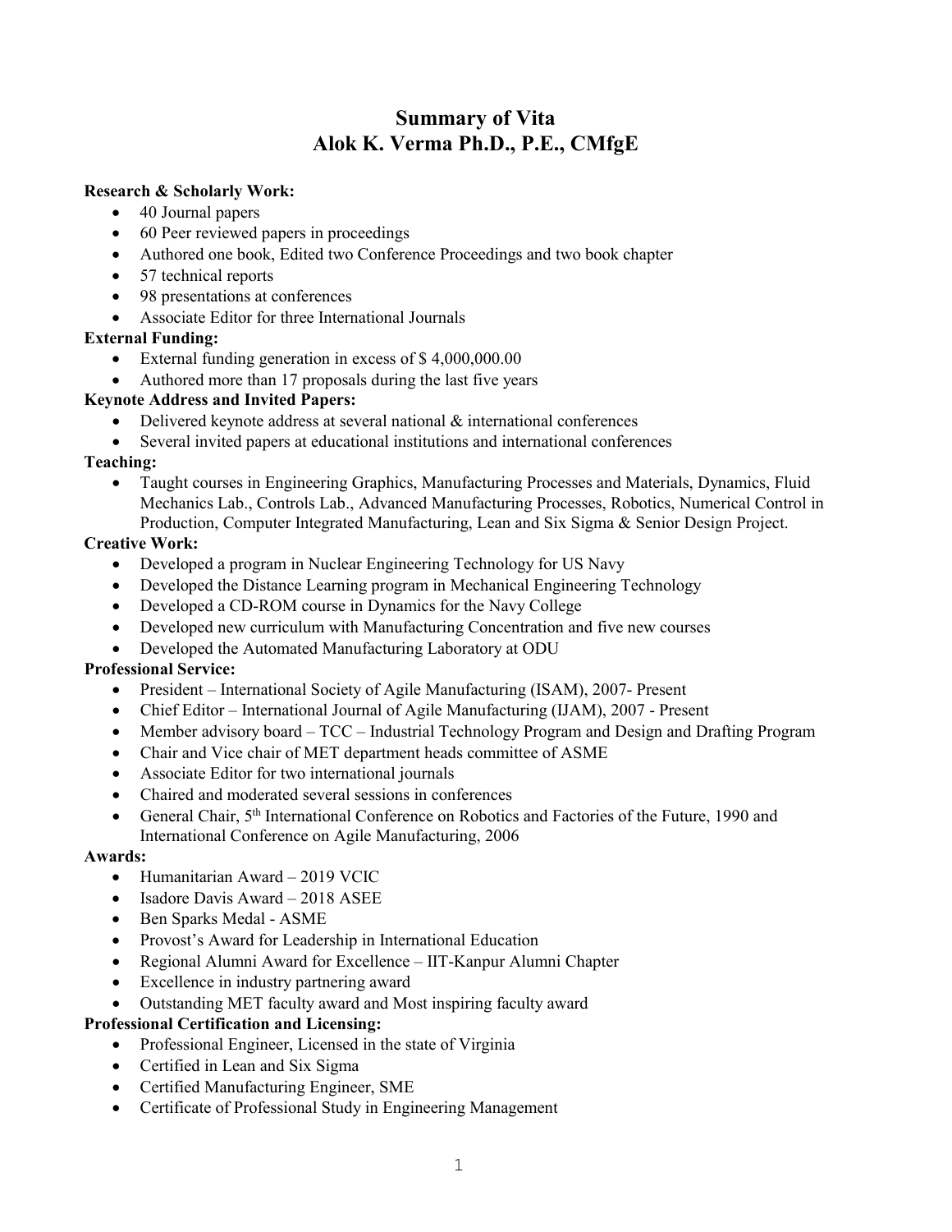# Summary of Vita
# Alok K. Verma Ph.D., P.E., CMfgE

**Research & Scholarly Work:**

- 40 Journal papers
- 60 Peer reviewed papers in proceedings
- Authored one book, Edited two Conference Proceedings and two book chapter
- 57 technical reports
- 98 presentations at conferences
- Associate Editor for three International Journals

**External Funding:**

- External funding generation in excess of $ 4,000,000.00
- Authored more than 17 proposals during the last five years

**Keynote Address and Invited Papers:**

- Delivered keynote address at several national & international conferences
- Several invited papers at educational institutions and international conferences

**Teaching:**

- Taught courses in Engineering Graphics, Manufacturing Processes and Materials, Dynamics, Fluid Mechanics Lab., Controls Lab., Advanced Manufacturing Processes, Robotics, Numerical Control in Production, Computer Integrated Manufacturing, Lean and Six Sigma & Senior Design Project.

**Creative Work:**

- Developed a program in Nuclear Engineering Technology for US Navy
- Developed the Distance Learning program in Mechanical Engineering Technology
- Developed a CD-ROM course in Dynamics for the Navy College
- Developed new curriculum with Manufacturing Concentration and five new courses
- Developed the Automated Manufacturing Laboratory at ODU

**Professional Service:**

- President – International Society of Agile Manufacturing (ISAM), 2007- Present
- Chief Editor – International Journal of Agile Manufacturing (IJAM), 2007 - Present
- Member advisory board – TCC – Industrial Technology Program and Design and Drafting Program
- Chair and Vice chair of MET department heads committee of ASME
- Associate Editor for two international journals
- Chaired and moderated several sessions in conferences
- General Chair, 5th International Conference on Robotics and Factories of the Future, 1990 and International Conference on Agile Manufacturing, 2006

**Awards:**

- Humanitarian Award – 2019 VCIC
- Isadore Davis Award – 2018 ASEE
- Ben Sparks Medal - ASME
- Provost's Award for Leadership in International Education
- Regional Alumni Award for Excellence – IIT-Kanpur Alumni Chapter
- Excellence in industry partnering award
- Outstanding MET faculty award and Most inspiring faculty award

**Professional Certification and Licensing:**

- Professional Engineer, Licensed in the state of Virginia
- Certified in Lean and Six Sigma
- Certified Manufacturing Engineer, SME
- Certificate of Professional Study in Engineering Management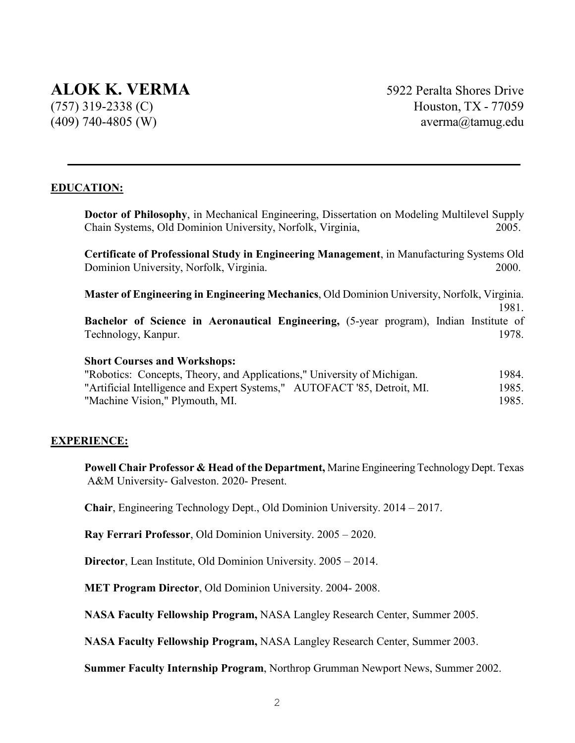# ALOK K. VERMA

(757) 319-2338 (C)
(409) 740-4805 (W)

5922 Peralta Shores Drive
Houston, TX - 77059
averma@tamug.edu

---

## EDUCATION:

**Doctor of Philosophy**, in Mechanical Engineering, Dissertation on Modeling Multilevel Supply Chain Systems, Old Dominion University, Norfolk, Virginia, 2005.

**Certificate of Professional Study in Engineering Management**, in Manufacturing Systems Old Dominion University, Norfolk, Virginia. 2000.

**Master of Engineering in Engineering Mechanics**, Old Dominion University, Norfolk, Virginia. 1981.

**Bachelor of Science in Aeronautical Engineering,** (5-year program), Indian Institute of Technology, Kanpur. 1978.

**Short Courses and Workshops:**

"Robotics: Concepts, Theory, and Applications," University of Michigan. 1984.
"Artificial Intelligence and Expert Systems," AUTOFACT '85, Detroit, MI. 1985.
"Machine Vision," Plymouth, MI. 1985.

## EXPERIENCE:

**Powell Chair Professor & Head of the Department,** Marine Engineering Technology Dept. Texas A&M University- Galveston. 2020- Present.

**Chair**, Engineering Technology Dept., Old Dominion University. 2014 – 2017.

**Ray Ferrari Professor**, Old Dominion University. 2005 – 2020.

**Director**, Lean Institute, Old Dominion University. 2005 – 2014.

**MET Program Director**, Old Dominion University. 2004- 2008.

**NASA Faculty Fellowship Program,** NASA Langley Research Center, Summer 2005.

**NASA Faculty Fellowship Program,** NASA Langley Research Center, Summer 2003.

**Summer Faculty Internship Program**, Northrop Grumman Newport News, Summer 2002.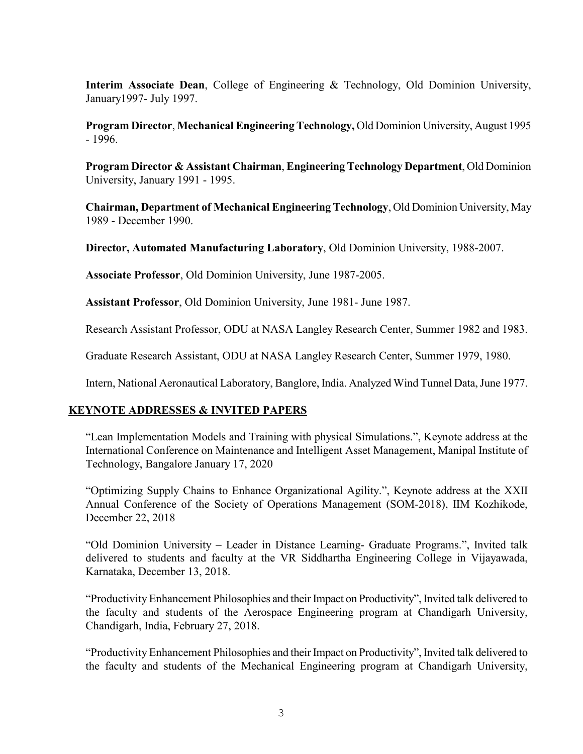**Interim Associate Dean**, College of Engineering & Technology, Old Dominion University, January1997- July 1997.

**Program Director**, **Mechanical Engineering Technology,** Old Dominion University, August 1995 - 1996.

**Program Director & Assistant Chairman**, **Engineering Technology Department**, Old Dominion University, January 1991 - 1995.

**Chairman, Department of Mechanical Engineering Technology**, Old Dominion University, May 1989 - December 1990.

**Director, Automated Manufacturing Laboratory**, Old Dominion University, 1988-2007.

**Associate Professor**, Old Dominion University, June 1987-2005.

**Assistant Professor**, Old Dominion University, June 1981- June 1987.

Research Assistant Professor, ODU at NASA Langley Research Center, Summer 1982 and 1983.

Graduate Research Assistant, ODU at NASA Langley Research Center, Summer 1979, 1980.

Intern, National Aeronautical Laboratory, Banglore, India. Analyzed Wind Tunnel Data, June 1977.

## KEYNOTE ADDRESSES & INVITED PAPERS

"Lean Implementation Models and Training with physical Simulations.", Keynote address at the International Conference on Maintenance and Intelligent Asset Management, Manipal Institute of Technology, Bangalore January 17, 2020

"Optimizing Supply Chains to Enhance Organizational Agility.", Keynote address at the XXII Annual Conference of the Society of Operations Management (SOM-2018), IIM Kozhikode, December 22, 2018

"Old Dominion University – Leader in Distance Learning- Graduate Programs.", Invited talk delivered to students and faculty at the VR Siddhartha Engineering College in Vijayawada, Karnataka, December 13, 2018.

"Productivity Enhancement Philosophies and their Impact on Productivity", Invited talk delivered to the faculty and students of the Aerospace Engineering program at Chandigarh University, Chandigarh, India, February 27, 2018.

"Productivity Enhancement Philosophies and their Impact on Productivity", Invited talk delivered to the faculty and students of the Mechanical Engineering program at Chandigarh University,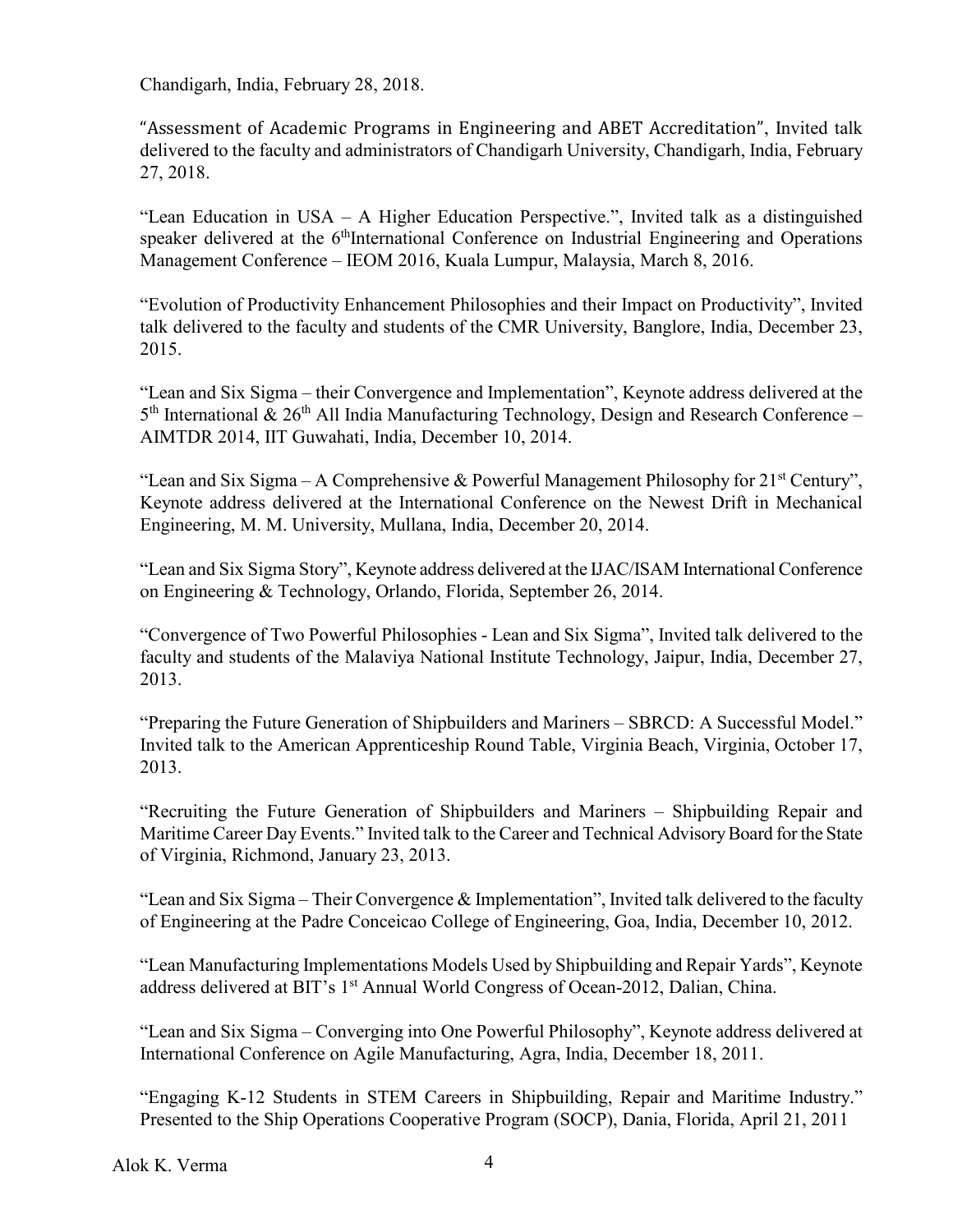Chandigarh, India, February 28, 2018.

"Assessment of Academic Programs in Engineering and ABET Accreditation", Invited talk delivered to the faculty and administrators of Chandigarh University, Chandigarh, India, February 27, 2018.

"Lean Education in USA – A Higher Education Perspective.", Invited talk as a distinguished speaker delivered at the 6thInternational Conference on Industrial Engineering and Operations Management Conference – IEOM 2016, Kuala Lumpur, Malaysia, March 8, 2016.

"Evolution of Productivity Enhancement Philosophies and their Impact on Productivity", Invited talk delivered to the faculty and students of the CMR University, Banglore, India, December 23, 2015.

"Lean and Six Sigma – their Convergence and Implementation", Keynote address delivered at the 5th International & 26th All India Manufacturing Technology, Design and Research Conference – AIMTDR 2014, IIT Guwahati, India, December 10, 2014.

"Lean and Six Sigma – A Comprehensive & Powerful Management Philosophy for 21st Century", Keynote address delivered at the International Conference on the Newest Drift in Mechanical Engineering, M. M. University, Mullana, India, December 20, 2014.

"Lean and Six Sigma Story", Keynote address delivered at the IJAC/ISAM International Conference on Engineering & Technology, Orlando, Florida, September 26, 2014.

"Convergence of Two Powerful Philosophies - Lean and Six Sigma", Invited talk delivered to the faculty and students of the Malaviya National Institute Technology, Jaipur, India, December 27, 2013.

"Preparing the Future Generation of Shipbuilders and Mariners – SBRCD: A Successful Model." Invited talk to the American Apprenticeship Round Table, Virginia Beach, Virginia, October 17, 2013.

"Recruiting the Future Generation of Shipbuilders and Mariners – Shipbuilding Repair and Maritime Career Day Events." Invited talk to the Career and Technical Advisory Board for the State of Virginia, Richmond, January 23, 2013.

"Lean and Six Sigma – Their Convergence & Implementation", Invited talk delivered to the faculty of Engineering at the Padre Conceicao College of Engineering, Goa, India, December 10, 2012.

"Lean Manufacturing Implementations Models Used by Shipbuilding and Repair Yards", Keynote address delivered at BIT's 1st Annual World Congress of Ocean-2012, Dalian, China.

"Lean and Six Sigma – Converging into One Powerful Philosophy", Keynote address delivered at International Conference on Agile Manufacturing, Agra, India, December 18, 2011.

"Engaging K-12 Students in STEM Careers in Shipbuilding, Repair and Maritime Industry." Presented to the Ship Operations Cooperative Program (SOCP), Dania, Florida, April 21, 2011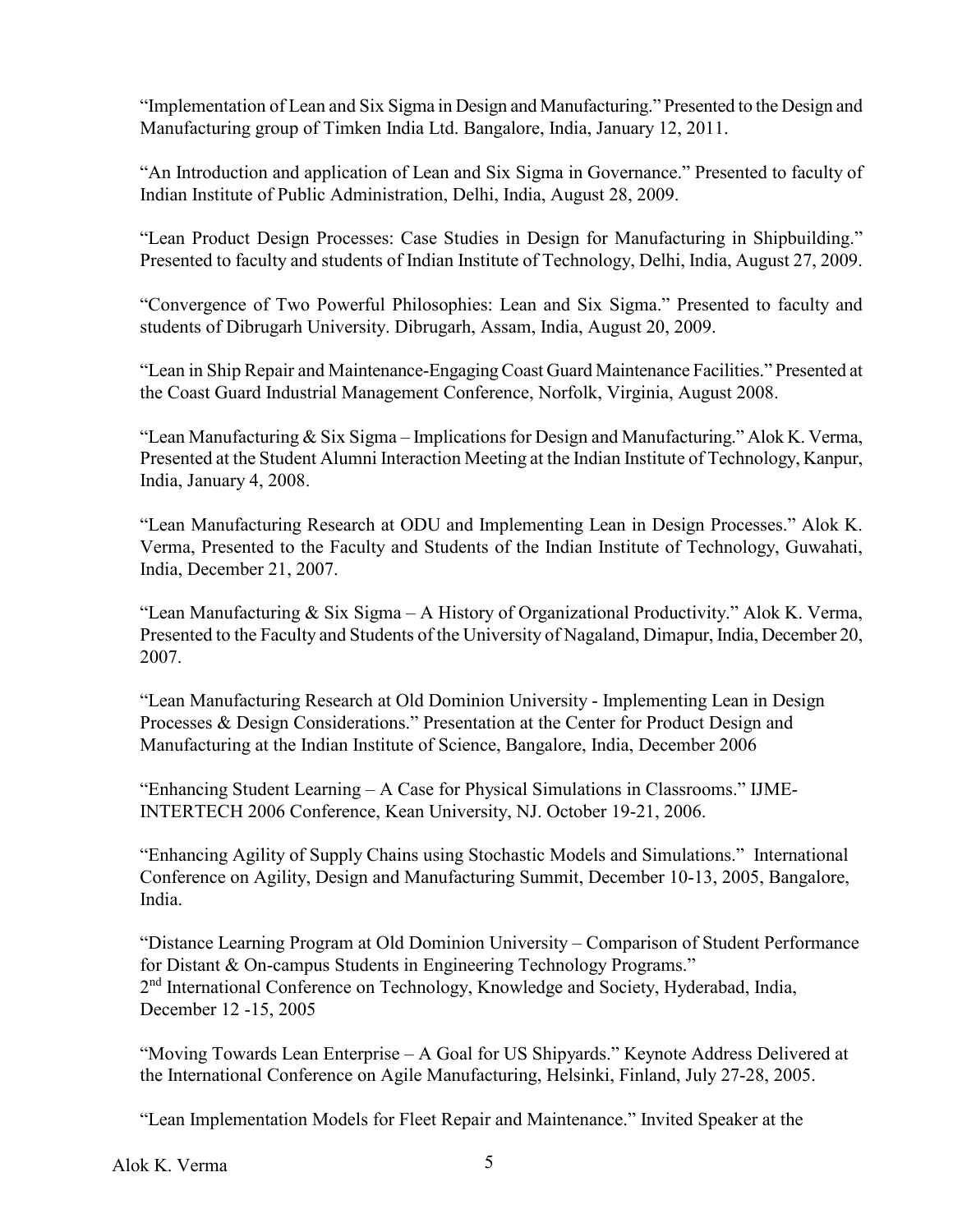"Implementation of Lean and Six Sigma in Design and Manufacturing." Presented to the Design and Manufacturing group of Timken India Ltd. Bangalore, India, January 12, 2011.

"An Introduction and application of Lean and Six Sigma in Governance." Presented to faculty of Indian Institute of Public Administration, Delhi, India, August 28, 2009.

"Lean Product Design Processes: Case Studies in Design for Manufacturing in Shipbuilding." Presented to faculty and students of Indian Institute of Technology, Delhi, India, August 27, 2009.

"Convergence of Two Powerful Philosophies: Lean and Six Sigma." Presented to faculty and students of Dibrugarh University. Dibrugarh, Assam, India, August 20, 2009.

"Lean in Ship Repair and Maintenance-Engaging Coast Guard Maintenance Facilities." Presented at the Coast Guard Industrial Management Conference, Norfolk, Virginia, August 2008.

"Lean Manufacturing & Six Sigma – Implications for Design and Manufacturing." Alok K. Verma, Presented at the Student Alumni Interaction Meeting at the Indian Institute of Technology, Kanpur, India, January 4, 2008.

"Lean Manufacturing Research at ODU and Implementing Lean in Design Processes." Alok K. Verma, Presented to the Faculty and Students of the Indian Institute of Technology, Guwahati, India, December 21, 2007.

"Lean Manufacturing & Six Sigma – A History of Organizational Productivity." Alok K. Verma, Presented to the Faculty and Students of the University of Nagaland, Dimapur, India, December 20, 2007.

"Lean Manufacturing Research at Old Dominion University - Implementing Lean in Design Processes & Design Considerations." Presentation at the Center for Product Design and Manufacturing at the Indian Institute of Science, Bangalore, India, December 2006

"Enhancing Student Learning – A Case for Physical Simulations in Classrooms." IJME-INTERTECH 2006 Conference, Kean University, NJ. October 19-21, 2006.

"Enhancing Agility of Supply Chains using Stochastic Models and Simulations." International Conference on Agility, Design and Manufacturing Summit, December 10-13, 2005, Bangalore, India.

"Distance Learning Program at Old Dominion University – Comparison of Student Performance for Distant & On-campus Students in Engineering Technology Programs." 2nd International Conference on Technology, Knowledge and Society, Hyderabad, India, December 12 -15, 2005

"Moving Towards Lean Enterprise – A Goal for US Shipyards." Keynote Address Delivered at the International Conference on Agile Manufacturing, Helsinki, Finland, July 27-28, 2005.

"Lean Implementation Models for Fleet Repair and Maintenance." Invited Speaker at the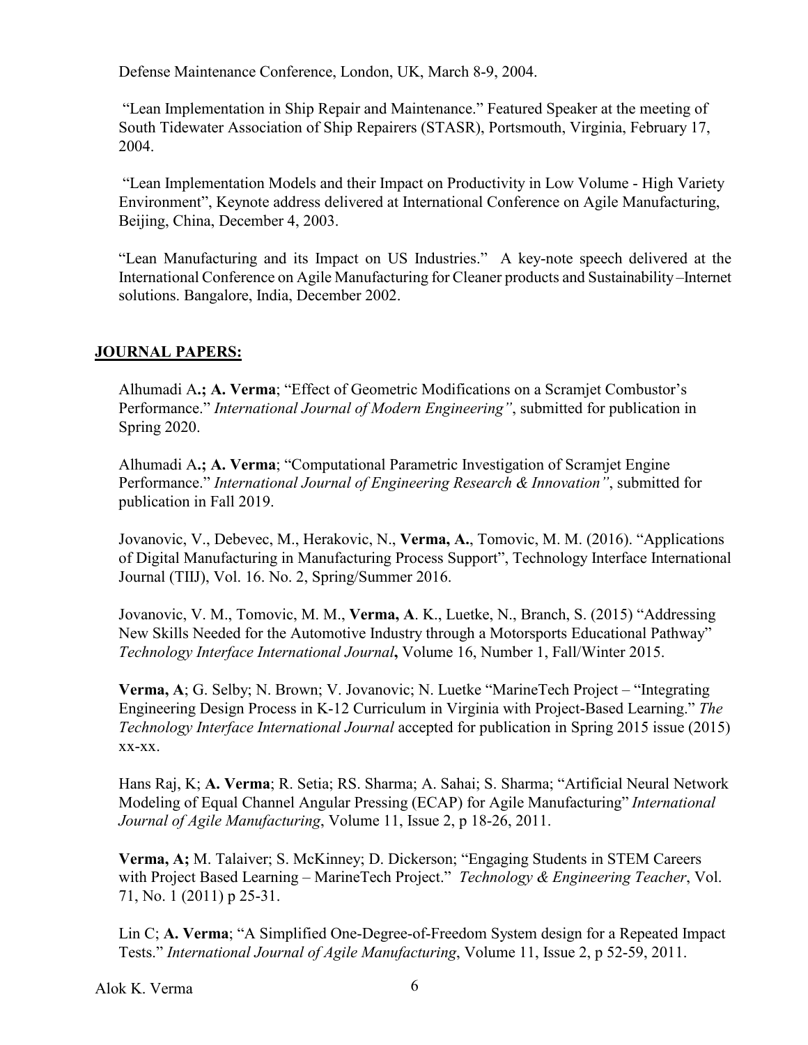Defense Maintenance Conference, London, UK, March 8-9, 2004.

"Lean Implementation in Ship Repair and Maintenance." Featured Speaker at the meeting of South Tidewater Association of Ship Repairers (STASR), Portsmouth, Virginia, February 17, 2004.

"Lean Implementation Models and their Impact on Productivity in Low Volume - High Variety Environment", Keynote address delivered at International Conference on Agile Manufacturing, Beijing, China, December 4, 2003.

"Lean Manufacturing and its Impact on US Industries." A key-note speech delivered at the International Conference on Agile Manufacturing for Cleaner products and Sustainability –Internet solutions. Bangalore, India, December 2002.

## JOURNAL PAPERS:

Alhumadi A**.; A. Verma**; "Effect of Geometric Modifications on a Scramjet Combustor's Performance." *International Journal of Modern Engineering"*, submitted for publication in Spring 2020.

Alhumadi A**.; A. Verma**; "Computational Parametric Investigation of Scramjet Engine Performance." *International Journal of Engineering Research & Innovation"*, submitted for publication in Fall 2019.

Jovanovic, V., Debevec, M., Herakovic, N., **Verma, A.**, Tomovic, M. M. (2016). "Applications of Digital Manufacturing in Manufacturing Process Support", Technology Interface International Journal (TIIJ), Vol. 16. No. 2, Spring/Summer 2016.

Jovanovic, V. M., Tomovic, M. M., **Verma, A**. K., Luetke, N., Branch, S. (2015) "Addressing New Skills Needed for the Automotive Industry through a Motorsports Educational Pathway" *Technology Interface International Journal***,** Volume 16, Number 1, Fall/Winter 2015.

**Verma, A**; G. Selby; N. Brown; V. Jovanovic; N. Luetke "MarineTech Project – "Integrating Engineering Design Process in K-12 Curriculum in Virginia with Project-Based Learning." *The Technology Interface International Journal* accepted for publication in Spring 2015 issue (2015) xx-xx.

Hans Raj, K; **A. Verma**; R. Setia; RS. Sharma; A. Sahai; S. Sharma; "Artificial Neural Network Modeling of Equal Channel Angular Pressing (ECAP) for Agile Manufacturing" *International Journal of Agile Manufacturing*, Volume 11, Issue 2, p 18-26, 2011.

**Verma, A;** M. Talaiver; S. McKinney; D. Dickerson; "Engaging Students in STEM Careers with Project Based Learning – MarineTech Project." *Technology & Engineering Teacher*, Vol. 71, No. 1 (2011) p 25-31.

Lin C; **A. Verma**; "A Simplified One-Degree-of-Freedom System design for a Repeated Impact Tests." *International Journal of Agile Manufacturing*, Volume 11, Issue 2, p 52-59, 2011.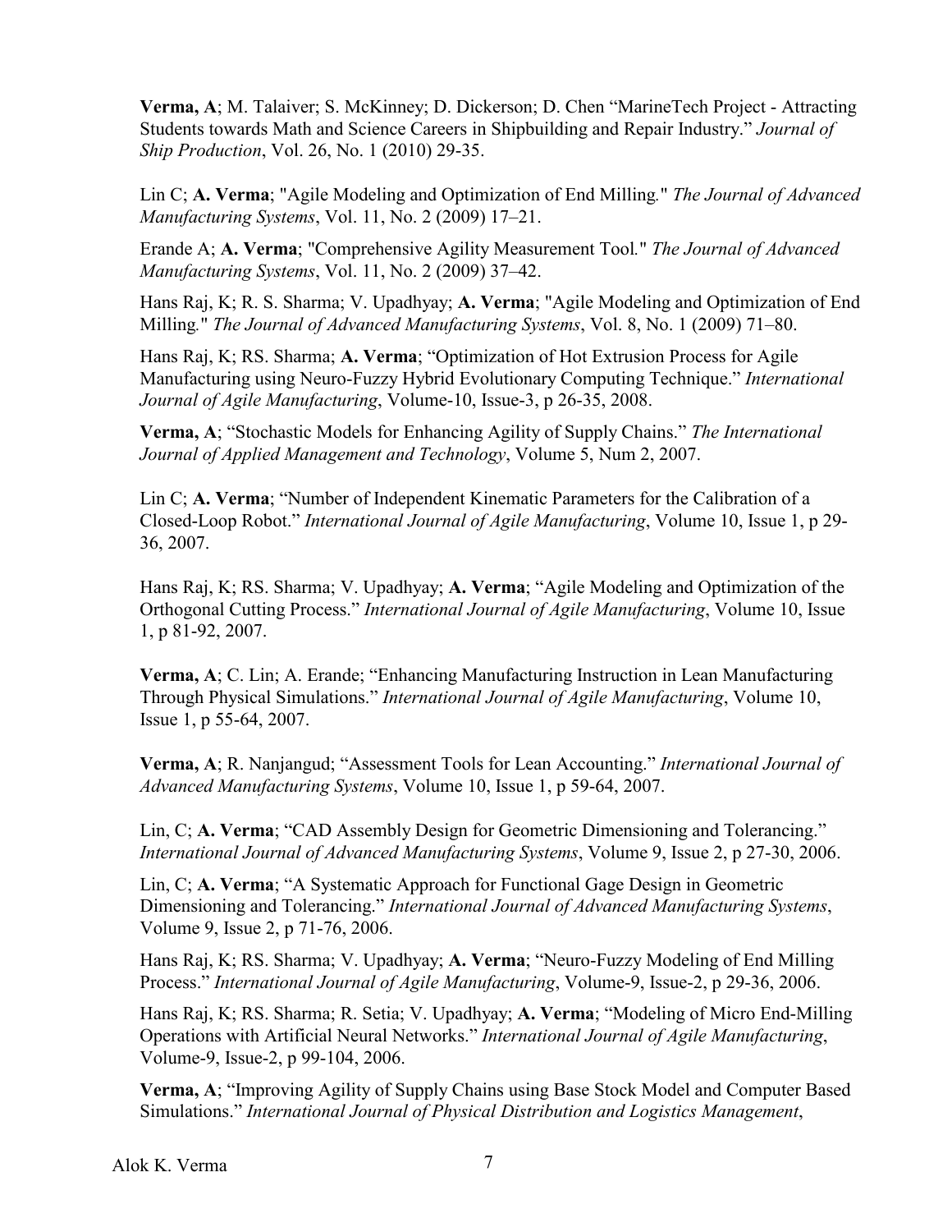**Verma, A**; M. Talaiver; S. McKinney; D. Dickerson; D. Chen "MarineTech Project - Attracting Students towards Math and Science Careers in Shipbuilding and Repair Industry." *Journal of Ship Production*, Vol. 26, No. 1 (2010) 29-35.

Lin C; **A. Verma**; "Agile Modeling and Optimization of End Milling." *The Journal of Advanced Manufacturing Systems*, Vol. 11, No. 2 (2009) 17–21.

Erande A; **A. Verma**; "Comprehensive Agility Measurement Tool." *The Journal of Advanced Manufacturing Systems*, Vol. 11, No. 2 (2009) 37–42.

Hans Raj, K; R. S. Sharma; V. Upadhyay; **A. Verma**; "Agile Modeling and Optimization of End Milling." *The Journal of Advanced Manufacturing Systems*, Vol. 8, No. 1 (2009) 71–80.

Hans Raj, K; RS. Sharma; **A. Verma**; "Optimization of Hot Extrusion Process for Agile Manufacturing using Neuro-Fuzzy Hybrid Evolutionary Computing Technique." *International Journal of Agile Manufacturing*, Volume-10, Issue-3, p 26-35, 2008.

**Verma, A**; "Stochastic Models for Enhancing Agility of Supply Chains." *The International Journal of Applied Management and Technology*, Volume 5, Num 2, 2007.

Lin C; **A. Verma**; "Number of Independent Kinematic Parameters for the Calibration of a Closed-Loop Robot." *International Journal of Agile Manufacturing*, Volume 10, Issue 1, p 29-36, 2007.

Hans Raj, K; RS. Sharma; V. Upadhyay; **A. Verma**; "Agile Modeling and Optimization of the Orthogonal Cutting Process." *International Journal of Agile Manufacturing*, Volume 10, Issue 1, p 81-92, 2007.

**Verma, A**; C. Lin; A. Erande; "Enhancing Manufacturing Instruction in Lean Manufacturing Through Physical Simulations." *International Journal of Agile Manufacturing*, Volume 10, Issue 1, p 55-64, 2007.

**Verma, A**; R. Nanjangud; "Assessment Tools for Lean Accounting." *International Journal of Advanced Manufacturing Systems*, Volume 10, Issue 1, p 59-64, 2007.

Lin, C; **A. Verma**; "CAD Assembly Design for Geometric Dimensioning and Tolerancing." *International Journal of Advanced Manufacturing Systems*, Volume 9, Issue 2, p 27-30, 2006.

Lin, C; **A. Verma**; "A Systematic Approach for Functional Gage Design in Geometric Dimensioning and Tolerancing." *International Journal of Advanced Manufacturing Systems*, Volume 9, Issue 2, p 71-76, 2006.

Hans Raj, K; RS. Sharma; V. Upadhyay; **A. Verma**; "Neuro-Fuzzy Modeling of End Milling Process." *International Journal of Agile Manufacturing*, Volume-9, Issue-2, p 29-36, 2006.

Hans Raj, K; RS. Sharma; R. Setia; V. Upadhyay; **A. Verma**; "Modeling of Micro End-Milling Operations with Artificial Neural Networks." *International Journal of Agile Manufacturing*, Volume-9, Issue-2, p 99-104, 2006.

**Verma, A**; "Improving Agility of Supply Chains using Base Stock Model and Computer Based Simulations." *International Journal of Physical Distribution and Logistics Management*,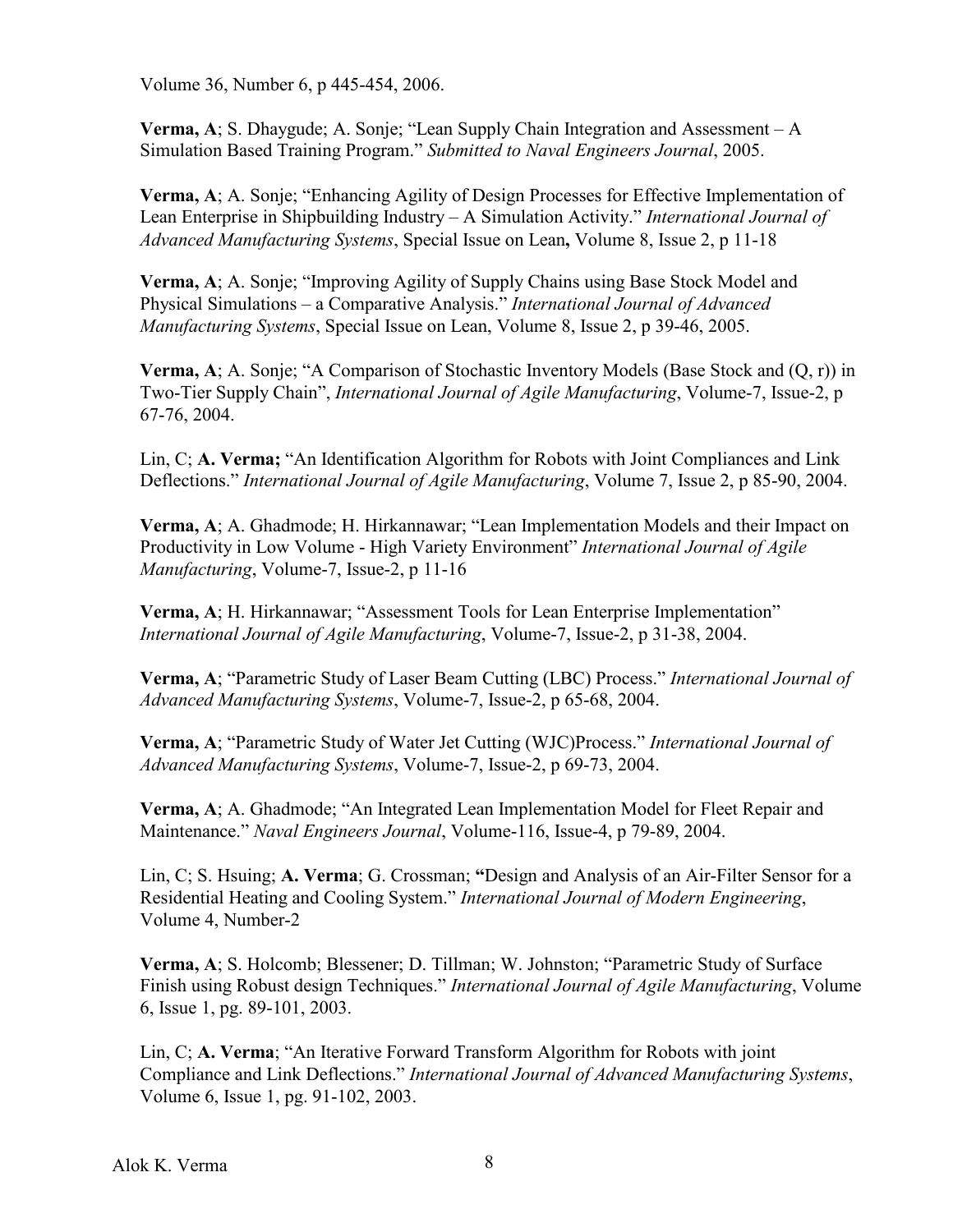Volume 36, Number 6, p 445-454, 2006.

**Verma, A**; S. Dhaygude; A. Sonje; "Lean Supply Chain Integration and Assessment – A Simulation Based Training Program." *Submitted to Naval Engineers Journal*, 2005.

**Verma, A**; A. Sonje; "Enhancing Agility of Design Processes for Effective Implementation of Lean Enterprise in Shipbuilding Industry – A Simulation Activity." *International Journal of Advanced Manufacturing Systems*, Special Issue on Lean**,** Volume 8, Issue 2, p 11-18

**Verma, A**; A. Sonje; "Improving Agility of Supply Chains using Base Stock Model and Physical Simulations – a Comparative Analysis." *International Journal of Advanced Manufacturing Systems*, Special Issue on Lean, Volume 8, Issue 2, p 39-46, 2005.

**Verma, A**; A. Sonje; "A Comparison of Stochastic Inventory Models (Base Stock and (Q, r)) in Two-Tier Supply Chain", *International Journal of Agile Manufacturing*, Volume-7, Issue-2, p 67-76, 2004.

Lin, C; **A. Verma;** "An Identification Algorithm for Robots with Joint Compliances and Link Deflections." *International Journal of Agile Manufacturing*, Volume 7, Issue 2, p 85-90, 2004.

**Verma, A**; A. Ghadmode; H. Hirkannawar; "Lean Implementation Models and their Impact on Productivity in Low Volume - High Variety Environment" *International Journal of Agile Manufacturing*, Volume-7, Issue-2, p 11-16

**Verma, A**; H. Hirkannawar; "Assessment Tools for Lean Enterprise Implementation" *International Journal of Agile Manufacturing*, Volume-7, Issue-2, p 31-38, 2004.

**Verma, A**; "Parametric Study of Laser Beam Cutting (LBC) Process." *International Journal of Advanced Manufacturing Systems*, Volume-7, Issue-2, p 65-68, 2004.

**Verma, A**; "Parametric Study of Water Jet Cutting (WJC)Process." *International Journal of Advanced Manufacturing Systems*, Volume-7, Issue-2, p 69-73, 2004.

**Verma, A**; A. Ghadmode; "An Integrated Lean Implementation Model for Fleet Repair and Maintenance." *Naval Engineers Journal*, Volume-116, Issue-4, p 79-89, 2004.

Lin, C; S. Hsuing; **A. Verma**; G. Crossman; **"**Design and Analysis of an Air-Filter Sensor for a Residential Heating and Cooling System." *International Journal of Modern Engineering*, Volume 4, Number-2

**Verma, A**; S. Holcomb; Blessener; D. Tillman; W. Johnston; "Parametric Study of Surface Finish using Robust design Techniques." *International Journal of Agile Manufacturing*, Volume 6, Issue 1, pg. 89-101, 2003.

Lin, C; **A. Verma**; "An Iterative Forward Transform Algorithm for Robots with joint Compliance and Link Deflections." *International Journal of Advanced Manufacturing Systems*, Volume 6, Issue 1, pg. 91-102, 2003.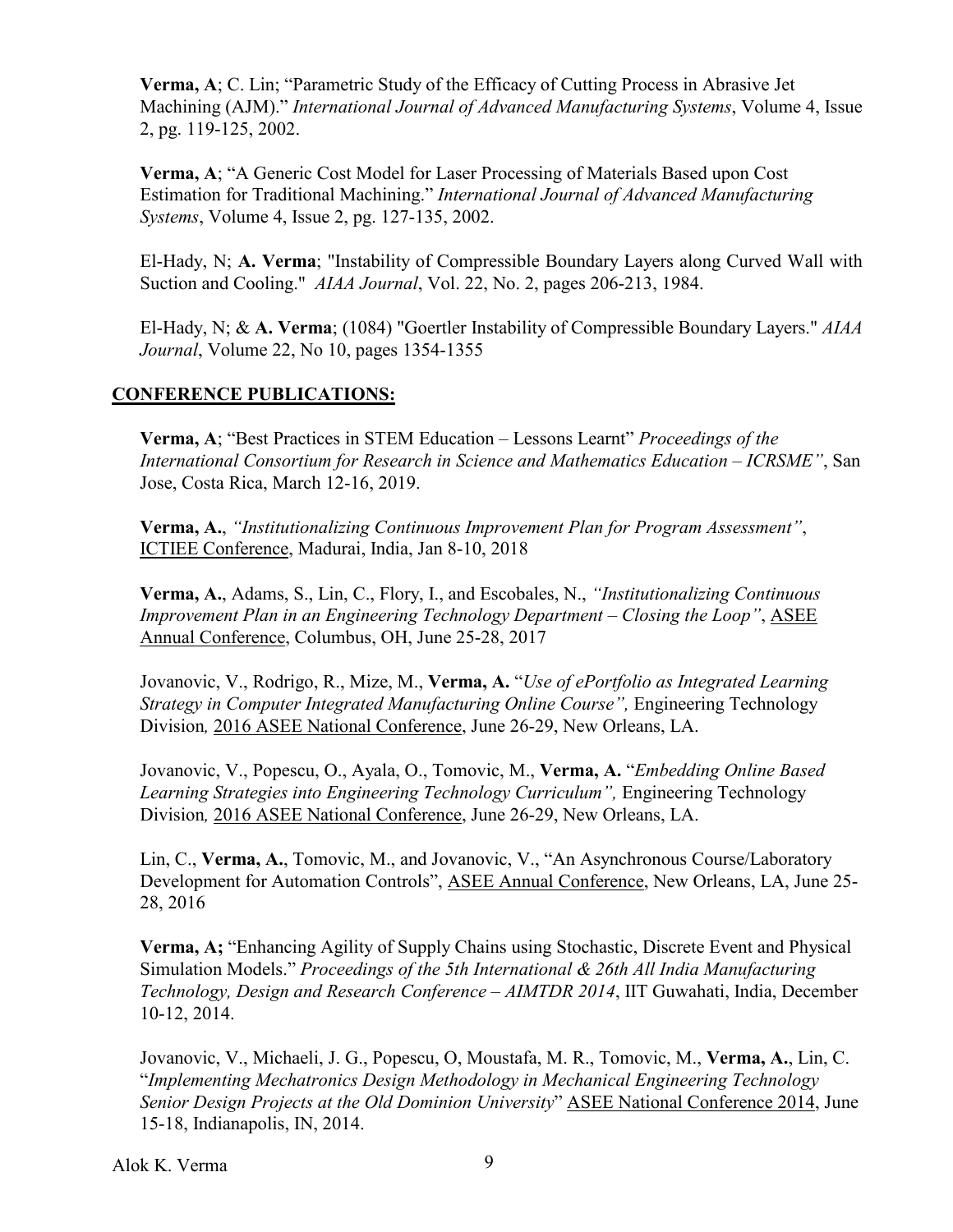**Verma, A**; C. Lin; "Parametric Study of the Efficacy of Cutting Process in Abrasive Jet Machining (AJM)." *International Journal of Advanced Manufacturing Systems*, Volume 4, Issue 2, pg. 119-125, 2002.

**Verma, A**; "A Generic Cost Model for Laser Processing of Materials Based upon Cost Estimation for Traditional Machining." *International Journal of Advanced Manufacturing Systems*, Volume 4, Issue 2, pg. 127-135, 2002.

El-Hady, N; **A. Verma**; "Instability of Compressible Boundary Layers along Curved Wall with Suction and Cooling." *AIAA Journal*, Vol. 22, No. 2, pages 206-213, 1984.

El-Hady, N; & **A. Verma**; (1084) "Goertler Instability of Compressible Boundary Layers." *AIAA Journal*, Volume 22, No 10, pages 1354-1355

## CONFERENCE PUBLICATIONS:

**Verma, A**; "Best Practices in STEM Education – Lessons Learnt" *Proceedings of the International Consortium for Research in Science and Mathematics Education – ICRSME"*, San Jose, Costa Rica, March 12-16, 2019.

**Verma, A.**, *"Institutionalizing Continuous Improvement Plan for Program Assessment"*, ICTIEE Conference, Madurai, India, Jan 8-10, 2018

**Verma, A.**, Adams, S., Lin, C., Flory, I., and Escobales, N., *"Institutionalizing Continuous Improvement Plan in an Engineering Technology Department – Closing the Loop"*, ASEE Annual Conference, Columbus, OH, June 25-28, 2017

Jovanovic, V., Rodrigo, R., Mize, M., **Verma, A.** "*Use of ePortfolio as Integrated Learning Strategy in Computer Integrated Manufacturing Online Course",* Engineering Technology Division*,* 2016 ASEE National Conference, June 26-29, New Orleans, LA.

Jovanovic, V., Popescu, O., Ayala, O., Tomovic, M., **Verma, A.** "*Embedding Online Based Learning Strategies into Engineering Technology Curriculum",* Engineering Technology Division*,* 2016 ASEE National Conference, June 26-29, New Orleans, LA.

Lin, C., **Verma, A.**, Tomovic, M., and Jovanovic, V., "An Asynchronous Course/Laboratory Development for Automation Controls", ASEE Annual Conference, New Orleans, LA, June 25-28, 2016

**Verma, A;** "Enhancing Agility of Supply Chains using Stochastic, Discrete Event and Physical Simulation Models." *Proceedings of the 5th International & 26th All India Manufacturing Technology, Design and Research Conference – AIMTDR 2014*, IIT Guwahati, India, December 10-12, 2014.

Jovanovic, V., Michaeli, J. G., Popescu, O, Moustafa, M. R., Tomovic, M., **Verma, A.**, Lin, C. "*Implementing Mechatronics Design Methodology in Mechanical Engineering Technology Senior Design Projects at the Old Dominion University*" ASEE National Conference 2014, June 15-18, Indianapolis, IN, 2014.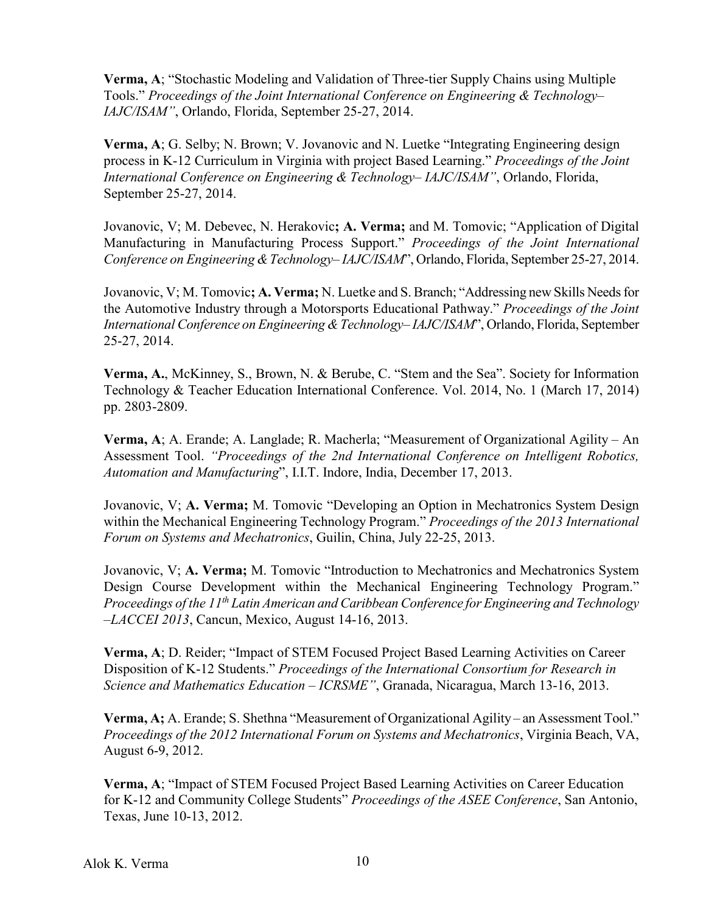**Verma, A**; "Stochastic Modeling and Validation of Three-tier Supply Chains using Multiple Tools." *Proceedings of the Joint International Conference on Engineering & Technology– IAJC/ISAM"*, Orlando, Florida, September 25-27, 2014.

**Verma, A**; G. Selby; N. Brown; V. Jovanovic and N. Luetke "Integrating Engineering design process in K-12 Curriculum in Virginia with project Based Learning." *Proceedings of the Joint International Conference on Engineering & Technology– IAJC/ISAM"*, Orlando, Florida, September 25-27, 2014.

Jovanovic, V; M. Debevec, N. Herakovic**; A. Verma;** and M. Tomovic; "Application of Digital Manufacturing in Manufacturing Process Support." *Proceedings of the Joint International Conference on Engineering & Technology– IAJC/ISAM*", Orlando, Florida, September 25-27, 2014.

Jovanovic, V; M. Tomovic**; A. Verma;** N. Luetke and S. Branch; "Addressing new Skills Needs for the Automotive Industry through a Motorsports Educational Pathway." *Proceedings of the Joint International Conference on Engineering & Technology– IAJC/ISAM*", Orlando, Florida, September 25-27, 2014.

**Verma, A.**, McKinney, S., Brown, N. & Berube, C. "Stem and the Sea". Society for Information Technology & Teacher Education International Conference. Vol. 2014, No. 1 (March 17, 2014) pp. 2803-2809.

**Verma, A**; A. Erande; A. Langlade; R. Macherla; "Measurement of Organizational Agility – An Assessment Tool. *"Proceedings of the 2nd International Conference on Intelligent Robotics, Automation and Manufacturing*", I.I.T. Indore, India, December 17, 2013.

Jovanovic, V; **A. Verma;** M. Tomovic "Developing an Option in Mechatronics System Design within the Mechanical Engineering Technology Program." *Proceedings of the 2013 International Forum on Systems and Mechatronics*, Guilin, China, July 22-25, 2013.

Jovanovic, V; **A. Verma;** M. Tomovic "Introduction to Mechatronics and Mechatronics System Design Course Development within the Mechanical Engineering Technology Program." *Proceedings of the 11th Latin American and Caribbean Conference for Engineering and Technology –LACCEI 2013*, Cancun, Mexico, August 14-16, 2013.

**Verma, A**; D. Reider; "Impact of STEM Focused Project Based Learning Activities on Career Disposition of K-12 Students." *Proceedings of the International Consortium for Research in Science and Mathematics Education – ICRSME"*, Granada, Nicaragua, March 13-16, 2013.

**Verma, A;** A. Erande; S. Shethna "Measurement of Organizational Agility – an Assessment Tool." *Proceedings of the 2012 International Forum on Systems and Mechatronics*, Virginia Beach, VA, August 6-9, 2012.

**Verma, A**; "Impact of STEM Focused Project Based Learning Activities on Career Education for K-12 and Community College Students" *Proceedings of the ASEE Conference*, San Antonio, Texas, June 10-13, 2012.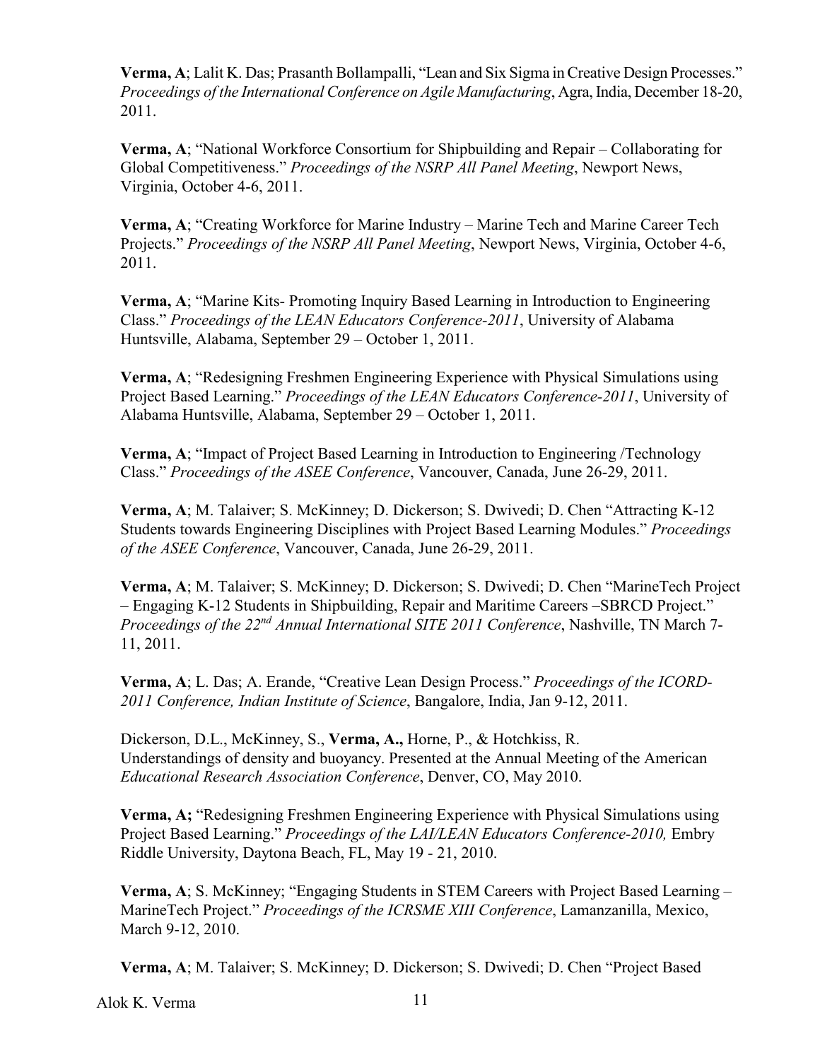**Verma, A**; Lalit K. Das; Prasanth Bollampalli, “Lean and Six Sigma in Creative Design Processes.” *Proceedings of the International Conference on Agile Manufacturing*, Agra, India, December 18-20, 2011.

**Verma, A**; “National Workforce Consortium for Shipbuilding and Repair – Collaborating for Global Competitiveness.” *Proceedings of the NSRP All Panel Meeting*, Newport News, Virginia, October 4-6, 2011.

**Verma, A**; “Creating Workforce for Marine Industry – Marine Tech and Marine Career Tech Projects.” *Proceedings of the NSRP All Panel Meeting*, Newport News, Virginia, October 4-6, 2011.

**Verma, A**; “Marine Kits- Promoting Inquiry Based Learning in Introduction to Engineering Class.” *Proceedings of the LEAN Educators Conference-2011*, University of Alabama Huntsville, Alabama, September 29 – October 1, 2011.

**Verma, A**; “Redesigning Freshmen Engineering Experience with Physical Simulations using Project Based Learning.” *Proceedings of the LEAN Educators Conference-2011*, University of Alabama Huntsville, Alabama, September 29 – October 1, 2011.

**Verma, A**; “Impact of Project Based Learning in Introduction to Engineering /Technology Class.” *Proceedings of the ASEE Conference*, Vancouver, Canada, June 26-29, 2011.

**Verma, A**; M. Talaiver; S. McKinney; D. Dickerson; S. Dwivedi; D. Chen “Attracting K-12 Students towards Engineering Disciplines with Project Based Learning Modules.” *Proceedings of the ASEE Conference*, Vancouver, Canada, June 26-29, 2011.

**Verma, A**; M. Talaiver; S. McKinney; D. Dickerson; S. Dwivedi; D. Chen “MarineTech Project – Engaging K-12 Students in Shipbuilding, Repair and Maritime Careers –SBRCD Project.” *Proceedings of the 22nd Annual International SITE 2011 Conference*, Nashville, TN March 7-11, 2011.

**Verma, A**; L. Das; A. Erande, “Creative Lean Design Process.” *Proceedings of the ICORD-2011 Conference, Indian Institute of Science*, Bangalore, India, Jan 9-12, 2011.

Dickerson, D.L., McKinney, S., **Verma, A.,** Horne, P., & Hotchkiss, R. Understandings of density and buoyancy. Presented at the Annual Meeting of the American *Educational Research Association Conference*, Denver, CO, May 2010.

**Verma, A;** “Redesigning Freshmen Engineering Experience with Physical Simulations using Project Based Learning.” *Proceedings of the LAI/LEAN Educators Conference-2010,* Embry Riddle University, Daytona Beach, FL, May 19 - 21, 2010.

**Verma, A**; S. McKinney; “Engaging Students in STEM Careers with Project Based Learning – MarineTech Project.” *Proceedings of the ICRSME XIII Conference*, Lamanzanilla, Mexico, March 9-12, 2010.

**Verma, A**; M. Talaiver; S. McKinney; D. Dickerson; S. Dwivedi; D. Chen “Project Based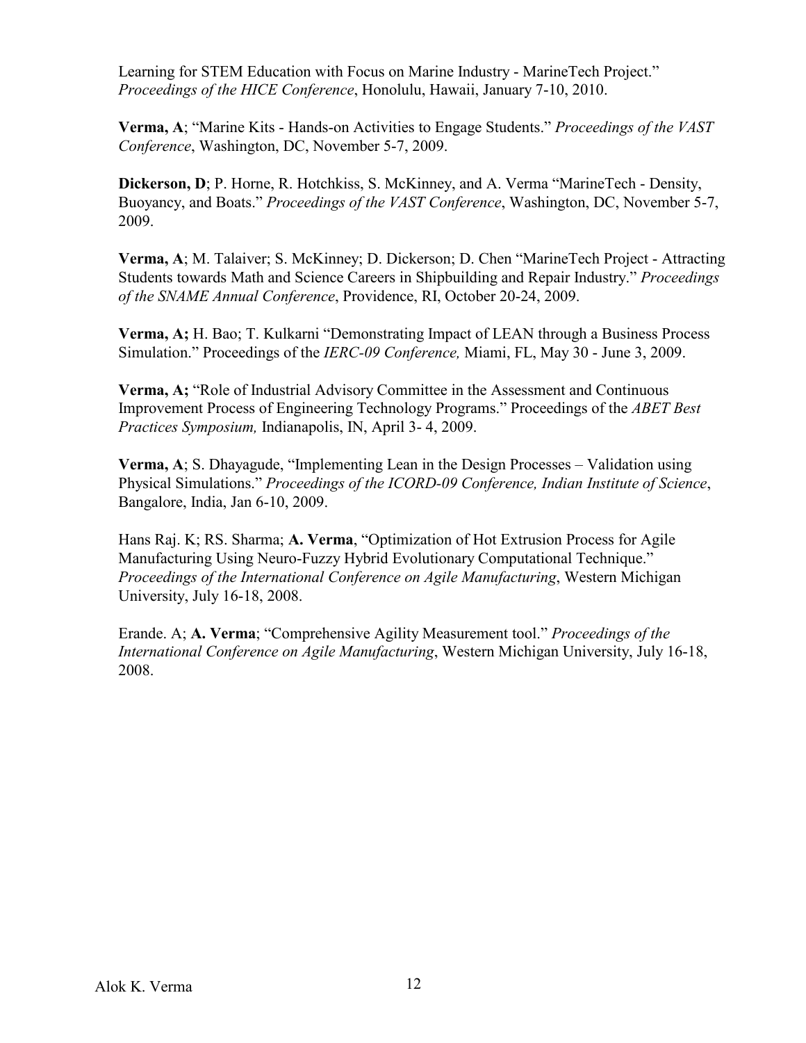Learning for STEM Education with Focus on Marine Industry - MarineTech Project." *Proceedings of the HICE Conference*, Honolulu, Hawaii, January 7-10, 2010.

**Verma, A**; "Marine Kits - Hands-on Activities to Engage Students." *Proceedings of the VAST Conference*, Washington, DC, November 5-7, 2009.

**Dickerson, D**; P. Horne, R. Hotchkiss, S. McKinney, and A. Verma "MarineTech - Density, Buoyancy, and Boats." *Proceedings of the VAST Conference*, Washington, DC, November 5-7, 2009.

**Verma, A**; M. Talaiver; S. McKinney; D. Dickerson; D. Chen "MarineTech Project - Attracting Students towards Math and Science Careers in Shipbuilding and Repair Industry." *Proceedings of the SNAME Annual Conference*, Providence, RI, October 20-24, 2009.

**Verma, A;** H. Bao; T. Kulkarni "Demonstrating Impact of LEAN through a Business Process Simulation." Proceedings of the *IERC-09 Conference,* Miami, FL, May 30 - June 3, 2009.

**Verma, A;** "Role of Industrial Advisory Committee in the Assessment and Continuous Improvement Process of Engineering Technology Programs." Proceedings of the *ABET Best Practices Symposium,* Indianapolis, IN, April 3- 4, 2009.

**Verma, A**; S. Dhayagude, "Implementing Lean in the Design Processes – Validation using Physical Simulations." *Proceedings of the ICORD-09 Conference, Indian Institute of Science*, Bangalore, India, Jan 6-10, 2009.

Hans Raj. K; RS. Sharma; **A. Verma**, "Optimization of Hot Extrusion Process for Agile Manufacturing Using Neuro-Fuzzy Hybrid Evolutionary Computational Technique." *Proceedings of the International Conference on Agile Manufacturing*, Western Michigan University, July 16-18, 2008.

Erande. A; **A. Verma**; "Comprehensive Agility Measurement tool." *Proceedings of the International Conference on Agile Manufacturing*, Western Michigan University, July 16-18, 2008.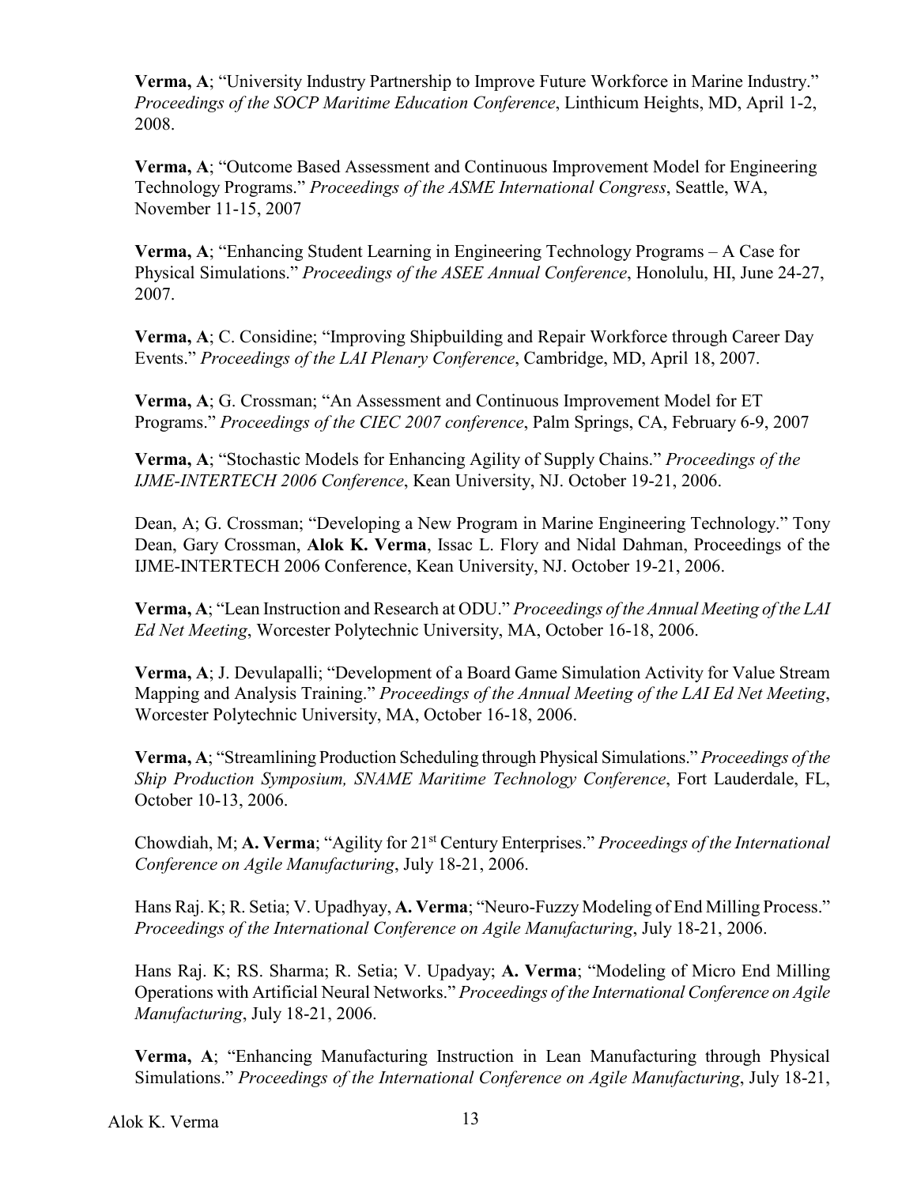**Verma, A**; "University Industry Partnership to Improve Future Workforce in Marine Industry." *Proceedings of the SOCP Maritime Education Conference*, Linthicum Heights, MD, April 1-2, 2008.

**Verma, A**; "Outcome Based Assessment and Continuous Improvement Model for Engineering Technology Programs." *Proceedings of the ASME International Congress*, Seattle, WA, November 11-15, 2007

**Verma, A**; "Enhancing Student Learning in Engineering Technology Programs – A Case for Physical Simulations." *Proceedings of the ASEE Annual Conference*, Honolulu, HI, June 24-27, 2007.

**Verma, A**; C. Considine; "Improving Shipbuilding and Repair Workforce through Career Day Events." *Proceedings of the LAI Plenary Conference*, Cambridge, MD, April 18, 2007.

**Verma, A**; G. Crossman; "An Assessment and Continuous Improvement Model for ET Programs." *Proceedings of the CIEC 2007 conference*, Palm Springs, CA, February 6-9, 2007

**Verma, A**; "Stochastic Models for Enhancing Agility of Supply Chains." *Proceedings of the IJME-INTERTECH 2006 Conference*, Kean University, NJ. October 19-21, 2006.

Dean, A; G. Crossman; "Developing a New Program in Marine Engineering Technology." Tony Dean, Gary Crossman, **Alok K. Verma**, Issac L. Flory and Nidal Dahman, Proceedings of the IJME-INTERTECH 2006 Conference, Kean University, NJ. October 19-21, 2006.

**Verma, A**; "Lean Instruction and Research at ODU." *Proceedings of the Annual Meeting of the LAI Ed Net Meeting*, Worcester Polytechnic University, MA, October 16-18, 2006.

**Verma, A**; J. Devulapalli; "Development of a Board Game Simulation Activity for Value Stream Mapping and Analysis Training." *Proceedings of the Annual Meeting of the LAI Ed Net Meeting*, Worcester Polytechnic University, MA, October 16-18, 2006.

**Verma, A**; "Streamlining Production Scheduling through Physical Simulations." *Proceedings of the Ship Production Symposium, SNAME Maritime Technology Conference*, Fort Lauderdale, FL, October 10-13, 2006.

Chowdiah, M; **A. Verma**; "Agility for 21st Century Enterprises." *Proceedings of the International Conference on Agile Manufacturing*, July 18-21, 2006.

Hans Raj. K; R. Setia; V. Upadhyay, **A. Verma**; "Neuro-Fuzzy Modeling of End Milling Process." *Proceedings of the International Conference on Agile Manufacturing*, July 18-21, 2006.

Hans Raj. K; RS. Sharma; R. Setia; V. Upadyay; **A. Verma**; "Modeling of Micro End Milling Operations with Artificial Neural Networks." *Proceedings of the International Conference on Agile Manufacturing*, July 18-21, 2006.

**Verma, A**; "Enhancing Manufacturing Instruction in Lean Manufacturing through Physical Simulations." *Proceedings of the International Conference on Agile Manufacturing*, July 18-21,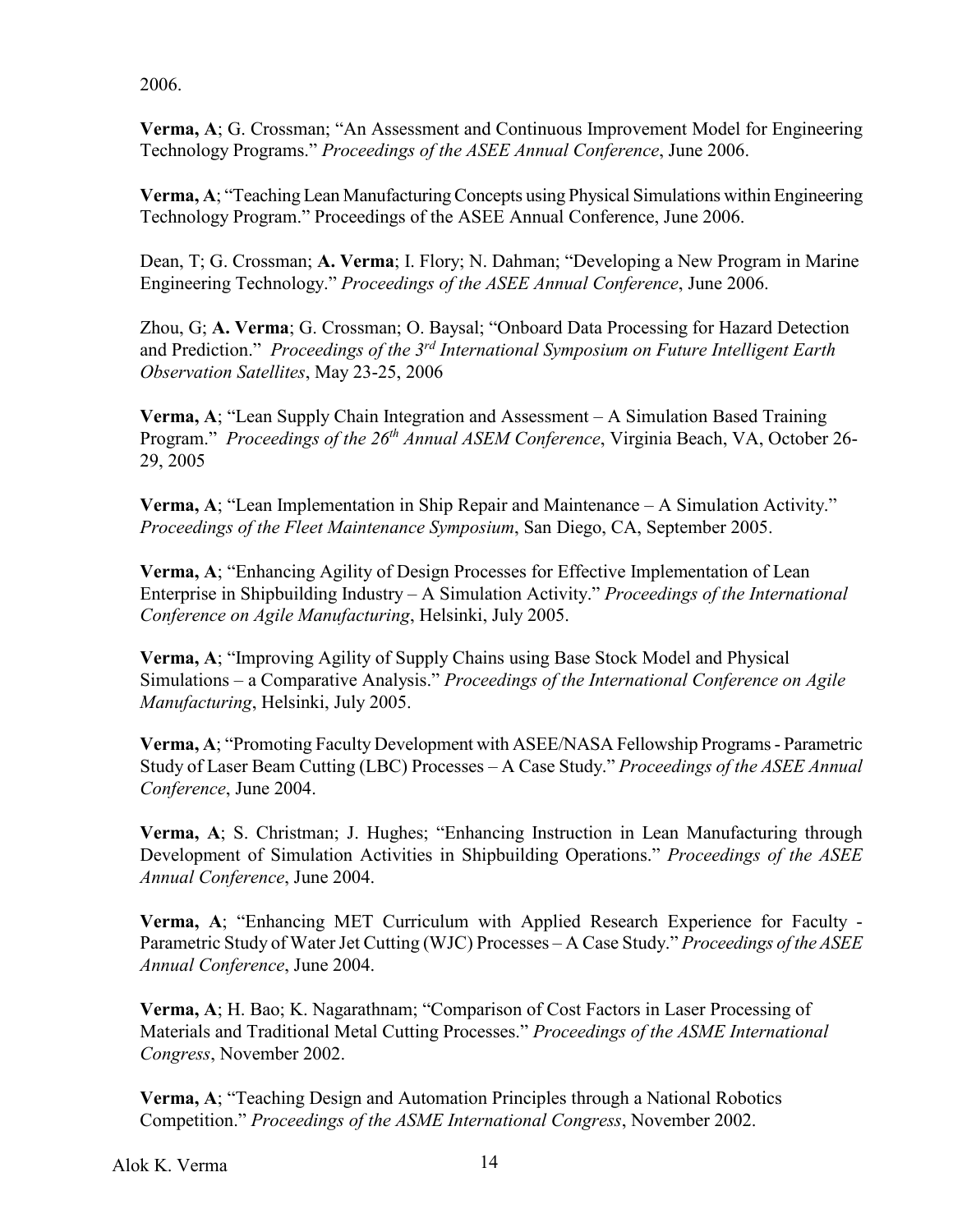2006.

**Verma, A**; G. Crossman; "An Assessment and Continuous Improvement Model for Engineering Technology Programs." *Proceedings of the ASEE Annual Conference*, June 2006.

**Verma, A**; "Teaching Lean Manufacturing Concepts using Physical Simulations within Engineering Technology Program." Proceedings of the ASEE Annual Conference, June 2006.

Dean, T; G. Crossman; **A. Verma**; I. Flory; N. Dahman; "Developing a New Program in Marine Engineering Technology." *Proceedings of the ASEE Annual Conference*, June 2006.

Zhou, G; **A. Verma**; G. Crossman; O. Baysal; "Onboard Data Processing for Hazard Detection and Prediction." *Proceedings of the 3rd International Symposium on Future Intelligent Earth Observation Satellites*, May 23-25, 2006

**Verma, A**; "Lean Supply Chain Integration and Assessment – A Simulation Based Training Program." *Proceedings of the 26th Annual ASEM Conference*, Virginia Beach, VA, October 26-29, 2005

**Verma, A**; "Lean Implementation in Ship Repair and Maintenance – A Simulation Activity." *Proceedings of the Fleet Maintenance Symposium*, San Diego, CA, September 2005.

**Verma, A**; "Enhancing Agility of Design Processes for Effective Implementation of Lean Enterprise in Shipbuilding Industry – A Simulation Activity." *Proceedings of the International Conference on Agile Manufacturing*, Helsinki, July 2005.

**Verma, A**; "Improving Agility of Supply Chains using Base Stock Model and Physical Simulations – a Comparative Analysis." *Proceedings of the International Conference on Agile Manufacturing*, Helsinki, July 2005.

**Verma, A**; "Promoting Faculty Development with ASEE/NASA Fellowship Programs - Parametric Study of Laser Beam Cutting (LBC) Processes – A Case Study." *Proceedings of the ASEE Annual Conference*, June 2004.

**Verma, A**; S. Christman; J. Hughes; "Enhancing Instruction in Lean Manufacturing through Development of Simulation Activities in Shipbuilding Operations." *Proceedings of the ASEE Annual Conference*, June 2004.

**Verma, A**; "Enhancing MET Curriculum with Applied Research Experience for Faculty - Parametric Study of Water Jet Cutting (WJC) Processes – A Case Study." *Proceedings of the ASEE Annual Conference*, June 2004.

**Verma, A**; H. Bao; K. Nagarathnam; "Comparison of Cost Factors in Laser Processing of Materials and Traditional Metal Cutting Processes." *Proceedings of the ASME International Congress*, November 2002.

**Verma, A**; "Teaching Design and Automation Principles through a National Robotics Competition." *Proceedings of the ASME International Congress*, November 2002.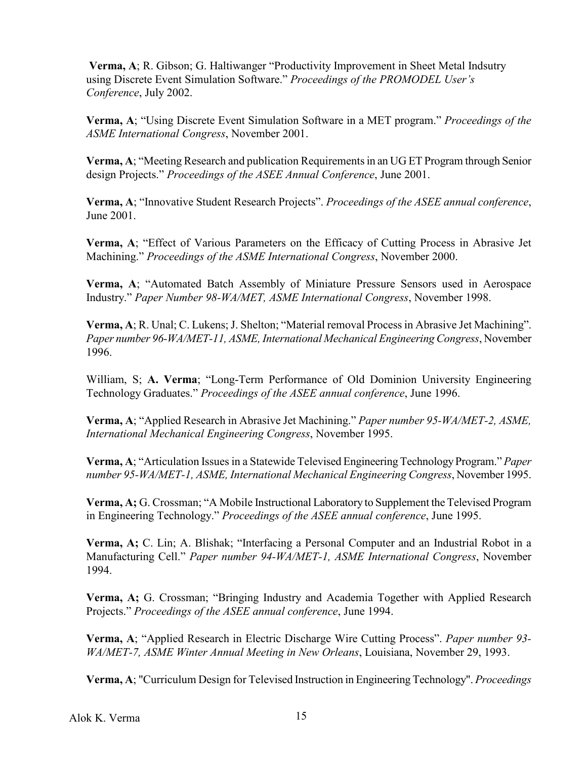**Verma, A**; R. Gibson; G. Haltiwanger "Productivity Improvement in Sheet Metal Indsutry using Discrete Event Simulation Software." *Proceedings of the PROMODEL User's Conference*, July 2002.

**Verma, A**; "Using Discrete Event Simulation Software in a MET program." *Proceedings of the ASME International Congress*, November 2001.

**Verma, A**; "Meeting Research and publication Requirements in an UG ET Program through Senior design Projects." *Proceedings of the ASEE Annual Conference*, June 2001.

**Verma, A**; "Innovative Student Research Projects". *Proceedings of the ASEE annual conference*, June 2001.

**Verma, A**; "Effect of Various Parameters on the Efficacy of Cutting Process in Abrasive Jet Machining." *Proceedings of the ASME International Congress*, November 2000.

**Verma, A**; "Automated Batch Assembly of Miniature Pressure Sensors used in Aerospace Industry." *Paper Number 98-WA/MET, ASME International Congress*, November 1998.

**Verma, A**; R. Unal; C. Lukens; J. Shelton; "Material removal Process in Abrasive Jet Machining". *Paper number 96-WA/MET-11, ASME, International Mechanical Engineering Congress*, November 1996.

William, S; **A. Verma**; "Long-Term Performance of Old Dominion University Engineering Technology Graduates." *Proceedings of the ASEE annual conference*, June 1996.

**Verma, A**; "Applied Research in Abrasive Jet Machining." *Paper number 95-WA/MET-2, ASME, International Mechanical Engineering Congress*, November 1995.

**Verma, A**; "Articulation Issues in a Statewide Televised Engineering Technology Program." *Paper number 95-WA/MET-1, ASME, International Mechanical Engineering Congress*, November 1995.

**Verma, A;** G. Crossman; "A Mobile Instructional Laboratory to Supplement the Televised Program in Engineering Technology." *Proceedings of the ASEE annual conference*, June 1995.

**Verma, A;** C. Lin; A. Blishak; "Interfacing a Personal Computer and an Industrial Robot in a Manufacturing Cell." *Paper number 94-WA/MET-1, ASME International Congress*, November 1994.

**Verma, A;** G. Crossman; "Bringing Industry and Academia Together with Applied Research Projects." *Proceedings of the ASEE annual conference*, June 1994.

**Verma, A**; "Applied Research in Electric Discharge Wire Cutting Process". *Paper number 93-WA/MET-7, ASME Winter Annual Meeting in New Orleans*, Louisiana, November 29, 1993.

**Verma, A**; "Curriculum Design for Televised Instruction in Engineering Technology". *Proceedings*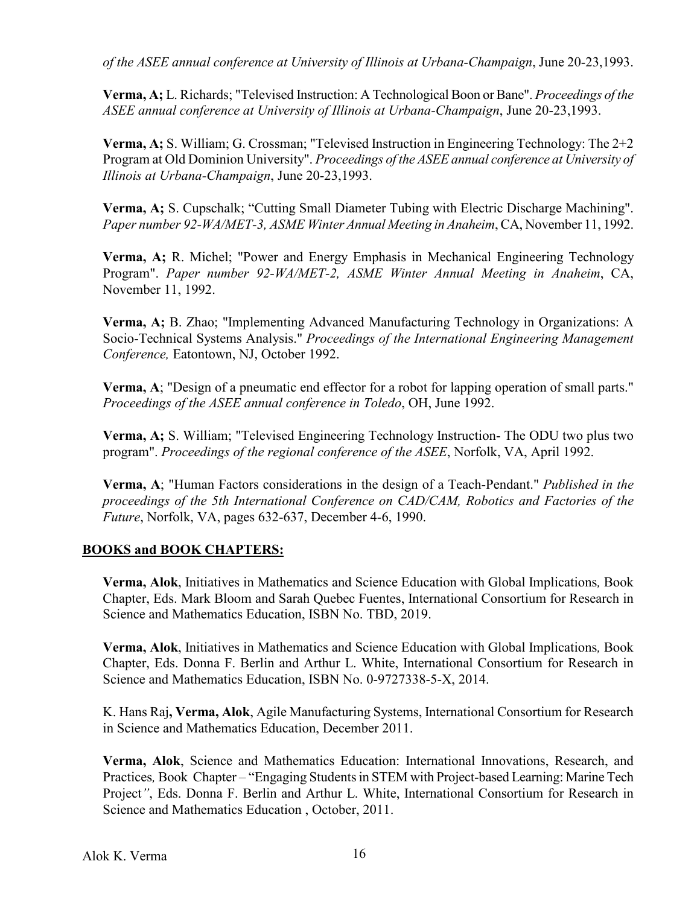*of the ASEE annual conference at University of Illinois at Urbana-Champaign*, June 20-23,1993.

**Verma, A;** L. Richards; "Televised Instruction: A Technological Boon or Bane". *Proceedings of the ASEE annual conference at University of Illinois at Urbana-Champaign*, June 20-23,1993.

**Verma, A;** S. William; G. Crossman; "Televised Instruction in Engineering Technology: The 2+2 Program at Old Dominion University". *Proceedings of the ASEE annual conference at University of Illinois at Urbana-Champaign*, June 20-23,1993.

**Verma, A;** S. Cupschalk; "Cutting Small Diameter Tubing with Electric Discharge Machining". *Paper number 92-WA/MET-3, ASME Winter Annual Meeting in Anaheim*, CA, November 11, 1992.

**Verma, A;** R. Michel; "Power and Energy Emphasis in Mechanical Engineering Technology Program". *Paper number 92-WA/MET-2, ASME Winter Annual Meeting in Anaheim*, CA, November 11, 1992.

**Verma, A;** B. Zhao; "Implementing Advanced Manufacturing Technology in Organizations: A Socio-Technical Systems Analysis." *Proceedings of the International Engineering Management Conference,* Eatontown, NJ, October 1992.

**Verma, A**; "Design of a pneumatic end effector for a robot for lapping operation of small parts." *Proceedings of the ASEE annual conference in Toledo*, OH, June 1992.

**Verma, A;** S. William; "Televised Engineering Technology Instruction- The ODU two plus two program". *Proceedings of the regional conference of the ASEE*, Norfolk, VA, April 1992.

**Verma, A**; "Human Factors considerations in the design of a Teach-Pendant." *Published in the proceedings of the 5th International Conference on CAD/CAM, Robotics and Factories of the Future*, Norfolk, VA, pages 632-637, December 4-6, 1990.

## BOOKS and BOOK CHAPTERS:

**Verma, Alok**, Initiatives in Mathematics and Science Education with Global Implications*,* Book Chapter, Eds. Mark Bloom and Sarah Quebec Fuentes, International Consortium for Research in Science and Mathematics Education, ISBN No. TBD, 2019.

**Verma, Alok**, Initiatives in Mathematics and Science Education with Global Implications*,* Book Chapter, Eds. Donna F. Berlin and Arthur L. White, International Consortium for Research in Science and Mathematics Education, ISBN No. 0-9727338-5-X, 2014.

K. Hans Raj**, Verma, Alok**, Agile Manufacturing Systems, International Consortium for Research in Science and Mathematics Education, December 2011.

**Verma, Alok**, Science and Mathematics Education: International Innovations, Research, and Practices*,* Book Chapter – "Engaging Students in STEM with Project-based Learning: Marine Tech Project*"*, Eds. Donna F. Berlin and Arthur L. White, International Consortium for Research in Science and Mathematics Education , October, 2011.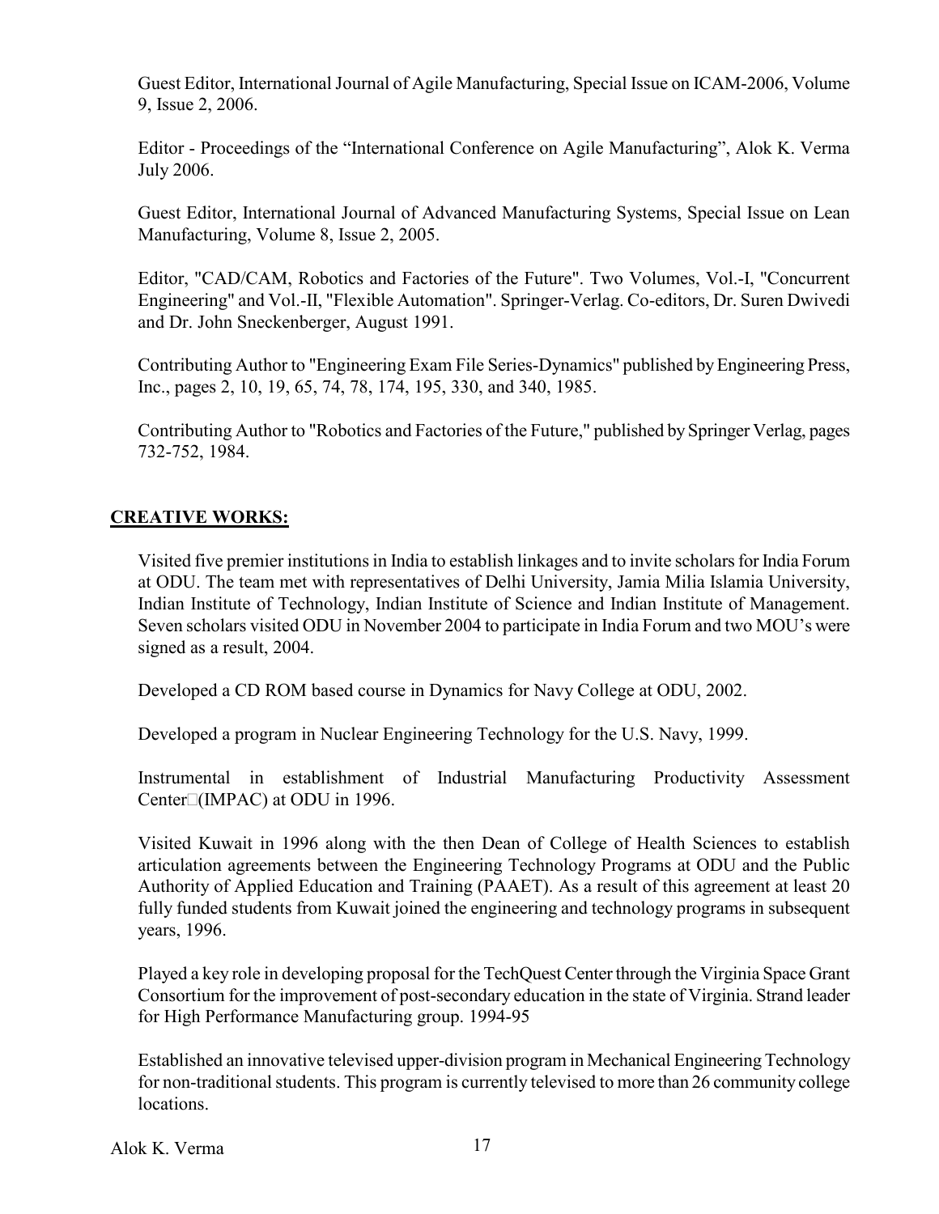Guest Editor, International Journal of Agile Manufacturing, Special Issue on ICAM-2006, Volume 9, Issue 2, 2006.

Editor - Proceedings of the "International Conference on Agile Manufacturing", Alok K. Verma July 2006.

Guest Editor, International Journal of Advanced Manufacturing Systems, Special Issue on Lean Manufacturing, Volume 8, Issue 2, 2005.

Editor, "CAD/CAM, Robotics and Factories of the Future". Two Volumes, Vol.-I, "Concurrent Engineering" and Vol.-II, "Flexible Automation". Springer-Verlag. Co-editors, Dr. Suren Dwivedi and Dr. John Sneckenberger, August 1991.

Contributing Author to "Engineering Exam File Series-Dynamics" published by Engineering Press, Inc., pages 2, 10, 19, 65, 74, 78, 174, 195, 330, and 340, 1985.

Contributing Author to "Robotics and Factories of the Future," published by Springer Verlag, pages 732-752, 1984.

## CREATIVE WORKS:

Visited five premier institutions in India to establish linkages and to invite scholars for India Forum at ODU. The team met with representatives of Delhi University, Jamia Milia Islamia University, Indian Institute of Technology, Indian Institute of Science and Indian Institute of Management. Seven scholars visited ODU in November 2004 to participate in India Forum and two MOU's were signed as a result, 2004.

Developed a CD ROM based course in Dynamics for Navy College at ODU, 2002.

Developed a program in Nuclear Engineering Technology for the U.S. Navy, 1999.

Instrumental in establishment of Industrial Manufacturing Productivity Assessment Center (IMPAC) at ODU in 1996.

Visited Kuwait in 1996 along with the then Dean of College of Health Sciences to establish articulation agreements between the Engineering Technology Programs at ODU and the Public Authority of Applied Education and Training (PAAET). As a result of this agreement at least 20 fully funded students from Kuwait joined the engineering and technology programs in subsequent years, 1996.

Played a key role in developing proposal for the TechQuest Center through the Virginia Space Grant Consortium for the improvement of post-secondary education in the state of Virginia. Strand leader for High Performance Manufacturing group. 1994-95

Established an innovative televised upper-division program in Mechanical Engineering Technology for non-traditional students. This program is currently televised to more than 26 community college locations.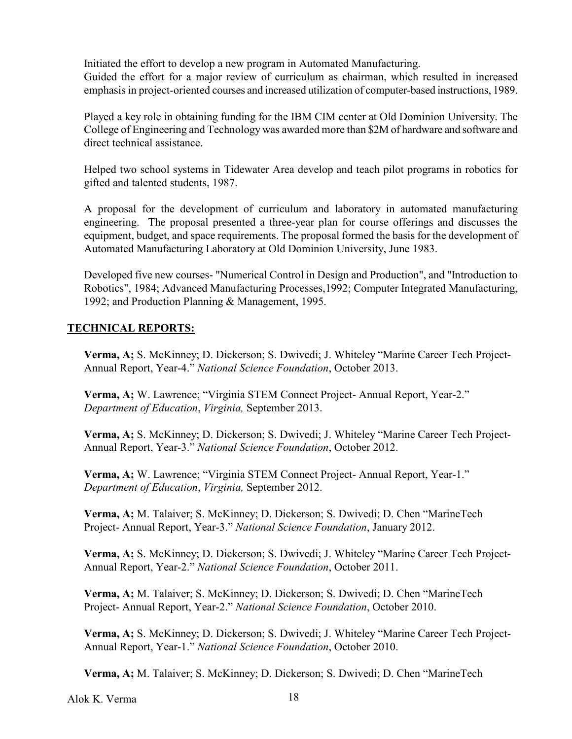Initiated the effort to develop a new program in Automated Manufacturing.
Guided the effort for a major review of curriculum as chairman, which resulted in increased emphasis in project-oriented courses and increased utilization of computer-based instructions, 1989.

Played a key role in obtaining funding for the IBM CIM center at Old Dominion University. The College of Engineering and Technology was awarded more than $2M of hardware and software and direct technical assistance.

Helped two school systems in Tidewater Area develop and teach pilot programs in robotics for gifted and talented students, 1987.

A proposal for the development of curriculum and laboratory in automated manufacturing engineering. The proposal presented a three-year plan for course offerings and discusses the equipment, budget, and space requirements. The proposal formed the basis for the development of Automated Manufacturing Laboratory at Old Dominion University, June 1983.

Developed five new courses- "Numerical Control in Design and Production", and "Introduction to Robotics", 1984; Advanced Manufacturing Processes,1992; Computer Integrated Manufacturing, 1992; and Production Planning & Management, 1995.

## TECHNICAL REPORTS:

**Verma, A;** S. McKinney; D. Dickerson; S. Dwivedi; J. Whiteley "Marine Career Tech Project- Annual Report, Year-4." *National Science Foundation*, October 2013.

**Verma, A;** W. Lawrence; "Virginia STEM Connect Project- Annual Report, Year-2." *Department of Education*, *Virginia,* September 2013.

**Verma, A;** S. McKinney; D. Dickerson; S. Dwivedi; J. Whiteley "Marine Career Tech Project- Annual Report, Year-3." *National Science Foundation*, October 2012.

**Verma, A;** W. Lawrence; "Virginia STEM Connect Project- Annual Report, Year-1." *Department of Education*, *Virginia,* September 2012.

**Verma, A;** M. Talaiver; S. McKinney; D. Dickerson; S. Dwivedi; D. Chen "MarineTech Project- Annual Report, Year-3." *National Science Foundation*, January 2012.

**Verma, A;** S. McKinney; D. Dickerson; S. Dwivedi; J. Whiteley "Marine Career Tech Project- Annual Report, Year-2." *National Science Foundation*, October 2011.

**Verma, A;** M. Talaiver; S. McKinney; D. Dickerson; S. Dwivedi; D. Chen "MarineTech Project- Annual Report, Year-2." *National Science Foundation*, October 2010.

**Verma, A;** S. McKinney; D. Dickerson; S. Dwivedi; J. Whiteley "Marine Career Tech Project- Annual Report, Year-1." *National Science Foundation*, October 2010.

**Verma, A;** M. Talaiver; S. McKinney; D. Dickerson; S. Dwivedi; D. Chen "MarineTech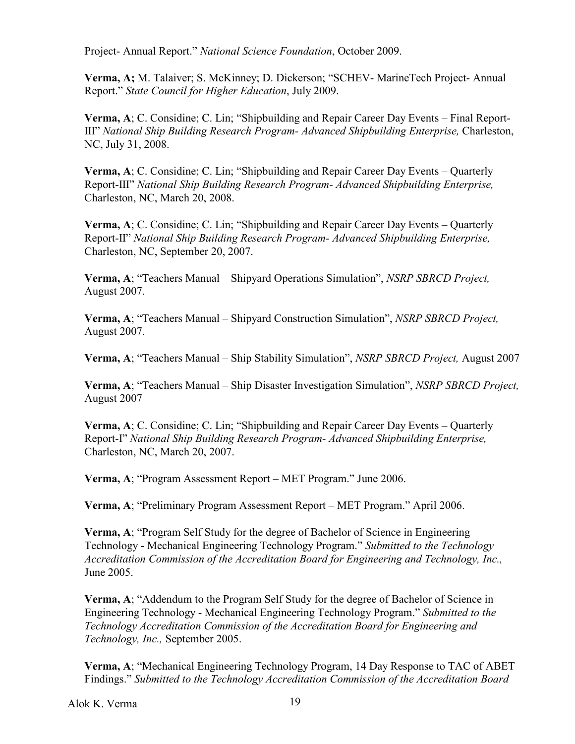Project- Annual Report." *National Science Foundation*, October 2009.

**Verma, A;** M. Talaiver; S. McKinney; D. Dickerson; "SCHEV- MarineTech Project- Annual Report." *State Council for Higher Education*, July 2009.

**Verma, A**; C. Considine; C. Lin; "Shipbuilding and Repair Career Day Events – Final Report-III" *National Ship Building Research Program- Advanced Shipbuilding Enterprise,* Charleston, NC, July 31, 2008.

**Verma, A**; C. Considine; C. Lin; "Shipbuilding and Repair Career Day Events – Quarterly Report-III" *National Ship Building Research Program- Advanced Shipbuilding Enterprise,* Charleston, NC, March 20, 2008.

**Verma, A**; C. Considine; C. Lin; "Shipbuilding and Repair Career Day Events – Quarterly Report-II" *National Ship Building Research Program- Advanced Shipbuilding Enterprise,* Charleston, NC, September 20, 2007.

**Verma, A**; "Teachers Manual – Shipyard Operations Simulation", *NSRP SBRCD Project,* August 2007.

**Verma, A**; "Teachers Manual – Shipyard Construction Simulation", *NSRP SBRCD Project,* August 2007.

**Verma, A**; "Teachers Manual – Ship Stability Simulation", *NSRP SBRCD Project,* August 2007

**Verma, A**; "Teachers Manual – Ship Disaster Investigation Simulation", *NSRP SBRCD Project,* August 2007

**Verma, A**; C. Considine; C. Lin; "Shipbuilding and Repair Career Day Events – Quarterly Report-I" *National Ship Building Research Program- Advanced Shipbuilding Enterprise,* Charleston, NC, March 20, 2007.

**Verma, A**; "Program Assessment Report – MET Program." June 2006.

**Verma, A**; "Preliminary Program Assessment Report – MET Program." April 2006.

**Verma, A**; "Program Self Study for the degree of Bachelor of Science in Engineering Technology - Mechanical Engineering Technology Program." *Submitted to the Technology Accreditation Commission of the Accreditation Board for Engineering and Technology, Inc.,* June 2005.

**Verma, A**; "Addendum to the Program Self Study for the degree of Bachelor of Science in Engineering Technology - Mechanical Engineering Technology Program." *Submitted to the Technology Accreditation Commission of the Accreditation Board for Engineering and Technology, Inc.,* September 2005.

**Verma, A**; "Mechanical Engineering Technology Program, 14 Day Response to TAC of ABET Findings." *Submitted to the Technology Accreditation Commission of the Accreditation Board*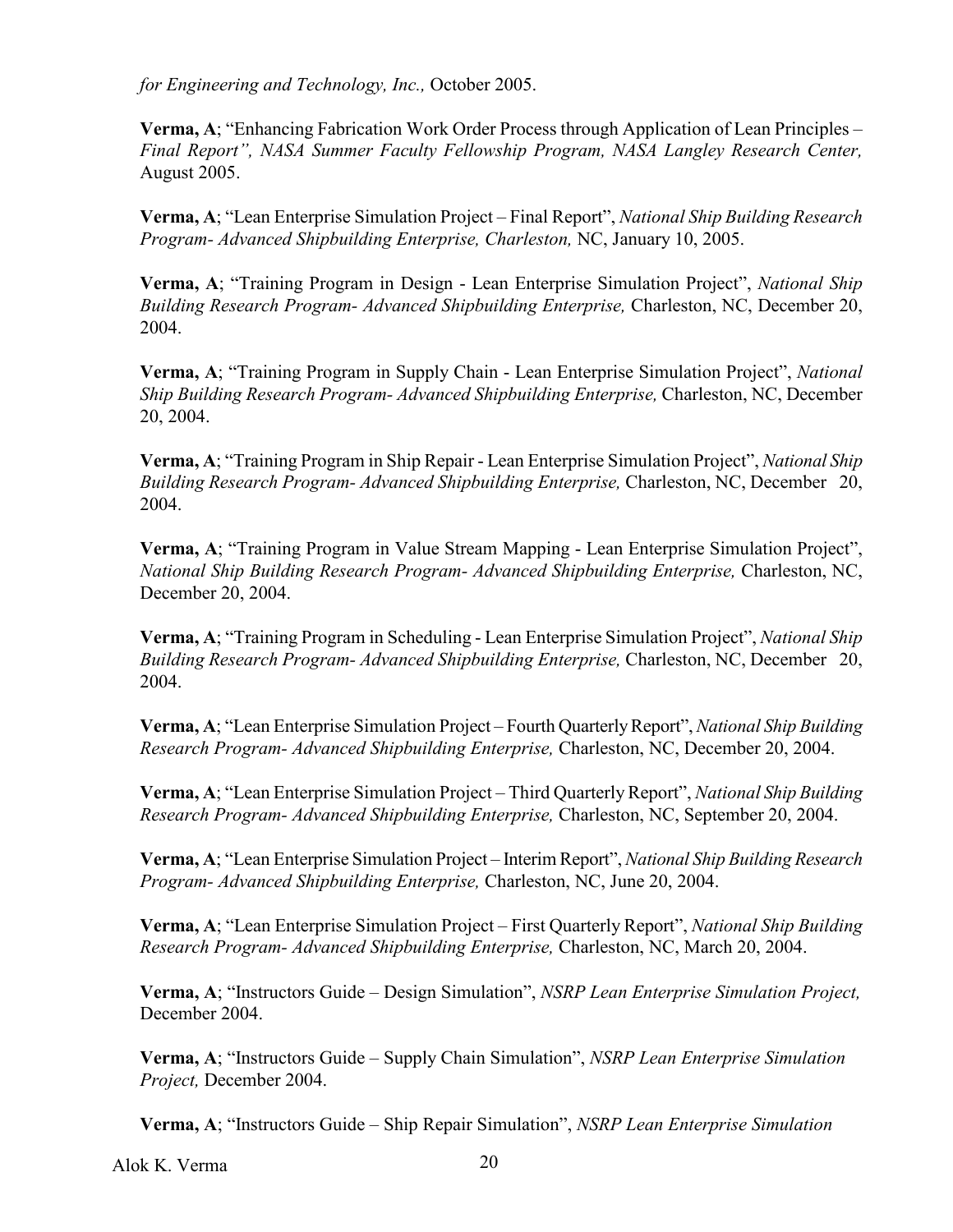*for Engineering and Technology, Inc.,* October 2005.

**Verma, A**; "Enhancing Fabrication Work Order Process through Application of Lean Principles – *Final Report", NASA Summer Faculty Fellowship Program, NASA Langley Research Center,* August 2005.

**Verma, A**; "Lean Enterprise Simulation Project – Final Report", *National Ship Building Research Program- Advanced Shipbuilding Enterprise, Charleston,* NC, January 10, 2005.

**Verma, A**; "Training Program in Design - Lean Enterprise Simulation Project", *National Ship Building Research Program- Advanced Shipbuilding Enterprise,* Charleston, NC, December 20, 2004.

**Verma, A**; "Training Program in Supply Chain - Lean Enterprise Simulation Project", *National Ship Building Research Program- Advanced Shipbuilding Enterprise,* Charleston, NC, December 20, 2004.

**Verma, A**; "Training Program in Ship Repair - Lean Enterprise Simulation Project", *National Ship Building Research Program- Advanced Shipbuilding Enterprise,* Charleston, NC, December 20, 2004.

**Verma, A**; "Training Program in Value Stream Mapping - Lean Enterprise Simulation Project", *National Ship Building Research Program- Advanced Shipbuilding Enterprise,* Charleston, NC, December 20, 2004.

**Verma, A**; "Training Program in Scheduling - Lean Enterprise Simulation Project", *National Ship Building Research Program- Advanced Shipbuilding Enterprise,* Charleston, NC, December 20, 2004.

**Verma, A**; "Lean Enterprise Simulation Project – Fourth Quarterly Report", *National Ship Building Research Program- Advanced Shipbuilding Enterprise,* Charleston, NC, December 20, 2004.

**Verma, A**; "Lean Enterprise Simulation Project – Third Quarterly Report", *National Ship Building Research Program- Advanced Shipbuilding Enterprise,* Charleston, NC, September 20, 2004.

**Verma, A**; "Lean Enterprise Simulation Project – Interim Report", *National Ship Building Research Program- Advanced Shipbuilding Enterprise,* Charleston, NC, June 20, 2004.

**Verma, A**; "Lean Enterprise Simulation Project – First Quarterly Report", *National Ship Building Research Program- Advanced Shipbuilding Enterprise,* Charleston, NC, March 20, 2004.

**Verma, A**; "Instructors Guide – Design Simulation", *NSRP Lean Enterprise Simulation Project,* December 2004.

**Verma, A**; "Instructors Guide – Supply Chain Simulation", *NSRP Lean Enterprise Simulation Project,* December 2004.

**Verma, A**; "Instructors Guide – Ship Repair Simulation", *NSRP Lean Enterprise Simulation*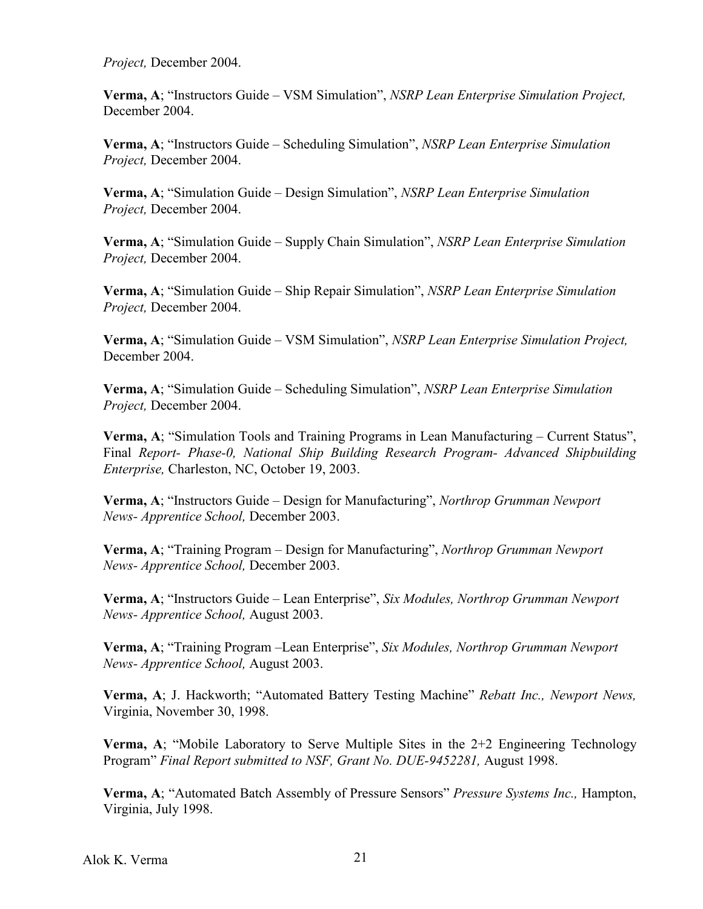*Project,* December 2004.

**Verma, A**; "Instructors Guide – VSM Simulation", *NSRP Lean Enterprise Simulation Project,* December 2004.

**Verma, A**; "Instructors Guide – Scheduling Simulation", *NSRP Lean Enterprise Simulation Project,* December 2004.

**Verma, A**; "Simulation Guide – Design Simulation", *NSRP Lean Enterprise Simulation Project,* December 2004.

**Verma, A**; "Simulation Guide – Supply Chain Simulation", *NSRP Lean Enterprise Simulation Project,* December 2004.

**Verma, A**; "Simulation Guide – Ship Repair Simulation", *NSRP Lean Enterprise Simulation Project,* December 2004.

**Verma, A**; "Simulation Guide – VSM Simulation", *NSRP Lean Enterprise Simulation Project,* December 2004.

**Verma, A**; "Simulation Guide – Scheduling Simulation", *NSRP Lean Enterprise Simulation Project,* December 2004.

**Verma, A**; "Simulation Tools and Training Programs in Lean Manufacturing – Current Status", Final *Report- Phase-0, National Ship Building Research Program- Advanced Shipbuilding Enterprise,* Charleston, NC, October 19, 2003.

**Verma, A**; "Instructors Guide – Design for Manufacturing", *Northrop Grumman Newport News- Apprentice School,* December 2003.

**Verma, A**; "Training Program – Design for Manufacturing", *Northrop Grumman Newport News- Apprentice School,* December 2003.

**Verma, A**; "Instructors Guide – Lean Enterprise", *Six Modules, Northrop Grumman Newport News- Apprentice School,* August 2003.

**Verma, A**; "Training Program –Lean Enterprise", *Six Modules, Northrop Grumman Newport News- Apprentice School,* August 2003.

**Verma, A**; J. Hackworth; "Automated Battery Testing Machine" *Rebatt Inc., Newport News,* Virginia, November 30, 1998.

**Verma, A**; "Mobile Laboratory to Serve Multiple Sites in the 2+2 Engineering Technology Program" *Final Report submitted to NSF, Grant No. DUE-9452281,* August 1998.

**Verma, A**; "Automated Batch Assembly of Pressure Sensors" *Pressure Systems Inc.,* Hampton, Virginia, July 1998.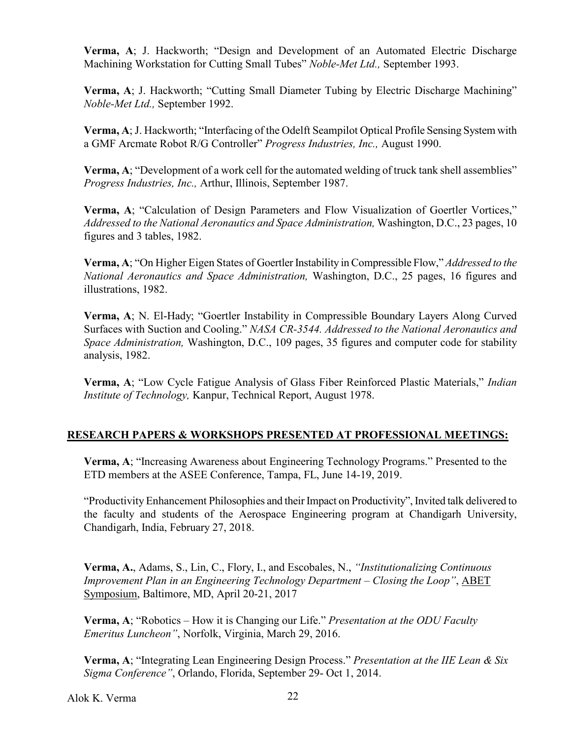**Verma, A**; J. Hackworth; "Design and Development of an Automated Electric Discharge Machining Workstation for Cutting Small Tubes" *Noble-Met Ltd.,* September 1993.

**Verma, A**; J. Hackworth; "Cutting Small Diameter Tubing by Electric Discharge Machining" *Noble-Met Ltd.,* September 1992.

**Verma, A**; J. Hackworth; "Interfacing of the Odelft Seampilot Optical Profile Sensing System with a GMF Arcmate Robot R/G Controller" *Progress Industries, Inc.,* August 1990.

**Verma, A**; "Development of a work cell for the automated welding of truck tank shell assemblies" *Progress Industries, Inc.,* Arthur, Illinois, September 1987.

**Verma, A**; "Calculation of Design Parameters and Flow Visualization of Goertler Vortices," *Addressed to the National Aeronautics and Space Administration,* Washington, D.C., 23 pages, 10 figures and 3 tables, 1982.

**Verma, A**; "On Higher Eigen States of Goertler Instability in Compressible Flow," *Addressed to the National Aeronautics and Space Administration,* Washington, D.C., 25 pages, 16 figures and illustrations, 1982.

**Verma, A**; N. El-Hady; "Goertler Instability in Compressible Boundary Layers Along Curved Surfaces with Suction and Cooling." *NASA CR-3544. Addressed to the National Aeronautics and Space Administration,* Washington, D.C., 109 pages, 35 figures and computer code for stability analysis, 1982.

**Verma, A**; "Low Cycle Fatigue Analysis of Glass Fiber Reinforced Plastic Materials," *Indian Institute of Technology,* Kanpur, Technical Report, August 1978.

## RESEARCH PAPERS & WORKSHOPS PRESENTED AT PROFESSIONAL MEETINGS:

**Verma, A**; "Increasing Awareness about Engineering Technology Programs." Presented to the ETD members at the ASEE Conference, Tampa, FL, June 14-19, 2019.

"Productivity Enhancement Philosophies and their Impact on Productivity", Invited talk delivered to the faculty and students of the Aerospace Engineering program at Chandigarh University, Chandigarh, India, February 27, 2018.

**Verma, A.**, Adams, S., Lin, C., Flory, I., and Escobales, N., *"Institutionalizing Continuous Improvement Plan in an Engineering Technology Department – Closing the Loop"*, ABET Symposium, Baltimore, MD, April 20-21, 2017

**Verma, A**; "Robotics – How it is Changing our Life." *Presentation at the ODU Faculty Emeritus Luncheon"*, Norfolk, Virginia, March 29, 2016.

**Verma, A**; "Integrating Lean Engineering Design Process." *Presentation at the IIE Lean & Six Sigma Conference"*, Orlando, Florida, September 29- Oct 1, 2014.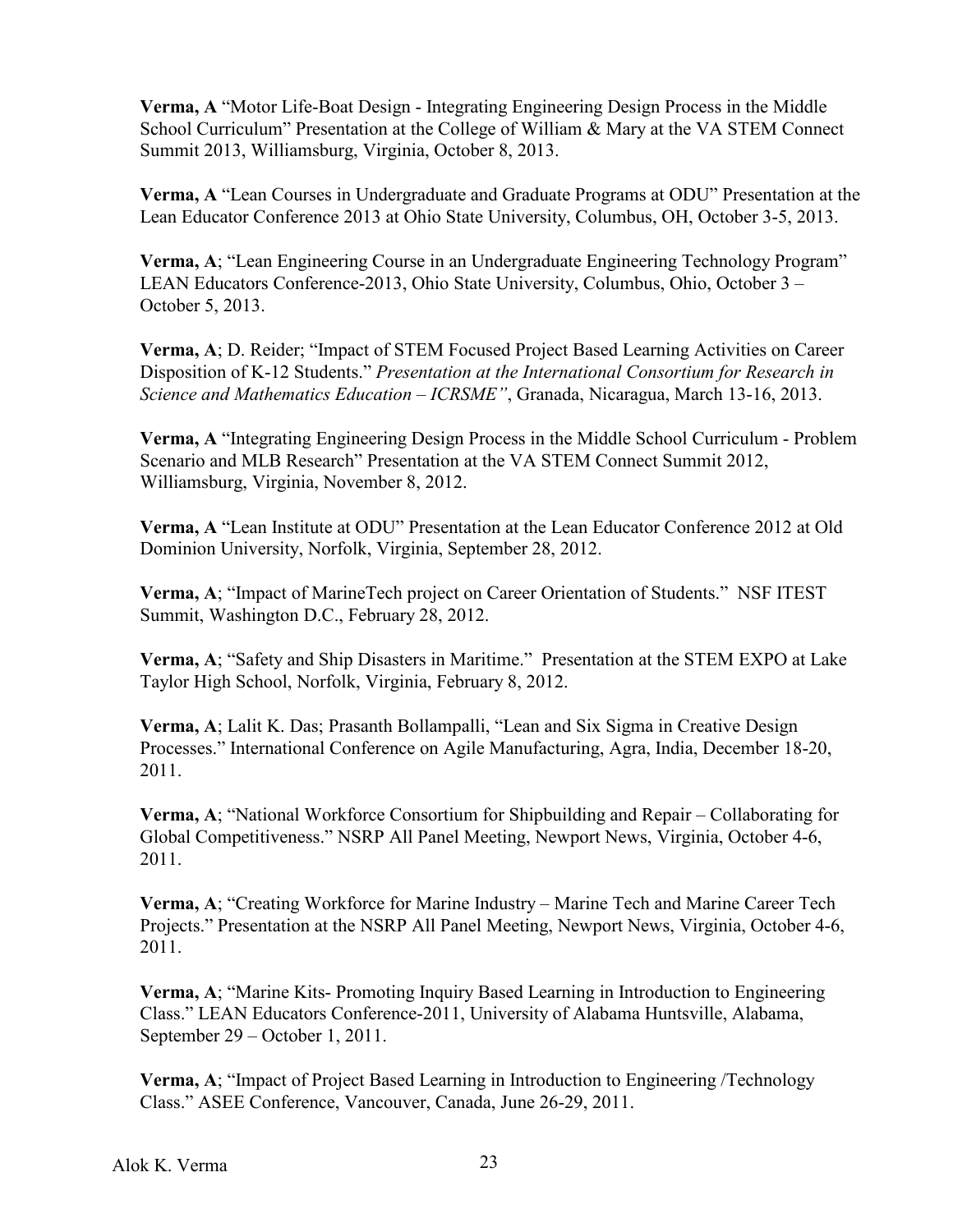**Verma, A** "Motor Life-Boat Design - Integrating Engineering Design Process in the Middle School Curriculum" Presentation at the College of William & Mary at the VA STEM Connect Summit 2013, Williamsburg, Virginia, October 8, 2013.

**Verma, A** "Lean Courses in Undergraduate and Graduate Programs at ODU" Presentation at the Lean Educator Conference 2013 at Ohio State University, Columbus, OH, October 3-5, 2013.

**Verma, A**; "Lean Engineering Course in an Undergraduate Engineering Technology Program" LEAN Educators Conference-2013, Ohio State University, Columbus, Ohio, October 3 – October 5, 2013.

**Verma, A**; D. Reider; "Impact of STEM Focused Project Based Learning Activities on Career Disposition of K-12 Students." *Presentation at the International Consortium for Research in Science and Mathematics Education – ICRSME"*, Granada, Nicaragua, March 13-16, 2013.

**Verma, A** "Integrating Engineering Design Process in the Middle School Curriculum - Problem Scenario and MLB Research" Presentation at the VA STEM Connect Summit 2012, Williamsburg, Virginia, November 8, 2012.

**Verma, A** "Lean Institute at ODU" Presentation at the Lean Educator Conference 2012 at Old Dominion University, Norfolk, Virginia, September 28, 2012.

**Verma, A**; "Impact of MarineTech project on Career Orientation of Students." NSF ITEST Summit, Washington D.C., February 28, 2012.

**Verma, A**; "Safety and Ship Disasters in Maritime." Presentation at the STEM EXPO at Lake Taylor High School, Norfolk, Virginia, February 8, 2012.

**Verma, A**; Lalit K. Das; Prasanth Bollampalli, "Lean and Six Sigma in Creative Design Processes." International Conference on Agile Manufacturing, Agra, India, December 18-20, 2011.

**Verma, A**; "National Workforce Consortium for Shipbuilding and Repair – Collaborating for Global Competitiveness." NSRP All Panel Meeting, Newport News, Virginia, October 4-6, 2011.

**Verma, A**; "Creating Workforce for Marine Industry – Marine Tech and Marine Career Tech Projects." Presentation at the NSRP All Panel Meeting, Newport News, Virginia, October 4-6, 2011.

**Verma, A**; "Marine Kits- Promoting Inquiry Based Learning in Introduction to Engineering Class." LEAN Educators Conference-2011, University of Alabama Huntsville, Alabama, September 29 – October 1, 2011.

**Verma, A**; "Impact of Project Based Learning in Introduction to Engineering /Technology Class." ASEE Conference, Vancouver, Canada, June 26-29, 2011.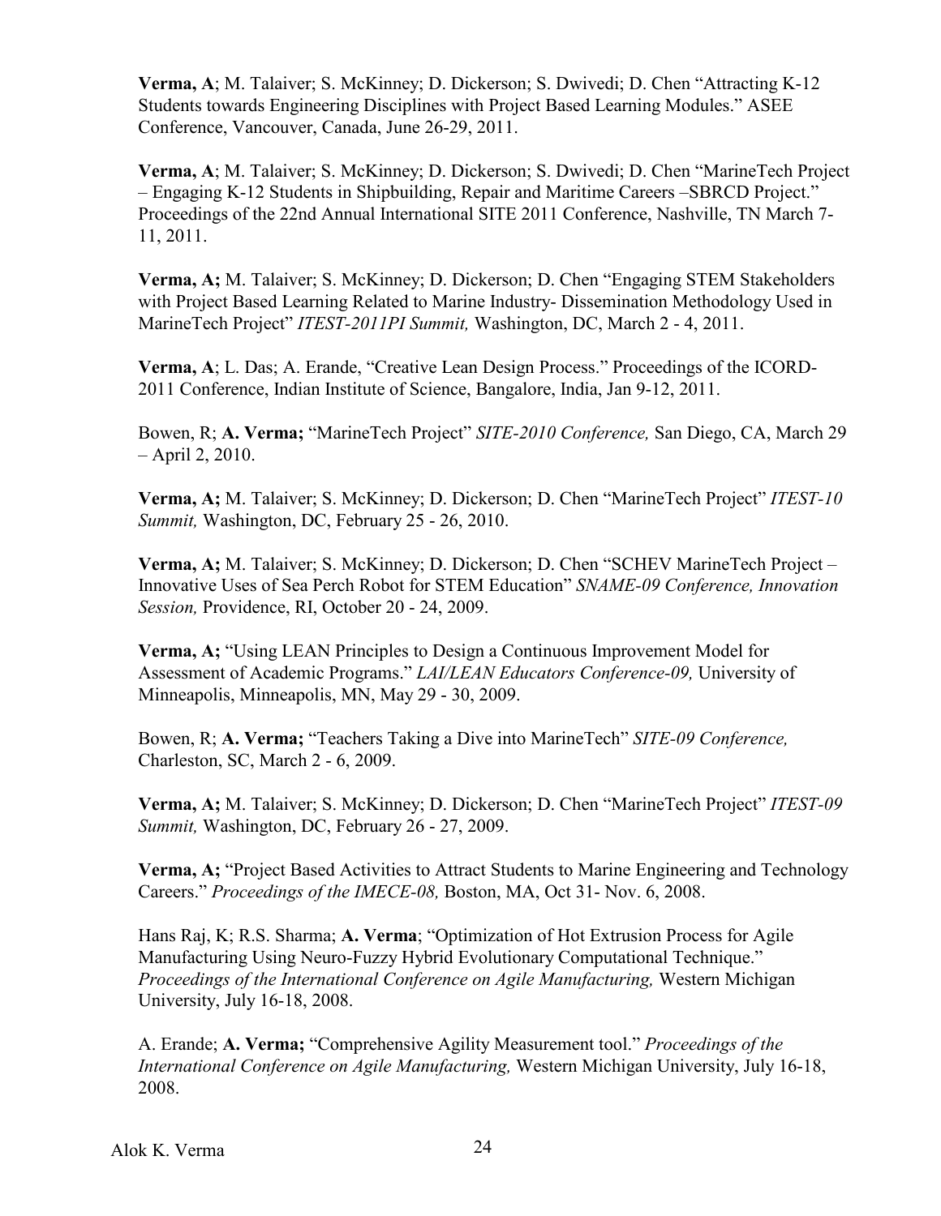**Verma, A**; M. Talaiver; S. McKinney; D. Dickerson; S. Dwivedi; D. Chen "Attracting K-12 Students towards Engineering Disciplines with Project Based Learning Modules." ASEE Conference, Vancouver, Canada, June 26-29, 2011.

**Verma, A**; M. Talaiver; S. McKinney; D. Dickerson; S. Dwivedi; D. Chen "MarineTech Project – Engaging K-12 Students in Shipbuilding, Repair and Maritime Careers –SBRCD Project." Proceedings of the 22nd Annual International SITE 2011 Conference, Nashville, TN March 7-11, 2011.

**Verma, A;** M. Talaiver; S. McKinney; D. Dickerson; D. Chen "Engaging STEM Stakeholders with Project Based Learning Related to Marine Industry- Dissemination Methodology Used in MarineTech Project" *ITEST-2011PI Summit,* Washington, DC, March 2 - 4, 2011.

**Verma, A**; L. Das; A. Erande, "Creative Lean Design Process." Proceedings of the ICORD-2011 Conference, Indian Institute of Science, Bangalore, India, Jan 9-12, 2011.

Bowen, R; **A. Verma;** "MarineTech Project" *SITE-2010 Conference,* San Diego, CA, March 29 – April 2, 2010.

**Verma, A;** M. Talaiver; S. McKinney; D. Dickerson; D. Chen "MarineTech Project" *ITEST-10 Summit,* Washington, DC, February 25 - 26, 2010.

**Verma, A;** M. Talaiver; S. McKinney; D. Dickerson; D. Chen "SCHEV MarineTech Project – Innovative Uses of Sea Perch Robot for STEM Education" *SNAME-09 Conference, Innovation Session,* Providence, RI, October 20 - 24, 2009.

**Verma, A;** "Using LEAN Principles to Design a Continuous Improvement Model for Assessment of Academic Programs." *LAI/LEAN Educators Conference-09,* University of Minneapolis, Minneapolis, MN, May 29 - 30, 2009.

Bowen, R; **A. Verma;** "Teachers Taking a Dive into MarineTech" *SITE-09 Conference,* Charleston, SC, March 2 - 6, 2009.

**Verma, A;** M. Talaiver; S. McKinney; D. Dickerson; D. Chen "MarineTech Project" *ITEST-09 Summit,* Washington, DC, February 26 - 27, 2009.

**Verma, A;** "Project Based Activities to Attract Students to Marine Engineering and Technology Careers." *Proceedings of the IMECE-08,* Boston, MA, Oct 31- Nov. 6, 2008.

Hans Raj, K; R.S. Sharma; **A. Verma**; "Optimization of Hot Extrusion Process for Agile Manufacturing Using Neuro-Fuzzy Hybrid Evolutionary Computational Technique." *Proceedings of the International Conference on Agile Manufacturing,* Western Michigan University, July 16-18, 2008.

A. Erande; **A. Verma;** "Comprehensive Agility Measurement tool." *Proceedings of the International Conference on Agile Manufacturing,* Western Michigan University, July 16-18, 2008.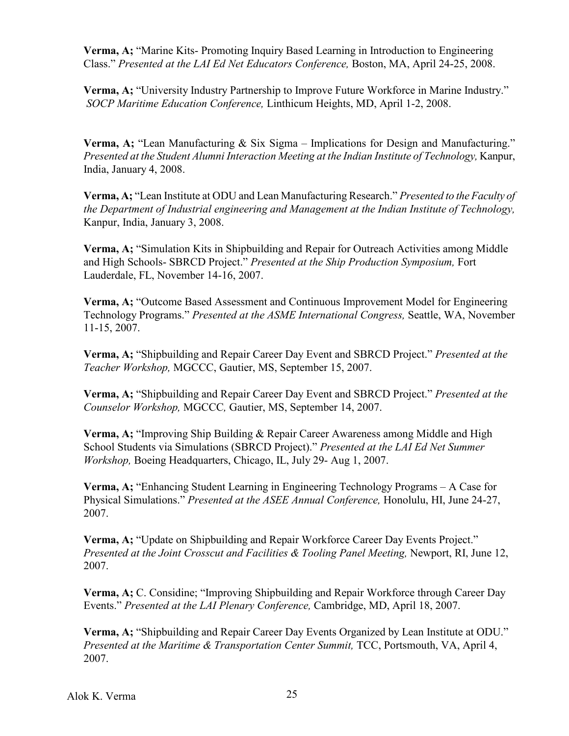**Verma, A;** “Marine Kits- Promoting Inquiry Based Learning in Introduction to Engineering Class.” *Presented at the LAI Ed Net Educators Conference,* Boston, MA, April 24-25, 2008.

**Verma, A;** “University Industry Partnership to Improve Future Workforce in Marine Industry.” *SOCP Maritime Education Conference,* Linthicum Heights, MD, April 1-2, 2008.

**Verma, A;** “Lean Manufacturing & Six Sigma – Implications for Design and Manufacturing.” *Presented at the Student Alumni Interaction Meeting at the Indian Institute of Technology,* Kanpur, India, January 4, 2008.

**Verma, A;** “Lean Institute at ODU and Lean Manufacturing Research.” *Presented to the Faculty of the Department of Industrial engineering and Management at the Indian Institute of Technology,* Kanpur, India, January 3, 2008.

**Verma, A;** “Simulation Kits in Shipbuilding and Repair for Outreach Activities among Middle and High Schools- SBRCD Project.” *Presented at the Ship Production Symposium,* Fort Lauderdale, FL, November 14-16, 2007.

**Verma, A;** “Outcome Based Assessment and Continuous Improvement Model for Engineering Technology Programs.” *Presented at the ASME International Congress,* Seattle, WA, November 11-15, 2007.

**Verma, A;** “Shipbuilding and Repair Career Day Event and SBRCD Project.” *Presented at the Teacher Workshop,* MGCCC, Gautier, MS, September 15, 2007.

**Verma, A;** “Shipbuilding and Repair Career Day Event and SBRCD Project.” *Presented at the Counselor Workshop,* MGCCC*,* Gautier, MS, September 14, 2007.

**Verma, A;** “Improving Ship Building & Repair Career Awareness among Middle and High School Students via Simulations (SBRCD Project).” *Presented at the LAI Ed Net Summer Workshop,* Boeing Headquarters, Chicago, IL, July 29- Aug 1, 2007.

**Verma, A;** “Enhancing Student Learning in Engineering Technology Programs – A Case for Physical Simulations.” *Presented at the ASEE Annual Conference,* Honolulu, HI, June 24-27, 2007.

**Verma, A;** “Update on Shipbuilding and Repair Workforce Career Day Events Project.” *Presented at the Joint Crosscut and Facilities & Tooling Panel Meeting,* Newport, RI, June 12, 2007.

**Verma, A;** C. Considine; “Improving Shipbuilding and Repair Workforce through Career Day Events.” *Presented at the LAI Plenary Conference,* Cambridge, MD, April 18, 2007.

**Verma, A;** “Shipbuilding and Repair Career Day Events Organized by Lean Institute at ODU.” *Presented at the Maritime & Transportation Center Summit,* TCC, Portsmouth, VA, April 4, 2007.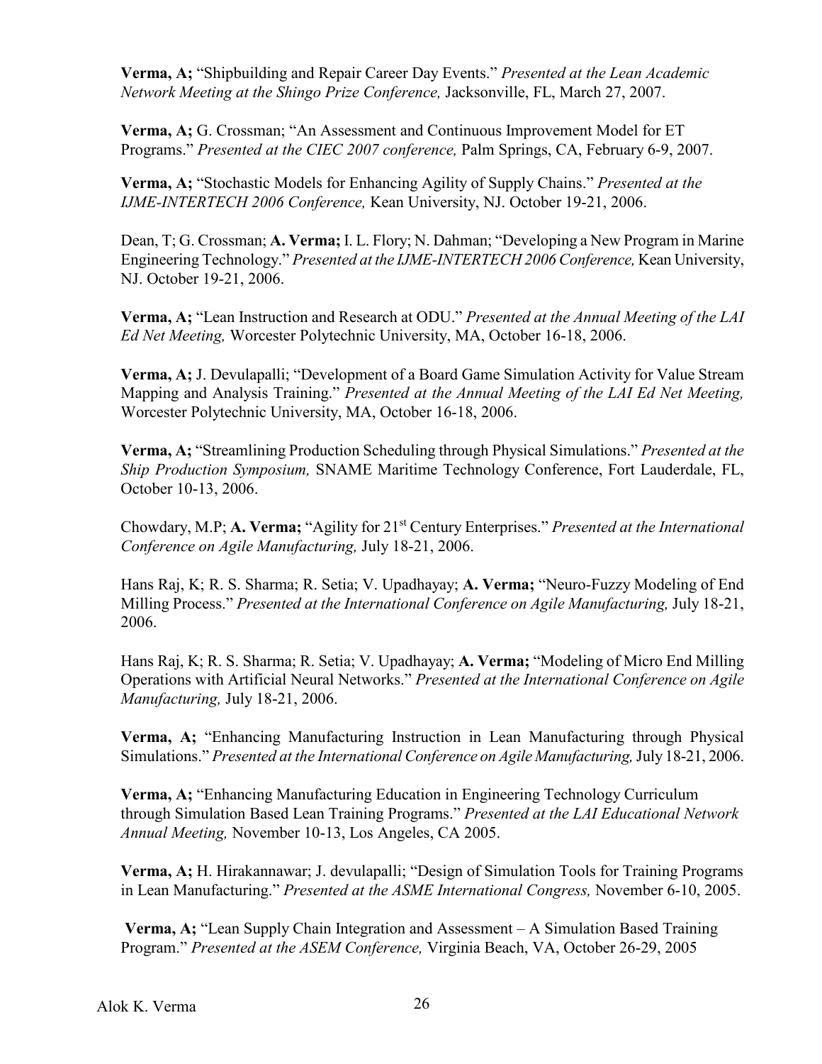**Verma, A;** "Shipbuilding and Repair Career Day Events." *Presented at the Lean Academic Network Meeting at the Shingo Prize Conference,* Jacksonville, FL, March 27, 2007.

**Verma, A;** G. Crossman; "An Assessment and Continuous Improvement Model for ET Programs." *Presented at the CIEC 2007 conference,* Palm Springs, CA, February 6-9, 2007.

**Verma, A;** "Stochastic Models for Enhancing Agility of Supply Chains." *Presented at the IJME-INTERTECH 2006 Conference,* Kean University, NJ. October 19-21, 2006.

Dean, T; G. Crossman; **A. Verma;** I. L. Flory; N. Dahman; "Developing a New Program in Marine Engineering Technology." *Presented at the IJME-INTERTECH 2006 Conference,* Kean University, NJ. October 19-21, 2006.

**Verma, A;** "Lean Instruction and Research at ODU." *Presented at the Annual Meeting of the LAI Ed Net Meeting,* Worcester Polytechnic University, MA, October 16-18, 2006.

**Verma, A;** J. Devulapalli; "Development of a Board Game Simulation Activity for Value Stream Mapping and Analysis Training." *Presented at the Annual Meeting of the LAI Ed Net Meeting,* Worcester Polytechnic University, MA, October 16-18, 2006.

**Verma, A;** "Streamlining Production Scheduling through Physical Simulations." *Presented at the Ship Production Symposium,* SNAME Maritime Technology Conference, Fort Lauderdale, FL, October 10-13, 2006.

Chowdary, M.P; **A. Verma;** "Agility for 21st Century Enterprises." *Presented at the International Conference on Agile Manufacturing,* July 18-21, 2006.

Hans Raj, K; R. S. Sharma; R. Setia; V. Upadhayay; **A. Verma;** "Neuro-Fuzzy Modeling of End Milling Process." *Presented at the International Conference on Agile Manufacturing,* July 18-21, 2006.

Hans Raj, K; R. S. Sharma; R. Setia; V. Upadhayay; **A. Verma;** "Modeling of Micro End Milling Operations with Artificial Neural Networks." *Presented at the International Conference on Agile Manufacturing,* July 18-21, 2006.

**Verma, A;** "Enhancing Manufacturing Instruction in Lean Manufacturing through Physical Simulations." *Presented at the International Conference on Agile Manufacturing,* July 18-21, 2006.

**Verma, A;** "Enhancing Manufacturing Education in Engineering Technology Curriculum through Simulation Based Lean Training Programs." *Presented at the LAI Educational Network Annual Meeting,* November 10-13, Los Angeles, CA 2005.

**Verma, A;** H. Hirakannawar; J. devulapalli; "Design of Simulation Tools for Training Programs in Lean Manufacturing." *Presented at the ASME International Congress,* November 6-10, 2005.

**Verma, A;** "Lean Supply Chain Integration and Assessment – A Simulation Based Training Program." *Presented at the ASEM Conference,* Virginia Beach, VA, October 26-29, 2005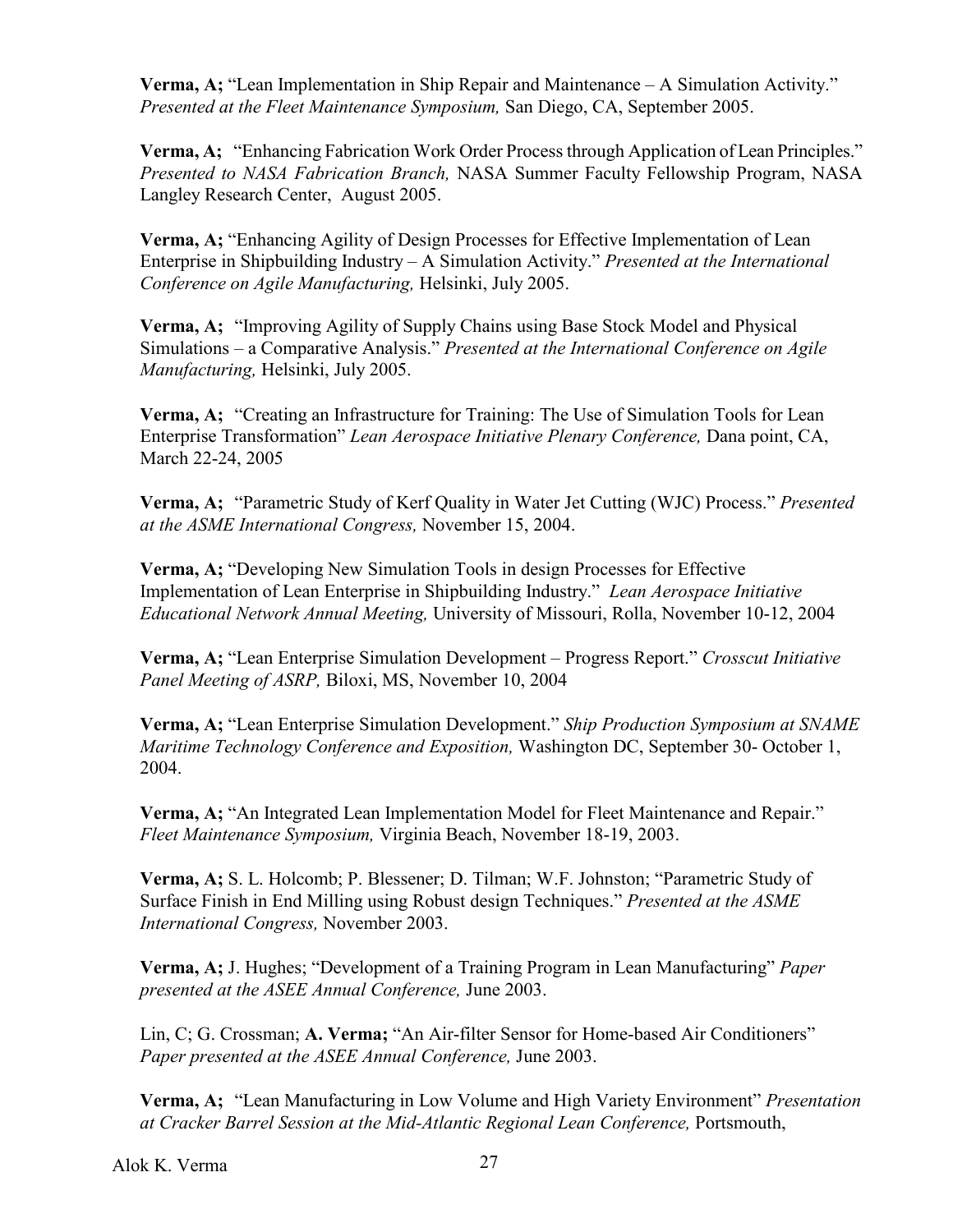**Verma, A;** "Lean Implementation in Ship Repair and Maintenance – A Simulation Activity." *Presented at the Fleet Maintenance Symposium,* San Diego, CA, September 2005.

**Verma, A;** "Enhancing Fabrication Work Order Process through Application of Lean Principles." *Presented to NASA Fabrication Branch,* NASA Summer Faculty Fellowship Program, NASA Langley Research Center, August 2005.

**Verma, A;** "Enhancing Agility of Design Processes for Effective Implementation of Lean Enterprise in Shipbuilding Industry – A Simulation Activity." *Presented at the International Conference on Agile Manufacturing,* Helsinki, July 2005.

**Verma, A;** "Improving Agility of Supply Chains using Base Stock Model and Physical Simulations – a Comparative Analysis." *Presented at the International Conference on Agile Manufacturing,* Helsinki, July 2005.

**Verma, A;** "Creating an Infrastructure for Training: The Use of Simulation Tools for Lean Enterprise Transformation" *Lean Aerospace Initiative Plenary Conference,* Dana point, CA, March 22-24, 2005

**Verma, A;** "Parametric Study of Kerf Quality in Water Jet Cutting (WJC) Process." *Presented at the ASME International Congress,* November 15, 2004.

**Verma, A;** "Developing New Simulation Tools in design Processes for Effective Implementation of Lean Enterprise in Shipbuilding Industry." *Lean Aerospace Initiative Educational Network Annual Meeting,* University of Missouri, Rolla, November 10-12, 2004

**Verma, A;** "Lean Enterprise Simulation Development – Progress Report." *Crosscut Initiative Panel Meeting of ASRP,* Biloxi, MS, November 10, 2004

**Verma, A;** "Lean Enterprise Simulation Development." *Ship Production Symposium at SNAME Maritime Technology Conference and Exposition,* Washington DC, September 30- October 1, 2004.

**Verma, A;** "An Integrated Lean Implementation Model for Fleet Maintenance and Repair." *Fleet Maintenance Symposium,* Virginia Beach, November 18-19, 2003.

**Verma, A;** S. L. Holcomb; P. Blessener; D. Tilman; W.F. Johnston; "Parametric Study of Surface Finish in End Milling using Robust design Techniques." *Presented at the ASME International Congress,* November 2003.

**Verma, A;** J. Hughes; "Development of a Training Program in Lean Manufacturing" *Paper presented at the ASEE Annual Conference,* June 2003.

Lin, C; G. Crossman; **A. Verma;** "An Air-filter Sensor for Home-based Air Conditioners" *Paper presented at the ASEE Annual Conference,* June 2003.

**Verma, A;** "Lean Manufacturing in Low Volume and High Variety Environment" *Presentation at Cracker Barrel Session at the Mid-Atlantic Regional Lean Conference,* Portsmouth,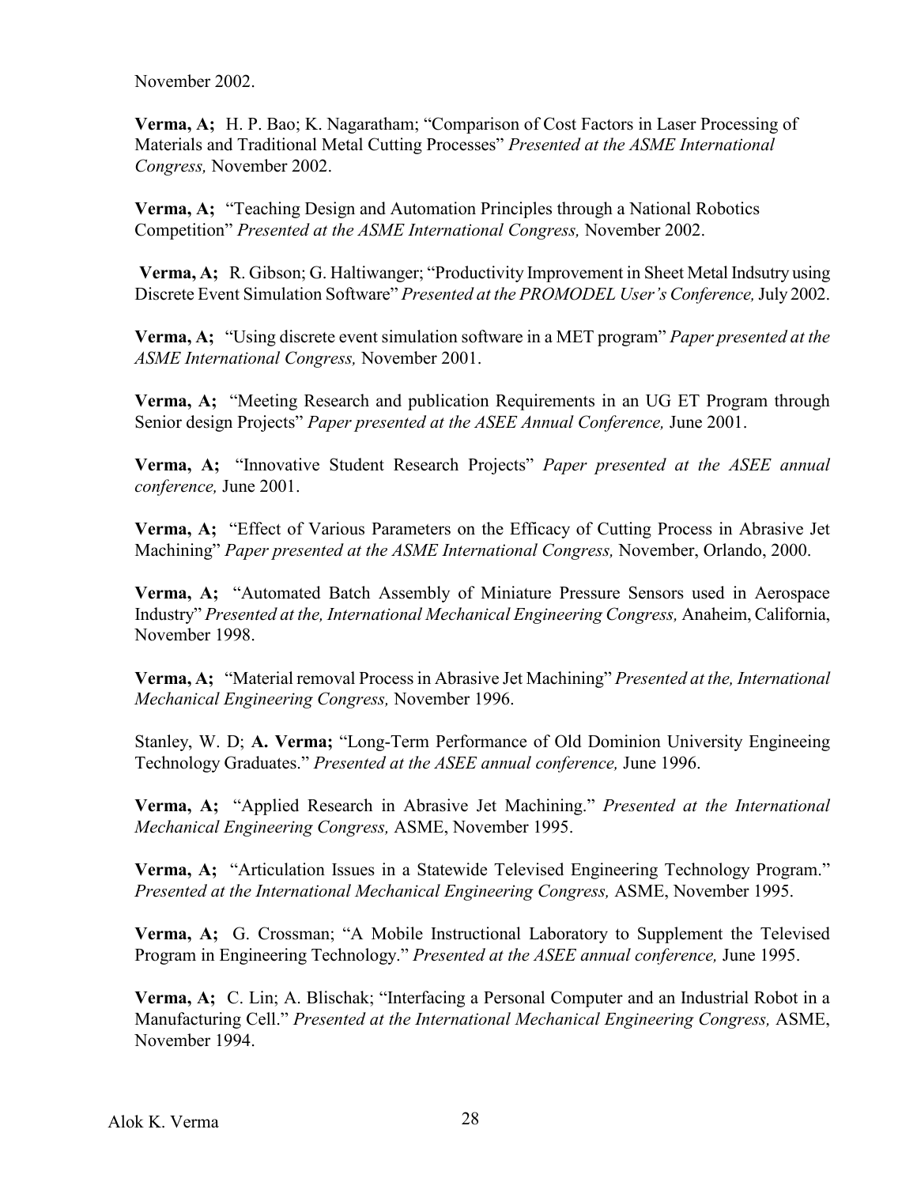November 2002.

**Verma, A;** H. P. Bao; K. Nagaratham; "Comparison of Cost Factors in Laser Processing of Materials and Traditional Metal Cutting Processes" *Presented at the ASME International Congress,* November 2002.

**Verma, A;** "Teaching Design and Automation Principles through a National Robotics Competition" *Presented at the ASME International Congress,* November 2002.

**Verma, A;** R. Gibson; G. Haltiwanger; "Productivity Improvement in Sheet Metal Indsutry using Discrete Event Simulation Software" *Presented at the PROMODEL User's Conference,* July 2002.

**Verma, A;** "Using discrete event simulation software in a MET program" *Paper presented at the ASME International Congress,* November 2001.

**Verma, A;** "Meeting Research and publication Requirements in an UG ET Program through Senior design Projects" *Paper presented at the ASEE Annual Conference,* June 2001.

**Verma, A;** "Innovative Student Research Projects" *Paper presented at the ASEE annual conference,* June 2001.

**Verma, A;** "Effect of Various Parameters on the Efficacy of Cutting Process in Abrasive Jet Machining" *Paper presented at the ASME International Congress,* November, Orlando, 2000.

**Verma, A;** "Automated Batch Assembly of Miniature Pressure Sensors used in Aerospace Industry" *Presented at the, International Mechanical Engineering Congress,* Anaheim, California, November 1998.

**Verma, A;** "Material removal Process in Abrasive Jet Machining" *Presented at the, International Mechanical Engineering Congress,* November 1996.

Stanley, W. D; **A. Verma;** "Long-Term Performance of Old Dominion University Engineeing Technology Graduates." *Presented at the ASEE annual conference,* June 1996.

**Verma, A;** "Applied Research in Abrasive Jet Machining." *Presented at the International Mechanical Engineering Congress,* ASME, November 1995.

**Verma, A;** "Articulation Issues in a Statewide Televised Engineering Technology Program." *Presented at the International Mechanical Engineering Congress,* ASME, November 1995.

**Verma, A;** G. Crossman; "A Mobile Instructional Laboratory to Supplement the Televised Program in Engineering Technology." *Presented at the ASEE annual conference,* June 1995.

**Verma, A;** C. Lin; A. Blischak; "Interfacing a Personal Computer and an Industrial Robot in a Manufacturing Cell." *Presented at the International Mechanical Engineering Congress,* ASME, November 1994.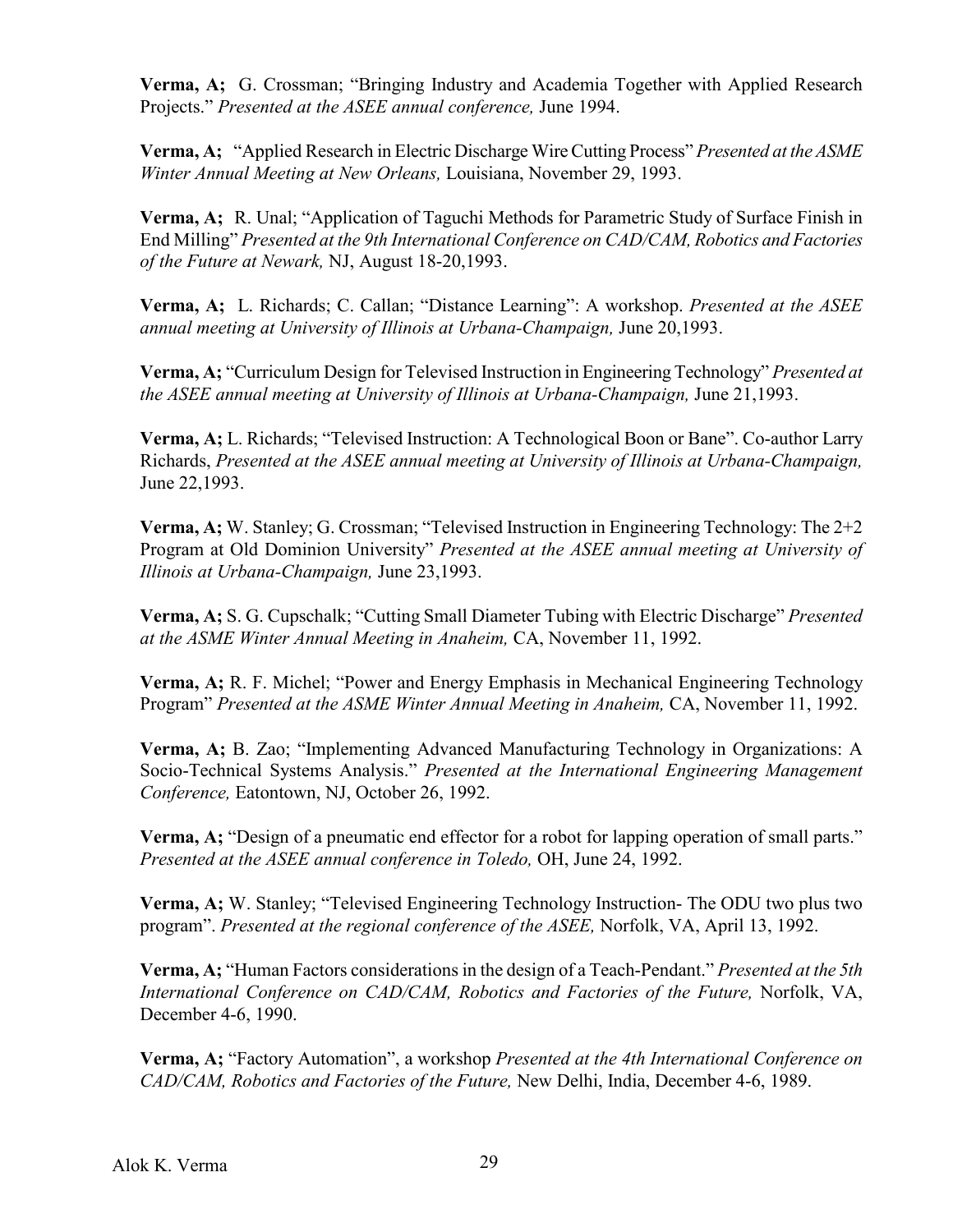**Verma, A;** G. Crossman; "Bringing Industry and Academia Together with Applied Research Projects." *Presented at the ASEE annual conference,* June 1994.

**Verma, A;** "Applied Research in Electric Discharge Wire Cutting Process" *Presented at the ASME Winter Annual Meeting at New Orleans,* Louisiana, November 29, 1993.

**Verma, A;** R. Unal; "Application of Taguchi Methods for Parametric Study of Surface Finish in End Milling" *Presented at the 9th International Conference on CAD/CAM, Robotics and Factories of the Future at Newark,* NJ, August 18-20,1993.

**Verma, A;** L. Richards; C. Callan; "Distance Learning": A workshop. *Presented at the ASEE annual meeting at University of Illinois at Urbana-Champaign,* June 20,1993.

**Verma, A;** "Curriculum Design for Televised Instruction in Engineering Technology" *Presented at the ASEE annual meeting at University of Illinois at Urbana-Champaign,* June 21,1993.

**Verma, A;** L. Richards; "Televised Instruction: A Technological Boon or Bane". Co-author Larry Richards, *Presented at the ASEE annual meeting at University of Illinois at Urbana-Champaign,* June 22,1993.

**Verma, A;** W. Stanley; G. Crossman; "Televised Instruction in Engineering Technology: The 2+2 Program at Old Dominion University" *Presented at the ASEE annual meeting at University of Illinois at Urbana-Champaign,* June 23,1993.

**Verma, A;** S. G. Cupschalk; "Cutting Small Diameter Tubing with Electric Discharge" *Presented at the ASME Winter Annual Meeting in Anaheim,* CA, November 11, 1992.

**Verma, A;** R. F. Michel; "Power and Energy Emphasis in Mechanical Engineering Technology Program" *Presented at the ASME Winter Annual Meeting in Anaheim,* CA, November 11, 1992.

**Verma, A;** B. Zao; "Implementing Advanced Manufacturing Technology in Organizations: A Socio-Technical Systems Analysis." *Presented at the International Engineering Management Conference,* Eatontown, NJ, October 26, 1992.

**Verma, A;** "Design of a pneumatic end effector for a robot for lapping operation of small parts." *Presented at the ASEE annual conference in Toledo,* OH, June 24, 1992.

**Verma, A;** W. Stanley; "Televised Engineering Technology Instruction- The ODU two plus two program". *Presented at the regional conference of the ASEE,* Norfolk, VA, April 13, 1992.

**Verma, A;** "Human Factors considerations in the design of a Teach-Pendant." *Presented at the 5th International Conference on CAD/CAM, Robotics and Factories of the Future,* Norfolk, VA, December 4-6, 1990.

**Verma, A;** "Factory Automation", a workshop *Presented at the 4th International Conference on CAD/CAM, Robotics and Factories of the Future,* New Delhi, India, December 4-6, 1989.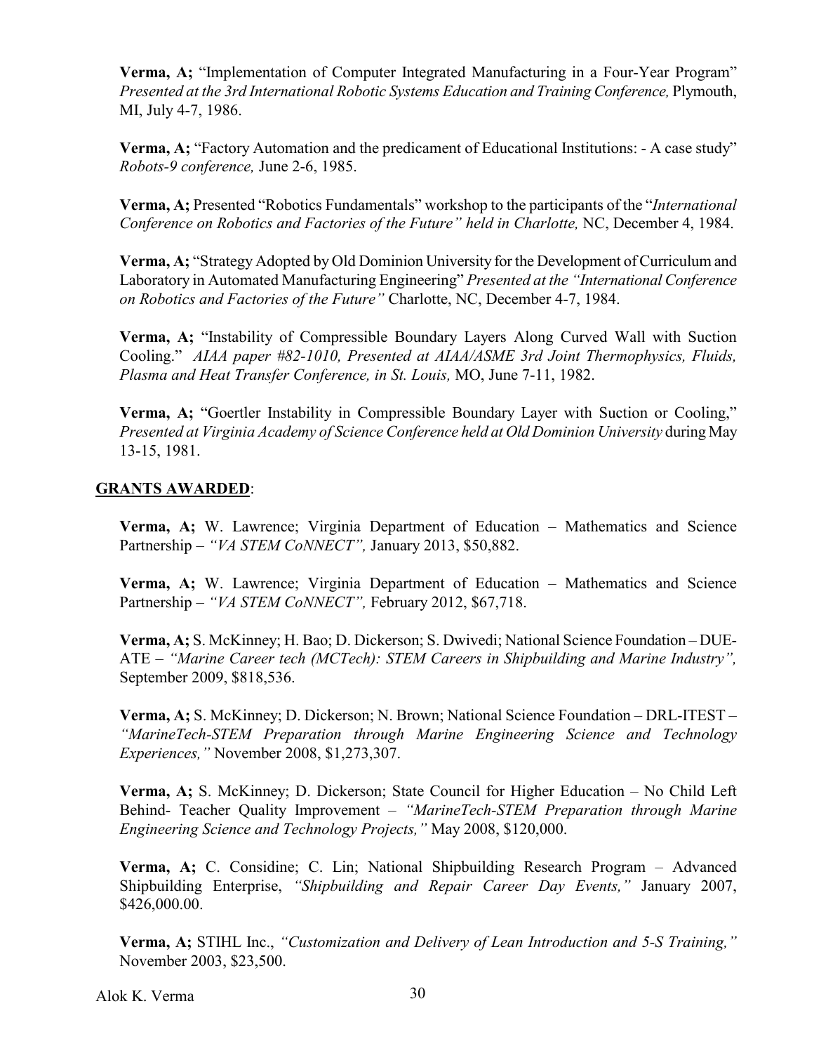**Verma, A;** "Implementation of Computer Integrated Manufacturing in a Four-Year Program" *Presented at the 3rd International Robotic Systems Education and Training Conference,* Plymouth, MI, July 4-7, 1986.

**Verma, A;** "Factory Automation and the predicament of Educational Institutions: - A case study" *Robots-9 conference,* June 2-6, 1985.

**Verma, A;** Presented "Robotics Fundamentals" workshop to the participants of the "*International Conference on Robotics and Factories of the Future" held in Charlotte,* NC, December 4, 1984.

**Verma, A;** "Strategy Adopted by Old Dominion University for the Development of Curriculum and Laboratory in Automated Manufacturing Engineering" *Presented at the "International Conference on Robotics and Factories of the Future"* Charlotte, NC, December 4-7, 1984.

**Verma, A;** "Instability of Compressible Boundary Layers Along Curved Wall with Suction Cooling." *AIAA paper #82-1010, Presented at AIAA/ASME 3rd Joint Thermophysics, Fluids, Plasma and Heat Transfer Conference, in St. Louis,* MO, June 7-11, 1982.

**Verma, A;** "Goertler Instability in Compressible Boundary Layer with Suction or Cooling," *Presented at Virginia Academy of Science Conference held at Old Dominion University* during May 13-15, 1981.

## GRANTS AWARDED:

**Verma, A;** W. Lawrence; Virginia Department of Education – Mathematics and Science Partnership – *"VA STEM CoNNECT",* January 2013, $50,882.

**Verma, A;** W. Lawrence; Virginia Department of Education – Mathematics and Science Partnership – *"VA STEM CoNNECT",* February 2012, $67,718.

**Verma, A;** S. McKinney; H. Bao; D. Dickerson; S. Dwivedi; National Science Foundation – DUE-ATE – *"Marine Career tech (MCTech): STEM Careers in Shipbuilding and Marine Industry",* September 2009, $818,536.

**Verma, A;** S. McKinney; D. Dickerson; N. Brown; National Science Foundation – DRL-ITEST – *"MarineTech-STEM Preparation through Marine Engineering Science and Technology Experiences,"* November 2008, $1,273,307.

**Verma, A;** S. McKinney; D. Dickerson; State Council for Higher Education – No Child Left Behind- Teacher Quality Improvement – *"MarineTech-STEM Preparation through Marine Engineering Science and Technology Projects,"* May 2008, $120,000.

**Verma, A;** C. Considine; C. Lin; National Shipbuilding Research Program – Advanced Shipbuilding Enterprise, *"Shipbuilding and Repair Career Day Events,"* January 2007, $426,000.00.

**Verma, A;** STIHL Inc., *"Customization and Delivery of Lean Introduction and 5-S Training,"* November 2003, $23,500.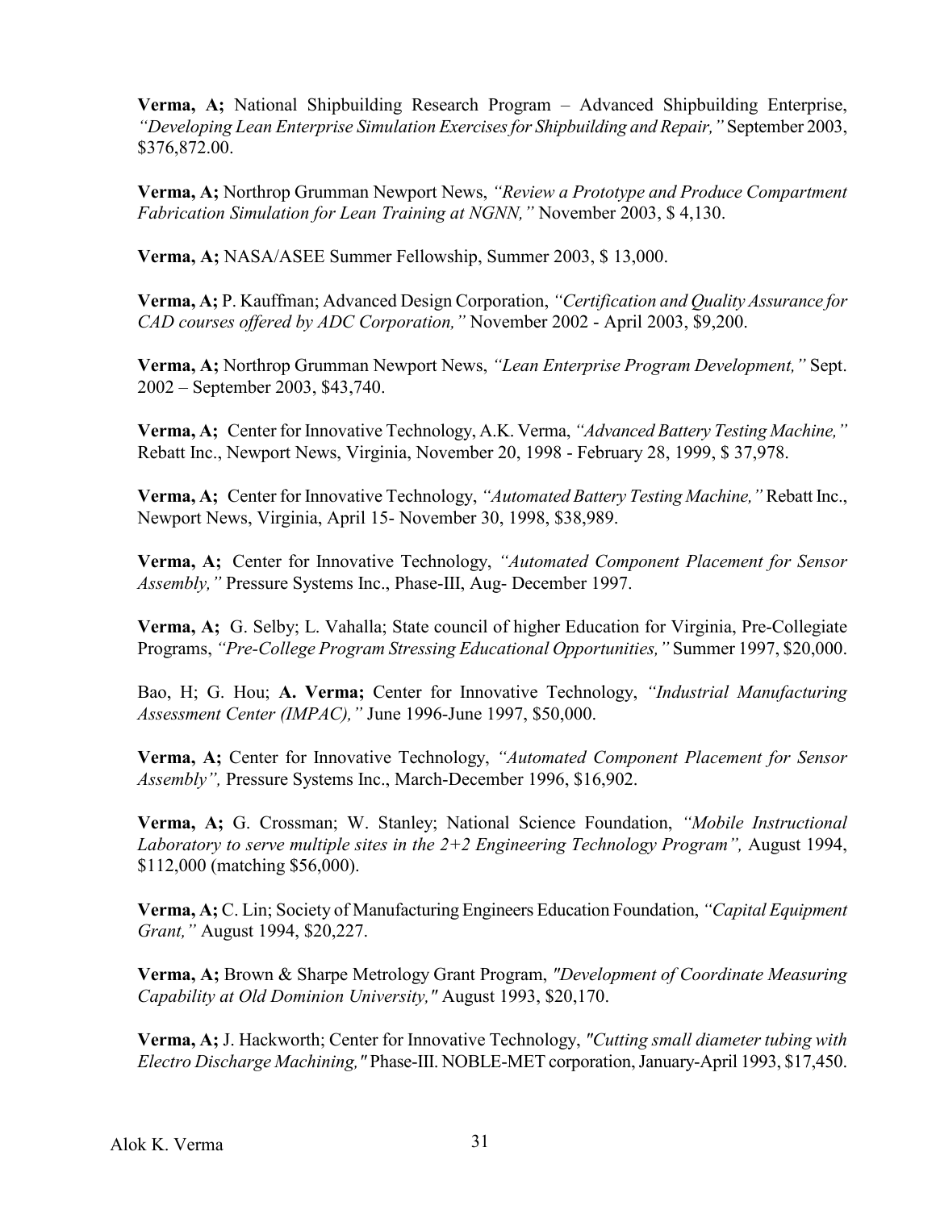**Verma, A;** National Shipbuilding Research Program – Advanced Shipbuilding Enterprise, *"Developing Lean Enterprise Simulation Exercises for Shipbuilding and Repair,"* September 2003, $376,872.00.

**Verma, A;** Northrop Grumman Newport News, *"Review a Prototype and Produce Compartment Fabrication Simulation for Lean Training at NGNN,"* November 2003, $ 4,130.

**Verma, A;** NASA/ASEE Summer Fellowship, Summer 2003, $ 13,000.

**Verma, A;** P. Kauffman; Advanced Design Corporation, *"Certification and Quality Assurance for CAD courses offered by ADC Corporation,"* November 2002 - April 2003, $9,200.

**Verma, A;** Northrop Grumman Newport News, *"Lean Enterprise Program Development,"* Sept. 2002 – September 2003, $43,740.

**Verma, A;** Center for Innovative Technology, A.K. Verma, *"Advanced Battery Testing Machine,"* Rebatt Inc., Newport News, Virginia, November 20, 1998 - February 28, 1999, $ 37,978.

**Verma, A;** Center for Innovative Technology, *"Automated Battery Testing Machine,"* Rebatt Inc., Newport News, Virginia, April 15- November 30, 1998, $38,989.

**Verma, A;** Center for Innovative Technology, *"Automated Component Placement for Sensor Assembly,"* Pressure Systems Inc., Phase-III, Aug- December 1997.

**Verma, A;** G. Selby; L. Vahalla; State council of higher Education for Virginia, Pre-Collegiate Programs, *"Pre-College Program Stressing Educational Opportunities,"* Summer 1997, $20,000.

Bao, H; G. Hou; **A. Verma;** Center for Innovative Technology, *"Industrial Manufacturing Assessment Center (IMPAC),"* June 1996-June 1997, $50,000.

**Verma, A;** Center for Innovative Technology, *"Automated Component Placement for Sensor Assembly",* Pressure Systems Inc., March-December 1996, $16,902.

**Verma, A;** G. Crossman; W. Stanley; National Science Foundation, *"Mobile Instructional Laboratory to serve multiple sites in the 2+2 Engineering Technology Program",* August 1994, $112,000 (matching $56,000).

**Verma, A;** C. Lin; Society of Manufacturing Engineers Education Foundation, *"Capital Equipment Grant,"* August 1994, $20,227.

**Verma, A;** Brown & Sharpe Metrology Grant Program, *"Development of Coordinate Measuring Capability at Old Dominion University,"* August 1993, $20,170.

**Verma, A;** J. Hackworth; Center for Innovative Technology, *"Cutting small diameter tubing with Electro Discharge Machining,"* Phase-III. NOBLE-MET corporation, January-April 1993, $17,450.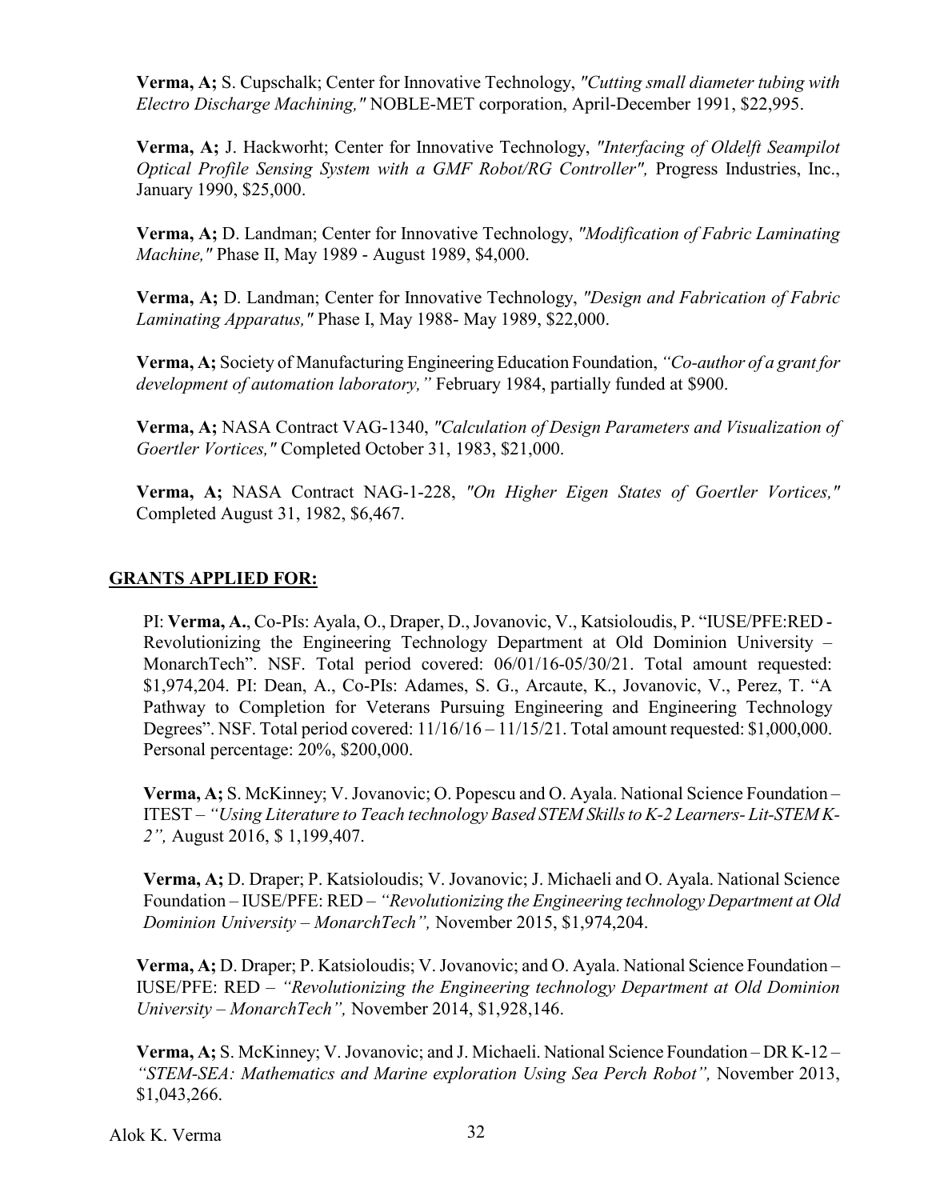**Verma, A;** S. Cupschalk; Center for Innovative Technology, *"Cutting small diameter tubing with Electro Discharge Machining,"* NOBLE-MET corporation, April-December 1991, $22,995.

**Verma, A;** J. Hackworht; Center for Innovative Technology, *"Interfacing of Oldelft Seampilot Optical Profile Sensing System with a GMF Robot/RG Controller",* Progress Industries, Inc., January 1990, $25,000.

**Verma, A;** D. Landman; Center for Innovative Technology, *"Modification of Fabric Laminating Machine,"* Phase II, May 1989 - August 1989, $4,000.

**Verma, A;** D. Landman; Center for Innovative Technology, *"Design and Fabrication of Fabric Laminating Apparatus,"* Phase I, May 1988- May 1989, $22,000.

**Verma, A;** Society of Manufacturing Engineering Education Foundation, *"Co-author of a grant for development of automation laboratory,"* February 1984, partially funded at $900.

**Verma, A;** NASA Contract VAG-1340, *"Calculation of Design Parameters and Visualization of Goertler Vortices,"* Completed October 31, 1983, $21,000.

**Verma, A;** NASA Contract NAG-1-228, *"On Higher Eigen States of Goertler Vortices,"* Completed August 31, 1982, $6,467.

## GRANTS APPLIED FOR:

PI: **Verma, A.**, Co-PIs: Ayala, O., Draper, D., Jovanovic, V., Katsioloudis, P. "IUSE/PFE:RED - Revolutionizing the Engineering Technology Department at Old Dominion University – MonarchTech". NSF. Total period covered: 06/01/16-05/30/21. Total amount requested: $1,974,204. PI: Dean, A., Co-PIs: Adames, S. G., Arcaute, K., Jovanovic, V., Perez, T. "A Pathway to Completion for Veterans Pursuing Engineering and Engineering Technology Degrees". NSF. Total period covered: 11/16/16 – 11/15/21. Total amount requested: $1,000,000. Personal percentage: 20%, $200,000.

**Verma, A;** S. McKinney; V. Jovanovic; O. Popescu and O. Ayala. National Science Foundation – ITEST – *"Using Literature to Teach technology Based STEM Skills to K-2 Learners- Lit-STEM K-2",* August 2016, $ 1,199,407.

**Verma, A;** D. Draper; P. Katsioloudis; V. Jovanovic; J. Michaeli and O. Ayala. National Science Foundation – IUSE/PFE: RED – *"Revolutionizing the Engineering technology Department at Old Dominion University – MonarchTech",* November 2015, $1,974,204.

**Verma, A;** D. Draper; P. Katsioloudis; V. Jovanovic; and O. Ayala. National Science Foundation – IUSE/PFE: RED – *"Revolutionizing the Engineering technology Department at Old Dominion University – MonarchTech",* November 2014, $1,928,146.

**Verma, A;** S. McKinney; V. Jovanovic; and J. Michaeli. National Science Foundation – DR K-12 – *"STEM-SEA: Mathematics and Marine exploration Using Sea Perch Robot",* November 2013, $1,043,266.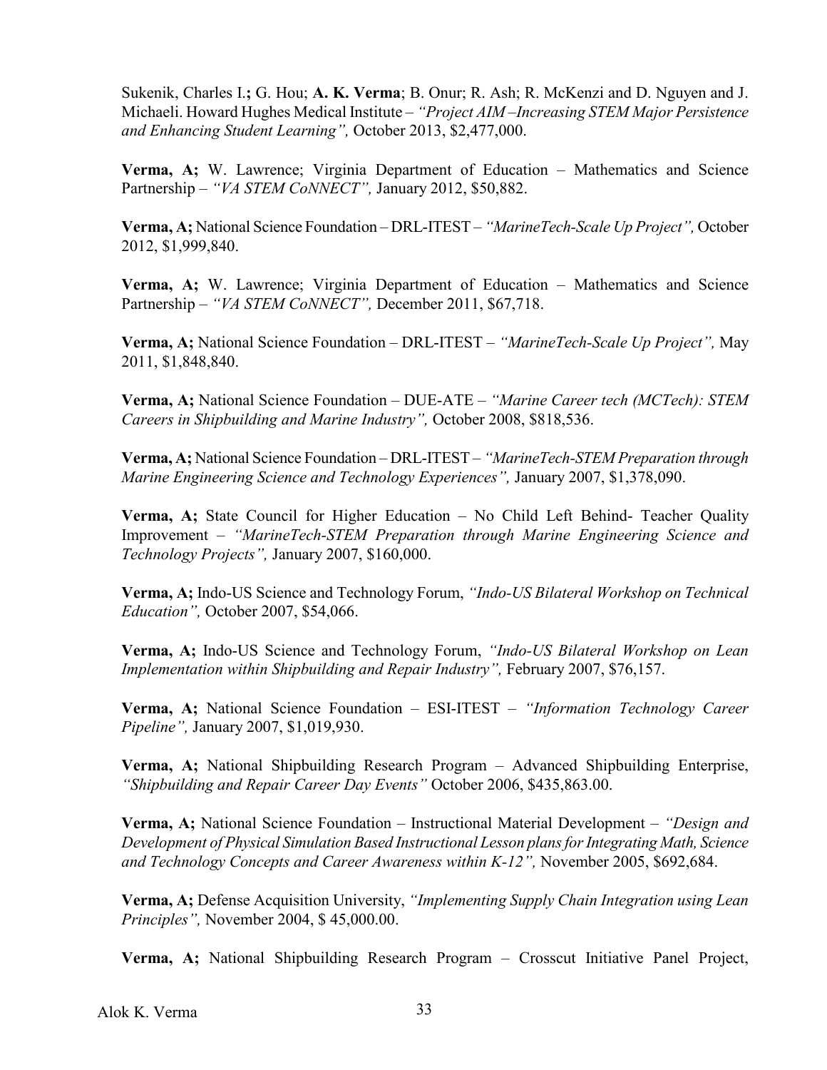Sukenik, Charles I.**;** G. Hou; **A. K. Verma**; B. Onur; R. Ash; R. McKenzi and D. Nguyen and J. Michaeli. Howard Hughes Medical Institute – *"Project AIM –Increasing STEM Major Persistence and Enhancing Student Learning",* October 2013, $2,477,000.

**Verma, A;** W. Lawrence; Virginia Department of Education – Mathematics and Science Partnership – *"VA STEM CoNNECT",* January 2012, $50,882.

**Verma, A;** National Science Foundation – DRL-ITEST – *"MarineTech-Scale Up Project",* October 2012, $1,999,840.

**Verma, A;** W. Lawrence; Virginia Department of Education – Mathematics and Science Partnership – *"VA STEM CoNNECT",* December 2011, $67,718.

**Verma, A;** National Science Foundation – DRL-ITEST – *"MarineTech-Scale Up Project",* May 2011, $1,848,840.

**Verma, A;** National Science Foundation – DUE-ATE – *"Marine Career tech (MCTech): STEM Careers in Shipbuilding and Marine Industry",* October 2008, $818,536.

**Verma, A;** National Science Foundation – DRL-ITEST – *"MarineTech-STEM Preparation through Marine Engineering Science and Technology Experiences",* January 2007, $1,378,090.

**Verma, A;** State Council for Higher Education – No Child Left Behind- Teacher Quality Improvement – *"MarineTech-STEM Preparation through Marine Engineering Science and Technology Projects",* January 2007, $160,000.

**Verma, A;** Indo-US Science and Technology Forum, *"Indo-US Bilateral Workshop on Technical Education",* October 2007, $54,066.

**Verma, A;** Indo-US Science and Technology Forum, *"Indo-US Bilateral Workshop on Lean Implementation within Shipbuilding and Repair Industry",* February 2007, $76,157.

**Verma, A;** National Science Foundation – ESI-ITEST – *"Information Technology Career Pipeline",* January 2007, $1,019,930.

**Verma, A;** National Shipbuilding Research Program – Advanced Shipbuilding Enterprise, *"Shipbuilding and Repair Career Day Events"* October 2006, $435,863.00.

**Verma, A;** National Science Foundation – Instructional Material Development – *"Design and Development of Physical Simulation Based Instructional Lesson plans for Integrating Math, Science and Technology Concepts and Career Awareness within K-12",* November 2005, $692,684.

**Verma, A;** Defense Acquisition University, *"Implementing Supply Chain Integration using Lean Principles",* November 2004, $ 45,000.00.

**Verma, A;** National Shipbuilding Research Program – Crosscut Initiative Panel Project,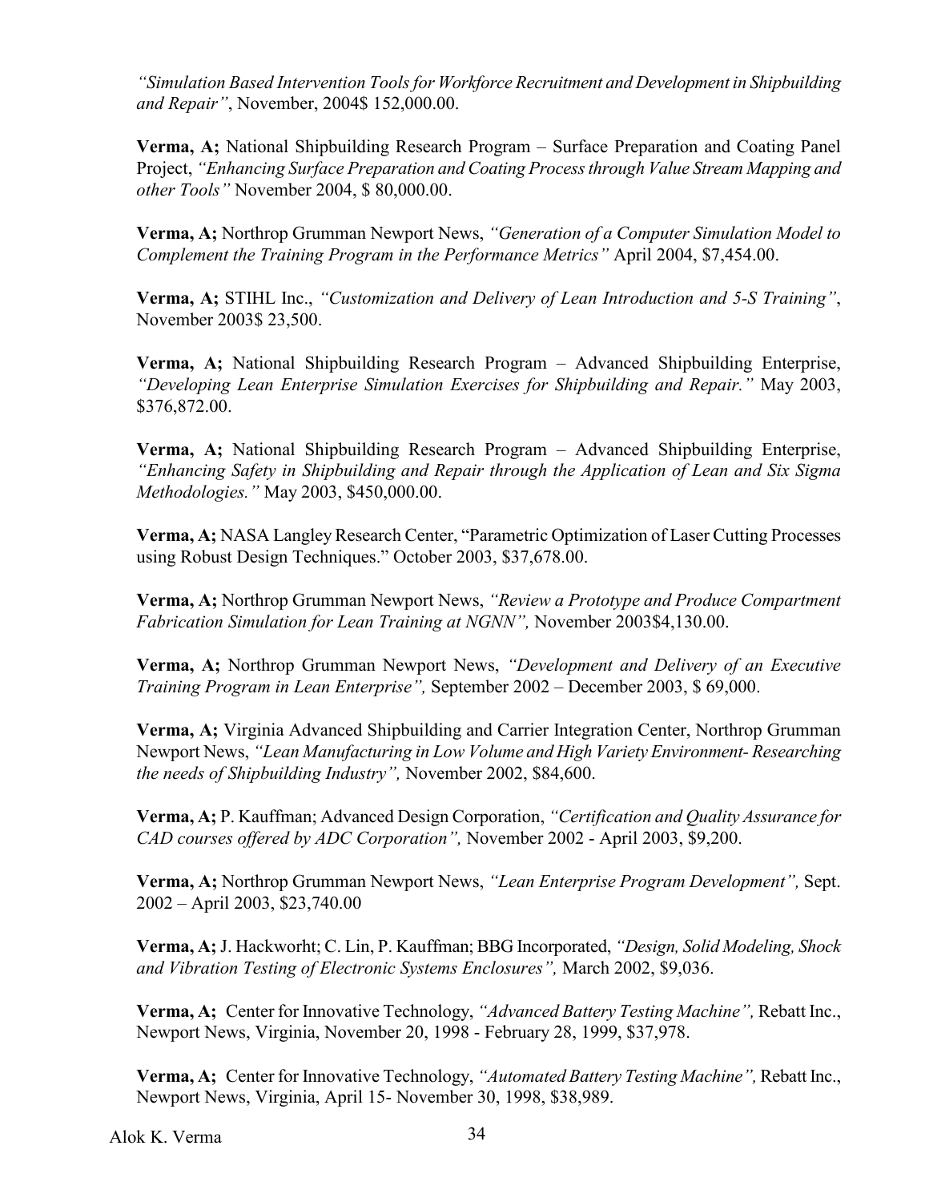*"Simulation Based Intervention Tools for Workforce Recruitment and Development in Shipbuilding and Repair"*, November, 2004$ 152,000.00.

**Verma, A;** National Shipbuilding Research Program – Surface Preparation and Coating Panel Project, *"Enhancing Surface Preparation and Coating Process through Value Stream Mapping and other Tools"* November 2004, $ 80,000.00.

**Verma, A;** Northrop Grumman Newport News, *"Generation of a Computer Simulation Model to Complement the Training Program in the Performance Metrics"* April 2004, $7,454.00.

**Verma, A;** STIHL Inc., *"Customization and Delivery of Lean Introduction and 5-S Training"*, November 2003$ 23,500.

**Verma, A;** National Shipbuilding Research Program – Advanced Shipbuilding Enterprise, *"Developing Lean Enterprise Simulation Exercises for Shipbuilding and Repair."* May 2003, $376,872.00.

**Verma, A;** National Shipbuilding Research Program – Advanced Shipbuilding Enterprise, *"Enhancing Safety in Shipbuilding and Repair through the Application of Lean and Six Sigma Methodologies."* May 2003, $450,000.00.

**Verma, A;** NASA Langley Research Center, "Parametric Optimization of Laser Cutting Processes using Robust Design Techniques." October 2003, $37,678.00.

**Verma, A;** Northrop Grumman Newport News, *"Review a Prototype and Produce Compartment Fabrication Simulation for Lean Training at NGNN",* November 2003$4,130.00.

**Verma, A;** Northrop Grumman Newport News, *"Development and Delivery of an Executive Training Program in Lean Enterprise",* September 2002 – December 2003, $ 69,000.

**Verma, A;** Virginia Advanced Shipbuilding and Carrier Integration Center, Northrop Grumman Newport News, *"Lean Manufacturing in Low Volume and High Variety Environment- Researching the needs of Shipbuilding Industry",* November 2002, $84,600.

**Verma, A;** P. Kauffman; Advanced Design Corporation, *"Certification and Quality Assurance for CAD courses offered by ADC Corporation",* November 2002 - April 2003, $9,200.

**Verma, A;** Northrop Grumman Newport News, *"Lean Enterprise Program Development",* Sept. 2002 – April 2003, $23,740.00

**Verma, A;** J. Hackworht; C. Lin, P. Kauffman; BBG Incorporated, *"Design, Solid Modeling, Shock and Vibration Testing of Electronic Systems Enclosures",* March 2002, $9,036.

**Verma, A;** Center for Innovative Technology, *"Advanced Battery Testing Machine",* Rebatt Inc., Newport News, Virginia, November 20, 1998 - February 28, 1999, $37,978.

**Verma, A;** Center for Innovative Technology, *"Automated Battery Testing Machine",* Rebatt Inc., Newport News, Virginia, April 15- November 30, 1998, $38,989.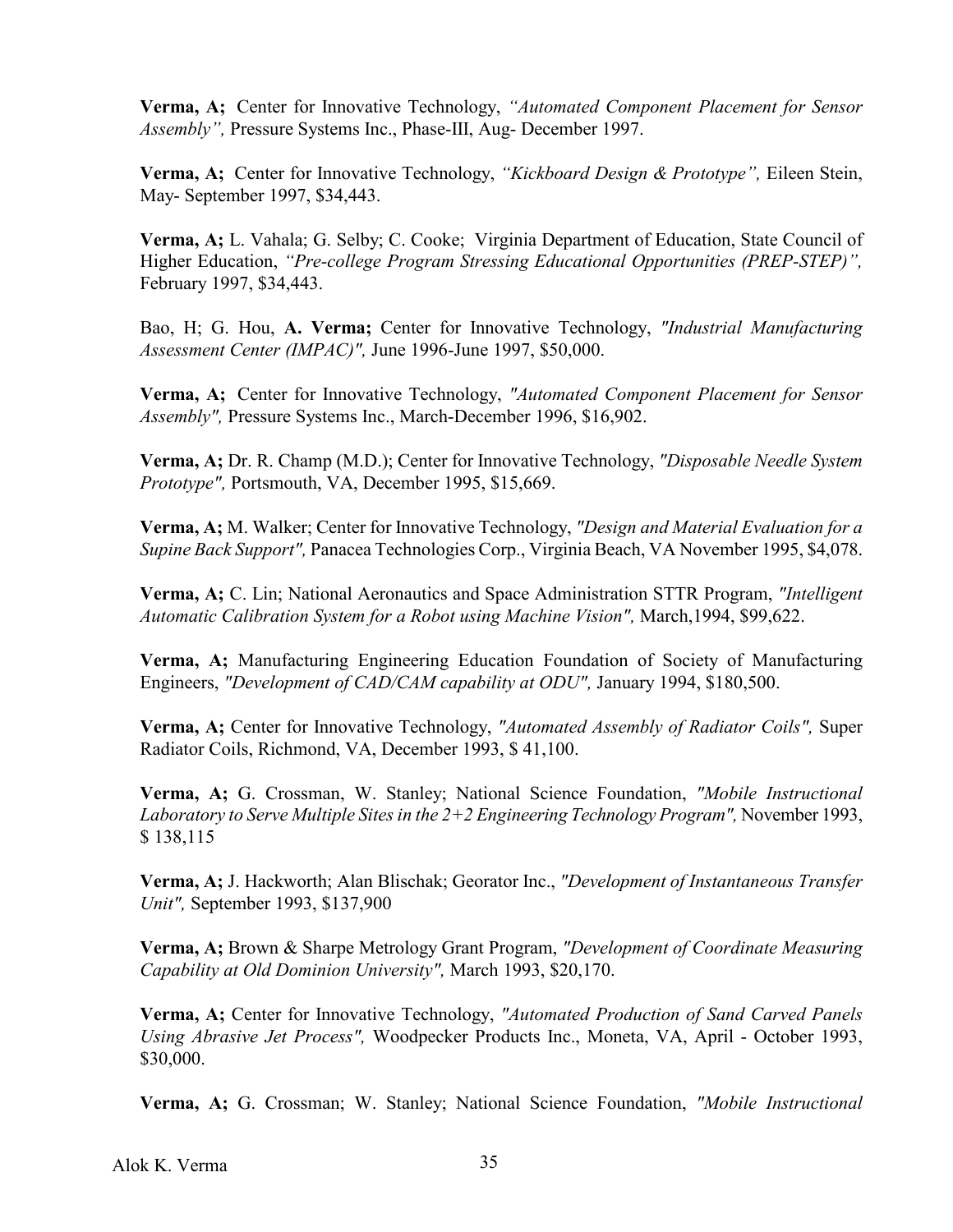**Verma, A;** Center for Innovative Technology, *"Automated Component Placement for Sensor Assembly",* Pressure Systems Inc., Phase-III, Aug- December 1997.

**Verma, A;** Center for Innovative Technology, *"Kickboard Design & Prototype",* Eileen Stein, May- September 1997, $34,443.

**Verma, A;** L. Vahala; G. Selby; C. Cooke; Virginia Department of Education, State Council of Higher Education, *"Pre-college Program Stressing Educational Opportunities (PREP-STEP)",* February 1997, $34,443.

Bao, H; G. Hou, **A. Verma;** Center for Innovative Technology, *"Industrial Manufacturing Assessment Center (IMPAC)",* June 1996-June 1997, $50,000.

**Verma, A;** Center for Innovative Technology, *"Automated Component Placement for Sensor Assembly",* Pressure Systems Inc., March-December 1996, $16,902.

**Verma, A;** Dr. R. Champ (M.D.); Center for Innovative Technology, *"Disposable Needle System Prototype",* Portsmouth, VA, December 1995, $15,669.

**Verma, A;** M. Walker; Center for Innovative Technology, *"Design and Material Evaluation for a Supine Back Support",* Panacea Technologies Corp., Virginia Beach, VA November 1995, $4,078.

**Verma, A;** C. Lin; National Aeronautics and Space Administration STTR Program, *"Intelligent Automatic Calibration System for a Robot using Machine Vision",* March,1994, $99,622.

**Verma, A;** Manufacturing Engineering Education Foundation of Society of Manufacturing Engineers, *"Development of CAD/CAM capability at ODU",* January 1994, $180,500.

**Verma, A;** Center for Innovative Technology, *"Automated Assembly of Radiator Coils",* Super Radiator Coils, Richmond, VA, December 1993, $ 41,100.

**Verma, A;** G. Crossman, W. Stanley; National Science Foundation, *"Mobile Instructional Laboratory to Serve Multiple Sites in the 2+2 Engineering Technology Program",* November 1993, $ 138,115

**Verma, A;** J. Hackworth; Alan Blischak; Georator Inc., *"Development of Instantaneous Transfer Unit",* September 1993, $137,900

**Verma, A;** Brown & Sharpe Metrology Grant Program, *"Development of Coordinate Measuring Capability at Old Dominion University",* March 1993, $20,170.

**Verma, A;** Center for Innovative Technology, *"Automated Production of Sand Carved Panels Using Abrasive Jet Process",* Woodpecker Products Inc., Moneta, VA, April - October 1993, $30,000.

**Verma, A;** G. Crossman; W. Stanley; National Science Foundation, *"Mobile Instructional*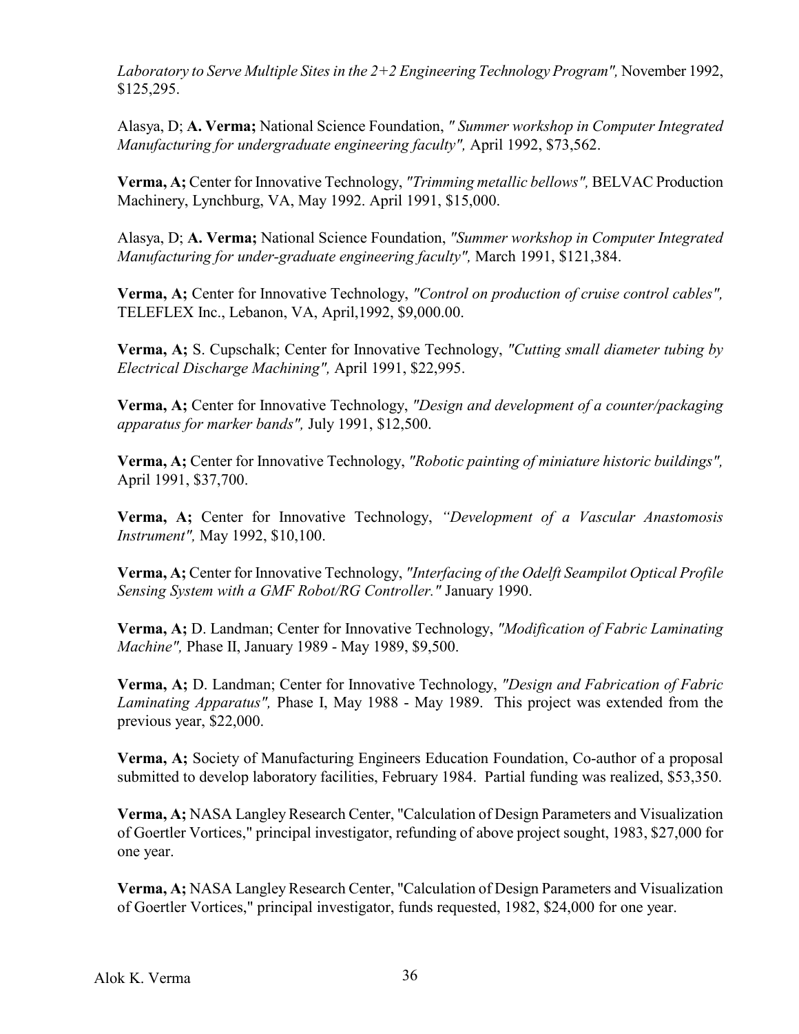*Laboratory to Serve Multiple Sites in the 2+2 Engineering Technology Program",* November 1992, $125,295.

Alasya, D; **A. Verma;** National Science Foundation, *" Summer workshop in Computer Integrated Manufacturing for undergraduate engineering faculty",* April 1992, $73,562.

**Verma, A;** Center for Innovative Technology, *"Trimming metallic bellows",* BELVAC Production Machinery, Lynchburg, VA, May 1992. April 1991, $15,000.

Alasya, D; **A. Verma;** National Science Foundation, *"Summer workshop in Computer Integrated Manufacturing for under-graduate engineering faculty",* March 1991, $121,384.

**Verma, A;** Center for Innovative Technology, *"Control on production of cruise control cables",* TELEFLEX Inc., Lebanon, VA, April,1992, $9,000.00.

**Verma, A;** S. Cupschalk; Center for Innovative Technology, *"Cutting small diameter tubing by Electrical Discharge Machining",* April 1991, $22,995.

**Verma, A;** Center for Innovative Technology, *"Design and development of a counter/packaging apparatus for marker bands",* July 1991, $12,500.

**Verma, A;** Center for Innovative Technology, *"Robotic painting of miniature historic buildings",* April 1991, $37,700.

**Verma, A;** Center for Innovative Technology, *"Development of a Vascular Anastomosis Instrument",* May 1992, $10,100.

**Verma, A;** Center for Innovative Technology, *"Interfacing of the Odelft Seampilot Optical Profile Sensing System with a GMF Robot/RG Controller."* January 1990.

**Verma, A;** D. Landman; Center for Innovative Technology, *"Modification of Fabric Laminating Machine",* Phase II, January 1989 - May 1989, $9,500.

**Verma, A;** D. Landman; Center for Innovative Technology, *"Design and Fabrication of Fabric Laminating Apparatus",* Phase I, May 1988 - May 1989. This project was extended from the previous year, $22,000.

**Verma, A;** Society of Manufacturing Engineers Education Foundation, Co-author of a proposal submitted to develop laboratory facilities, February 1984. Partial funding was realized, $53,350.

**Verma, A;** NASA Langley Research Center, "Calculation of Design Parameters and Visualization of Goertler Vortices," principal investigator, refunding of above project sought, 1983, $27,000 for one year.

**Verma, A;** NASA Langley Research Center, "Calculation of Design Parameters and Visualization of Goertler Vortices," principal investigator, funds requested, 1982, $24,000 for one year.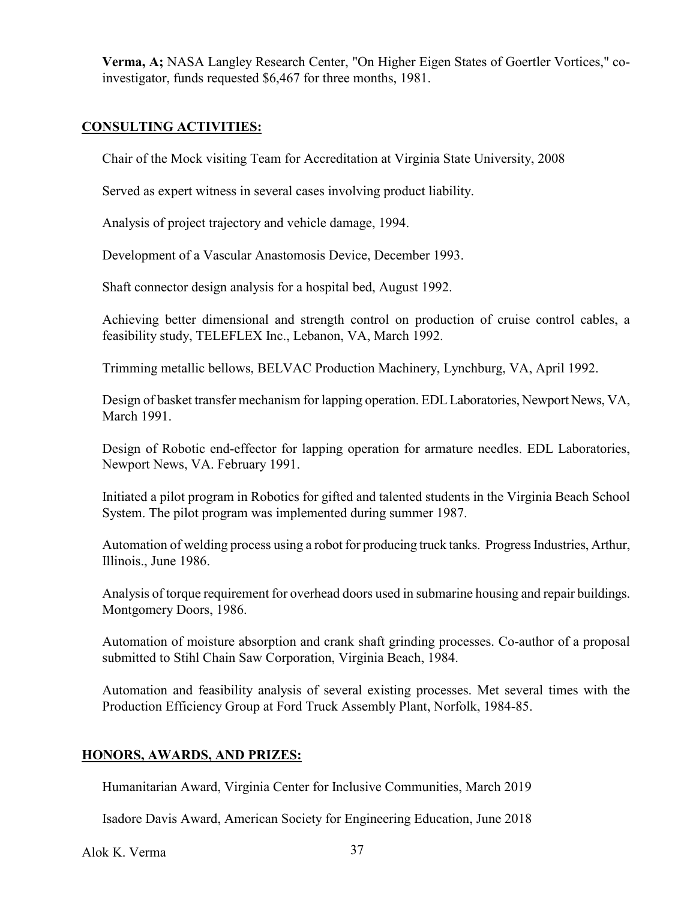**Verma, A;** NASA Langley Research Center, "On Higher Eigen States of Goertler Vortices," co-investigator, funds requested $6,467 for three months, 1981.

## CONSULTING ACTIVITIES:

Chair of the Mock visiting Team for Accreditation at Virginia State University, 2008

Served as expert witness in several cases involving product liability.

Analysis of project trajectory and vehicle damage, 1994.

Development of a Vascular Anastomosis Device, December 1993.

Shaft connector design analysis for a hospital bed, August 1992.

Achieving better dimensional and strength control on production of cruise control cables, a feasibility study, TELEFLEX Inc., Lebanon, VA, March 1992.

Trimming metallic bellows, BELVAC Production Machinery, Lynchburg, VA, April 1992.

Design of basket transfer mechanism for lapping operation. EDL Laboratories, Newport News, VA, March 1991.

Design of Robotic end-effector for lapping operation for armature needles. EDL Laboratories, Newport News, VA. February 1991.

Initiated a pilot program in Robotics for gifted and talented students in the Virginia Beach School System. The pilot program was implemented during summer 1987.

Automation of welding process using a robot for producing truck tanks. Progress Industries, Arthur, Illinois., June 1986.

Analysis of torque requirement for overhead doors used in submarine housing and repair buildings. Montgomery Doors, 1986.

Automation of moisture absorption and crank shaft grinding processes. Co-author of a proposal submitted to Stihl Chain Saw Corporation, Virginia Beach, 1984.

Automation and feasibility analysis of several existing processes. Met several times with the Production Efficiency Group at Ford Truck Assembly Plant, Norfolk, 1984-85.

## HONORS, AWARDS, AND PRIZES:

Humanitarian Award, Virginia Center for Inclusive Communities, March 2019

Isadore Davis Award, American Society for Engineering Education, June 2018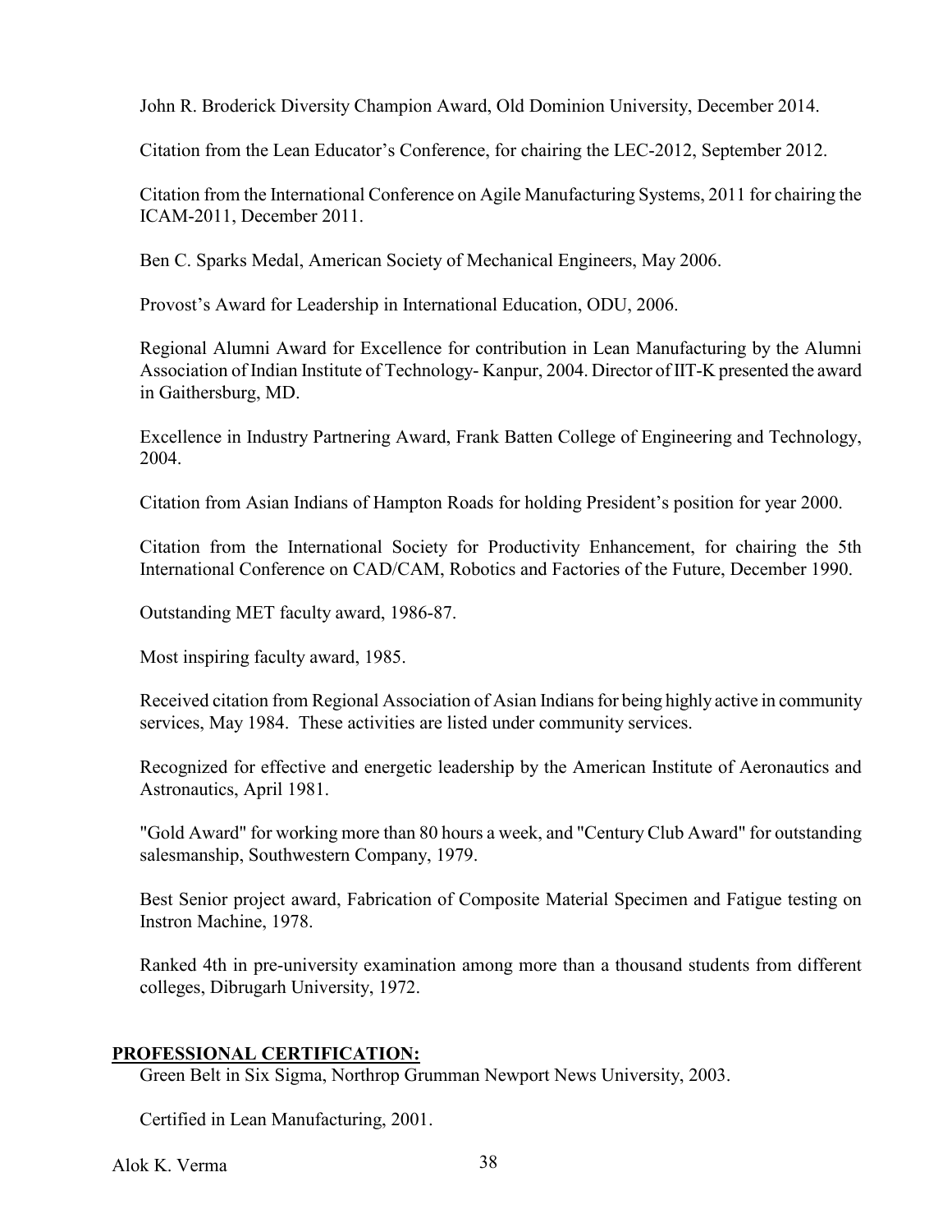John R. Broderick Diversity Champion Award, Old Dominion University, December 2014.

Citation from the Lean Educator's Conference, for chairing the LEC-2012, September 2012.

Citation from the International Conference on Agile Manufacturing Systems, 2011 for chairing the ICAM-2011, December 2011.

Ben C. Sparks Medal, American Society of Mechanical Engineers, May 2006.

Provost's Award for Leadership in International Education, ODU, 2006.

Regional Alumni Award for Excellence for contribution in Lean Manufacturing by the Alumni Association of Indian Institute of Technology- Kanpur, 2004. Director of IIT-K presented the award in Gaithersburg, MD.

Excellence in Industry Partnering Award, Frank Batten College of Engineering and Technology, 2004.

Citation from Asian Indians of Hampton Roads for holding President's position for year 2000.

Citation from the International Society for Productivity Enhancement, for chairing the 5th International Conference on CAD/CAM, Robotics and Factories of the Future, December 1990.

Outstanding MET faculty award, 1986-87.

Most inspiring faculty award, 1985.

Received citation from Regional Association of Asian Indians for being highly active in community services, May 1984. These activities are listed under community services.

Recognized for effective and energetic leadership by the American Institute of Aeronautics and Astronautics, April 1981.

"Gold Award" for working more than 80 hours a week, and "Century Club Award" for outstanding salesmanship, Southwestern Company, 1979.

Best Senior project award, Fabrication of Composite Material Specimen and Fatigue testing on Instron Machine, 1978.

Ranked 4th in pre-university examination among more than a thousand students from different colleges, Dibrugarh University, 1972.

## PROFESSIONAL CERTIFICATION:

Green Belt in Six Sigma, Northrop Grumman Newport News University, 2003.

Certified in Lean Manufacturing, 2001.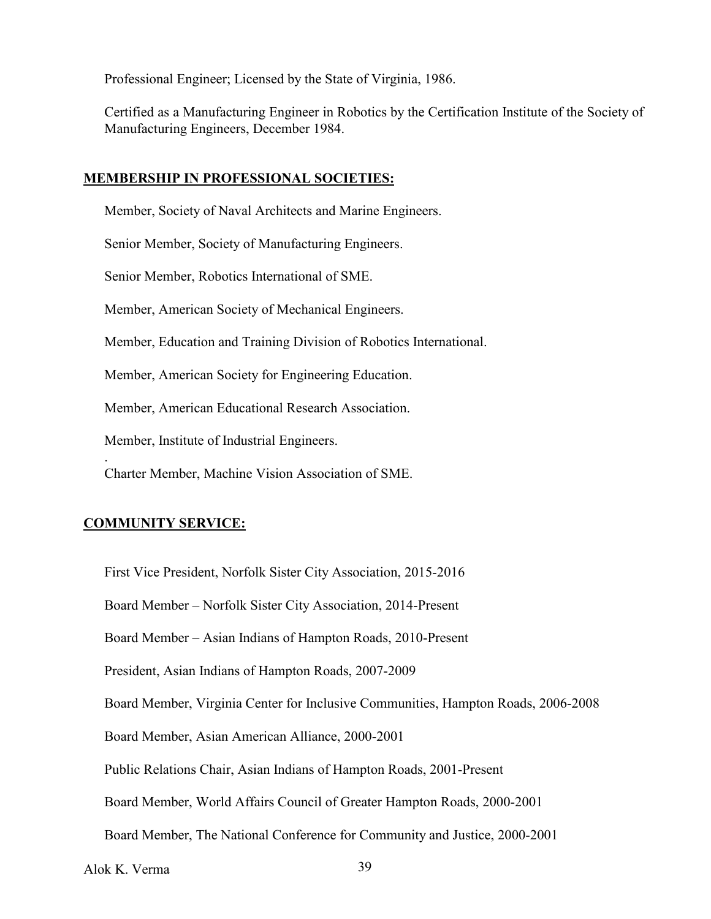Professional Engineer; Licensed by the State of Virginia, 1986.

Certified as a Manufacturing Engineer in Robotics by the Certification Institute of the Society of Manufacturing Engineers, December 1984.

## MEMBERSHIP IN PROFESSIONAL SOCIETIES:

Member, Society of Naval Architects and Marine Engineers.

Senior Member, Society of Manufacturing Engineers.

Senior Member, Robotics International of SME.

Member, American Society of Mechanical Engineers.

Member, Education and Training Division of Robotics International.

Member, American Society for Engineering Education.

Member, American Educational Research Association.

Member, Institute of Industrial Engineers.

Charter Member, Machine Vision Association of SME.

## COMMUNITY SERVICE:

First Vice President, Norfolk Sister City Association, 2015-2016

Board Member – Norfolk Sister City Association, 2014-Present

Board Member – Asian Indians of Hampton Roads, 2010-Present

President, Asian Indians of Hampton Roads, 2007-2009

Board Member, Virginia Center for Inclusive Communities, Hampton Roads, 2006-2008

Board Member, Asian American Alliance, 2000-2001

Public Relations Chair, Asian Indians of Hampton Roads, 2001-Present

Board Member, World Affairs Council of Greater Hampton Roads, 2000-2001

Board Member, The National Conference for Community and Justice, 2000-2001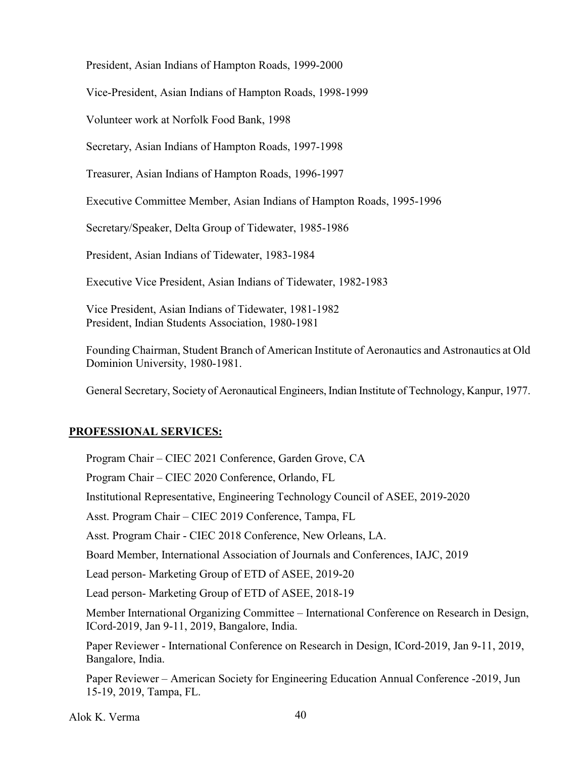President, Asian Indians of Hampton Roads, 1999-2000

Vice-President, Asian Indians of Hampton Roads, 1998-1999

Volunteer work at Norfolk Food Bank, 1998

Secretary, Asian Indians of Hampton Roads, 1997-1998

Treasurer, Asian Indians of Hampton Roads, 1996-1997

Executive Committee Member, Asian Indians of Hampton Roads, 1995-1996

Secretary/Speaker, Delta Group of Tidewater, 1985-1986

President, Asian Indians of Tidewater, 1983-1984

Executive Vice President, Asian Indians of Tidewater, 1982-1983

Vice President, Asian Indians of Tidewater, 1981-1982
President, Indian Students Association, 1980-1981

Founding Chairman, Student Branch of American Institute of Aeronautics and Astronautics at Old Dominion University, 1980-1981.

General Secretary, Society of Aeronautical Engineers, Indian Institute of Technology, Kanpur, 1977.

## PROFESSIONAL SERVICES:

Program Chair – CIEC 2021 Conference, Garden Grove, CA

Program Chair – CIEC 2020 Conference, Orlando, FL

Institutional Representative, Engineering Technology Council of ASEE, 2019-2020

Asst. Program Chair – CIEC 2019 Conference, Tampa, FL

Asst. Program Chair - CIEC 2018 Conference, New Orleans, LA.

Board Member, International Association of Journals and Conferences, IAJC, 2019

Lead person- Marketing Group of ETD of ASEE, 2019-20

Lead person- Marketing Group of ETD of ASEE, 2018-19

Member International Organizing Committee – International Conference on Research in Design, ICord-2019, Jan 9-11, 2019, Bangalore, India.

Paper Reviewer - International Conference on Research in Design, ICord-2019, Jan 9-11, 2019, Bangalore, India.

Paper Reviewer – American Society for Engineering Education Annual Conference -2019, Jun 15-19, 2019, Tampa, FL.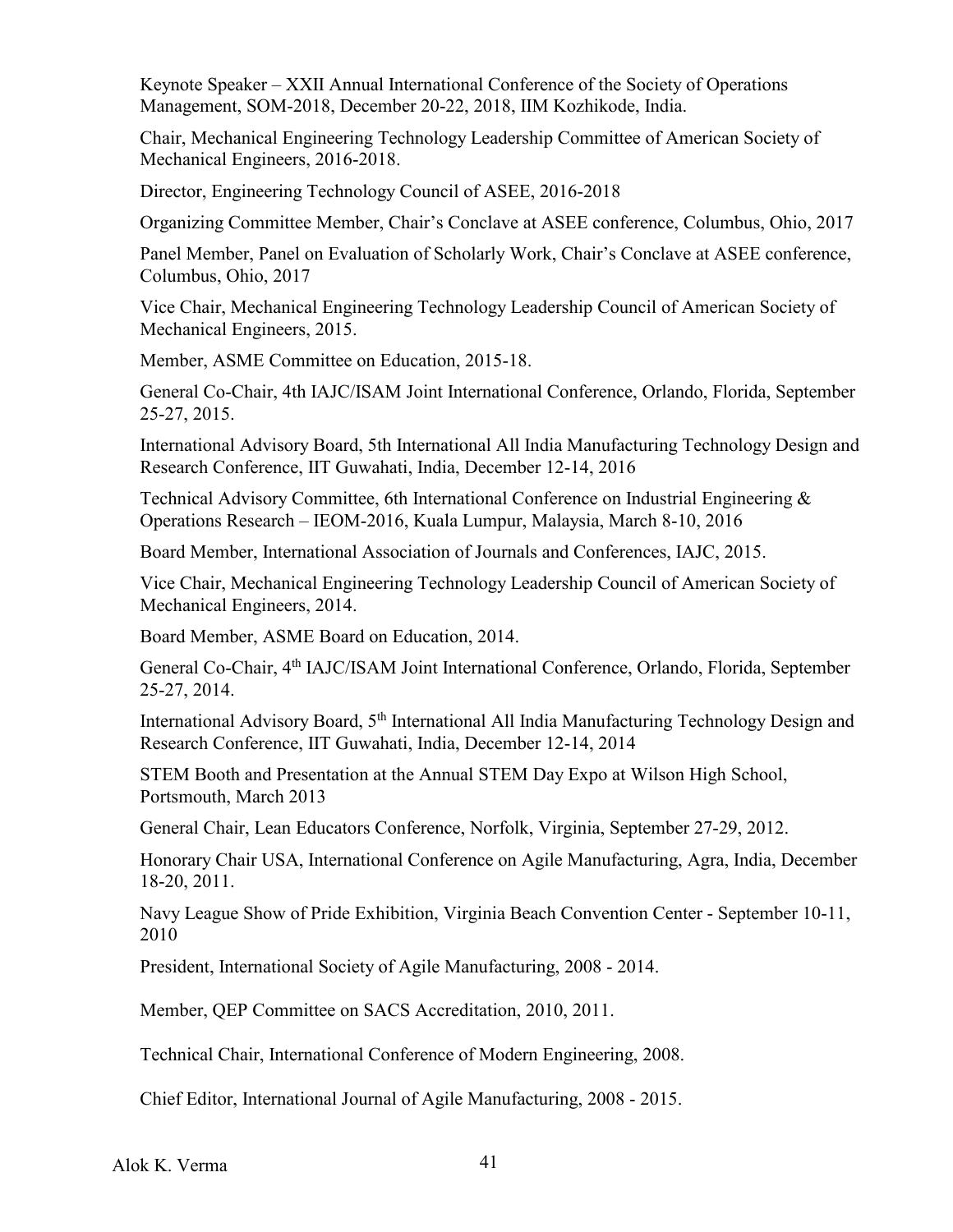Keynote Speaker – XXII Annual International Conference of the Society of Operations Management, SOM-2018, December 20-22, 2018, IIM Kozhikode, India.

Chair, Mechanical Engineering Technology Leadership Committee of American Society of Mechanical Engineers, 2016-2018.

Director, Engineering Technology Council of ASEE, 2016-2018

Organizing Committee Member, Chair's Conclave at ASEE conference, Columbus, Ohio, 2017

Panel Member, Panel on Evaluation of Scholarly Work, Chair's Conclave at ASEE conference, Columbus, Ohio, 2017

Vice Chair, Mechanical Engineering Technology Leadership Council of American Society of Mechanical Engineers, 2015.

Member, ASME Committee on Education, 2015-18.

General Co-Chair, 4th IAJC/ISAM Joint International Conference, Orlando, Florida, September 25-27, 2015.

International Advisory Board, 5th International All India Manufacturing Technology Design and Research Conference, IIT Guwahati, India, December 12-14, 2016

Technical Advisory Committee, 6th International Conference on Industrial Engineering & Operations Research – IEOM-2016, Kuala Lumpur, Malaysia, March 8-10, 2016

Board Member, International Association of Journals and Conferences, IAJC, 2015.

Vice Chair, Mechanical Engineering Technology Leadership Council of American Society of Mechanical Engineers, 2014.

Board Member, ASME Board on Education, 2014.

General Co-Chair, 4th IAJC/ISAM Joint International Conference, Orlando, Florida, September 25-27, 2014.

International Advisory Board, 5th International All India Manufacturing Technology Design and Research Conference, IIT Guwahati, India, December 12-14, 2014

STEM Booth and Presentation at the Annual STEM Day Expo at Wilson High School, Portsmouth, March 2013

General Chair, Lean Educators Conference, Norfolk, Virginia, September 27-29, 2012.

Honorary Chair USA, International Conference on Agile Manufacturing, Agra, India, December 18-20, 2011.

Navy League Show of Pride Exhibition, Virginia Beach Convention Center - September 10-11, 2010

President, International Society of Agile Manufacturing, 2008 - 2014.

Member, QEP Committee on SACS Accreditation, 2010, 2011.

Technical Chair, International Conference of Modern Engineering, 2008.

Chief Editor, International Journal of Agile Manufacturing, 2008 - 2015.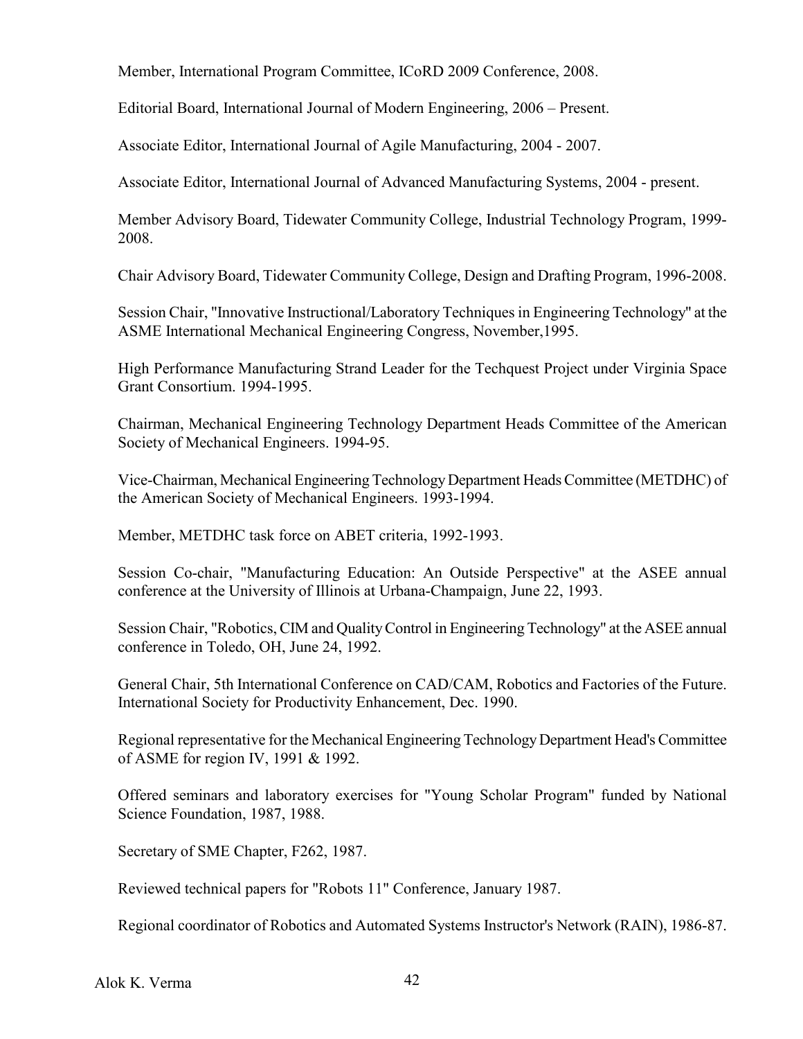Member, International Program Committee, ICoRD 2009 Conference, 2008.

Editorial Board, International Journal of Modern Engineering, 2006 – Present.

Associate Editor, International Journal of Agile Manufacturing, 2004 - 2007.

Associate Editor, International Journal of Advanced Manufacturing Systems, 2004 - present.

Member Advisory Board, Tidewater Community College, Industrial Technology Program, 1999-2008.

Chair Advisory Board, Tidewater Community College, Design and Drafting Program, 1996-2008.

Session Chair, "Innovative Instructional/Laboratory Techniques in Engineering Technology" at the ASME International Mechanical Engineering Congress, November,1995.

High Performance Manufacturing Strand Leader for the Techquest Project under Virginia Space Grant Consortium. 1994-1995.

Chairman, Mechanical Engineering Technology Department Heads Committee of the American Society of Mechanical Engineers. 1994-95.

Vice-Chairman, Mechanical Engineering Technology Department Heads Committee (METDHC) of the American Society of Mechanical Engineers. 1993-1994.

Member, METDHC task force on ABET criteria, 1992-1993.

Session Co-chair, "Manufacturing Education: An Outside Perspective" at the ASEE annual conference at the University of Illinois at Urbana-Champaign, June 22, 1993.

Session Chair, "Robotics, CIM and Quality Control in Engineering Technology" at the ASEE annual conference in Toledo, OH, June 24, 1992.

General Chair, 5th International Conference on CAD/CAM, Robotics and Factories of the Future. International Society for Productivity Enhancement, Dec. 1990.

Regional representative for the Mechanical Engineering Technology Department Head's Committee of ASME for region IV, 1991 & 1992.

Offered seminars and laboratory exercises for "Young Scholar Program" funded by National Science Foundation, 1987, 1988.

Secretary of SME Chapter, F262, 1987.

Reviewed technical papers for "Robots 11" Conference, January 1987.

Regional coordinator of Robotics and Automated Systems Instructor's Network (RAIN), 1986-87.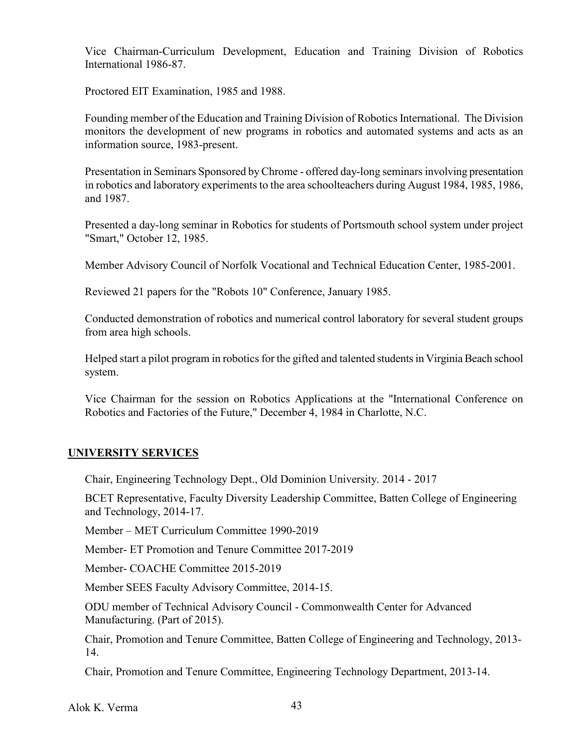Vice Chairman-Curriculum Development, Education and Training Division of Robotics International 1986-87.

Proctored EIT Examination, 1985 and 1988.

Founding member of the Education and Training Division of Robotics International. The Division monitors the development of new programs in robotics and automated systems and acts as an information source, 1983-present.

Presentation in Seminars Sponsored by Chrome - offered day-long seminars involving presentation in robotics and laboratory experiments to the area schoolteachers during August 1984, 1985, 1986, and 1987.

Presented a day-long seminar in Robotics for students of Portsmouth school system under project "Smart," October 12, 1985.

Member Advisory Council of Norfolk Vocational and Technical Education Center, 1985-2001.

Reviewed 21 papers for the "Robots 10" Conference, January 1985.

Conducted demonstration of robotics and numerical control laboratory for several student groups from area high schools.

Helped start a pilot program in robotics for the gifted and talented students in Virginia Beach school system.

Vice Chairman for the session on Robotics Applications at the "International Conference on Robotics and Factories of the Future," December 4, 1984 in Charlotte, N.C.

## UNIVERSITY SERVICES

Chair, Engineering Technology Dept., Old Dominion University. 2014 - 2017

BCET Representative, Faculty Diversity Leadership Committee, Batten College of Engineering and Technology, 2014-17.

Member – MET Curriculum Committee 1990-2019

Member- ET Promotion and Tenure Committee 2017-2019

Member- COACHE Committee 2015-2019

Member SEES Faculty Advisory Committee, 2014-15.

ODU member of Technical Advisory Council - Commonwealth Center for Advanced Manufacturing. (Part of 2015).

Chair, Promotion and Tenure Committee, Batten College of Engineering and Technology, 2013-14.

Chair, Promotion and Tenure Committee, Engineering Technology Department, 2013-14.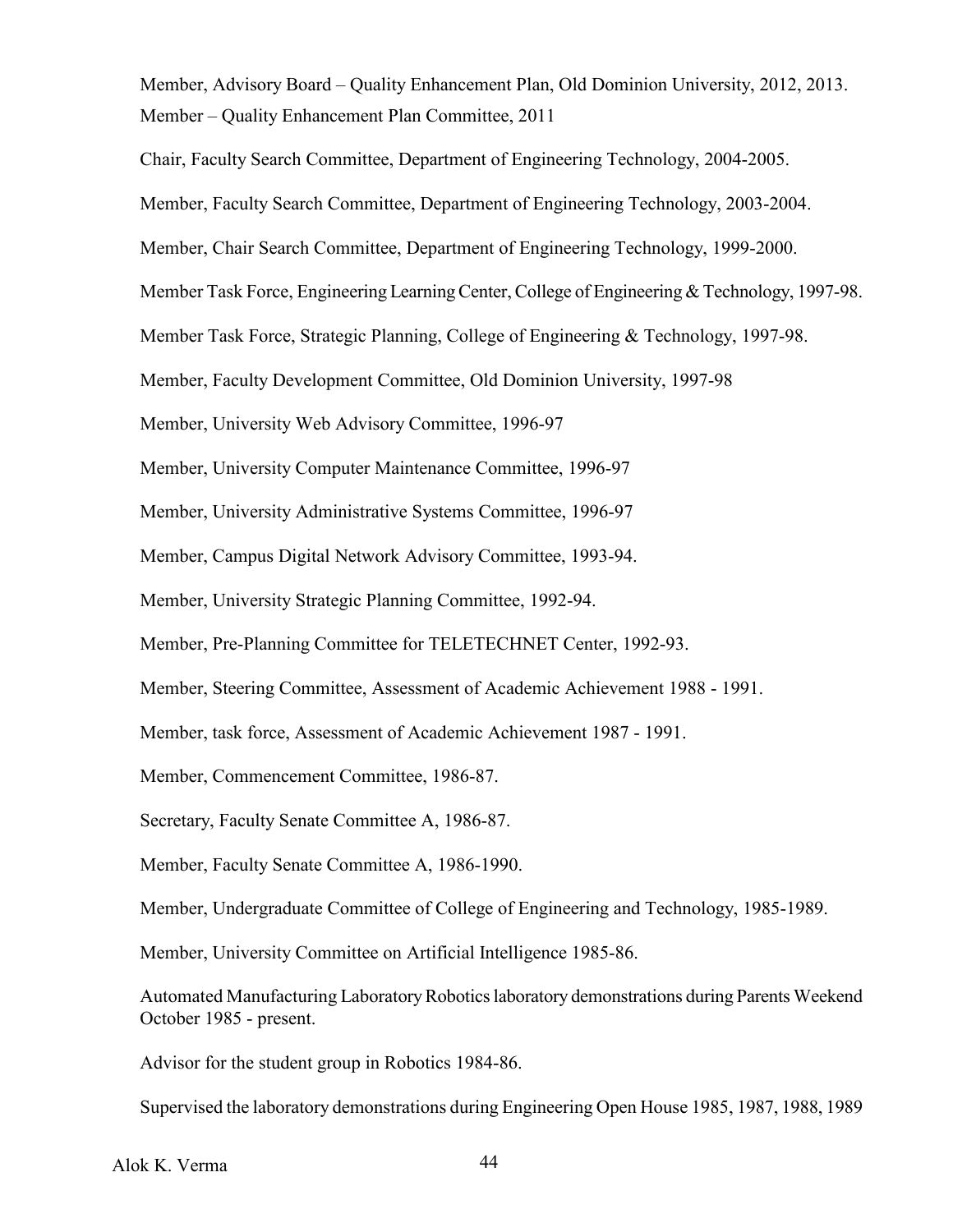Member, Advisory Board – Quality Enhancement Plan, Old Dominion University, 2012, 2013.
Member – Quality Enhancement Plan Committee, 2011

Chair, Faculty Search Committee, Department of Engineering Technology, 2004-2005.

Member, Faculty Search Committee, Department of Engineering Technology, 2003-2004.

Member, Chair Search Committee, Department of Engineering Technology, 1999-2000.

Member Task Force, Engineering Learning Center, College of Engineering & Technology, 1997-98.

Member Task Force, Strategic Planning, College of Engineering & Technology, 1997-98.

Member, Faculty Development Committee, Old Dominion University, 1997-98

Member, University Web Advisory Committee, 1996-97

Member, University Computer Maintenance Committee, 1996-97

Member, University Administrative Systems Committee, 1996-97

Member, Campus Digital Network Advisory Committee, 1993-94.

Member, University Strategic Planning Committee, 1992-94.

Member, Pre-Planning Committee for TELETECHNET Center, 1992-93.

Member, Steering Committee, Assessment of Academic Achievement 1988 - 1991.

Member, task force, Assessment of Academic Achievement 1987 - 1991.

Member, Commencement Committee, 1986-87.

Secretary, Faculty Senate Committee A, 1986-87.

Member, Faculty Senate Committee A, 1986-1990.

Member, Undergraduate Committee of College of Engineering and Technology, 1985-1989.

Member, University Committee on Artificial Intelligence 1985-86.

Automated Manufacturing Laboratory Robotics laboratory demonstrations during Parents Weekend October 1985 - present.

Advisor for the student group in Robotics 1984-86.

Supervised the laboratory demonstrations during Engineering Open House 1985, 1987, 1988, 1989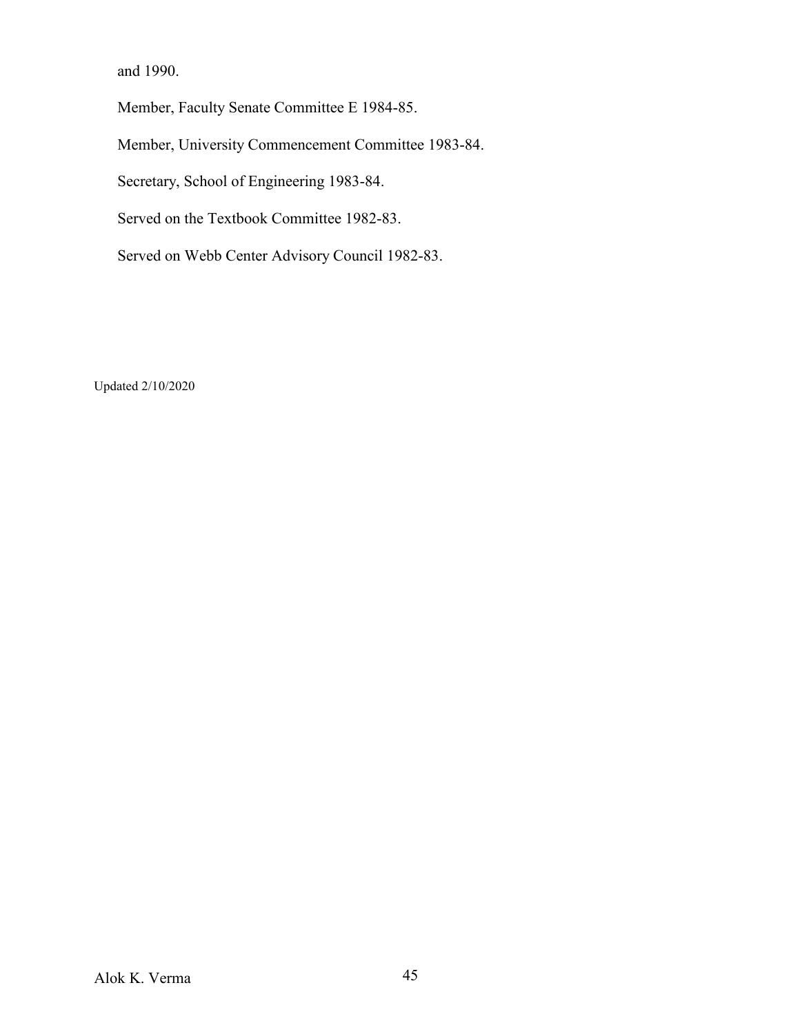and 1990.

Member, Faculty Senate Committee E 1984-85.

Member, University Commencement Committee 1983-84.

Secretary, School of Engineering 1983-84.

Served on the Textbook Committee 1982-83.

Served on Webb Center Advisory Council 1982-83.

Updated 2/10/2020